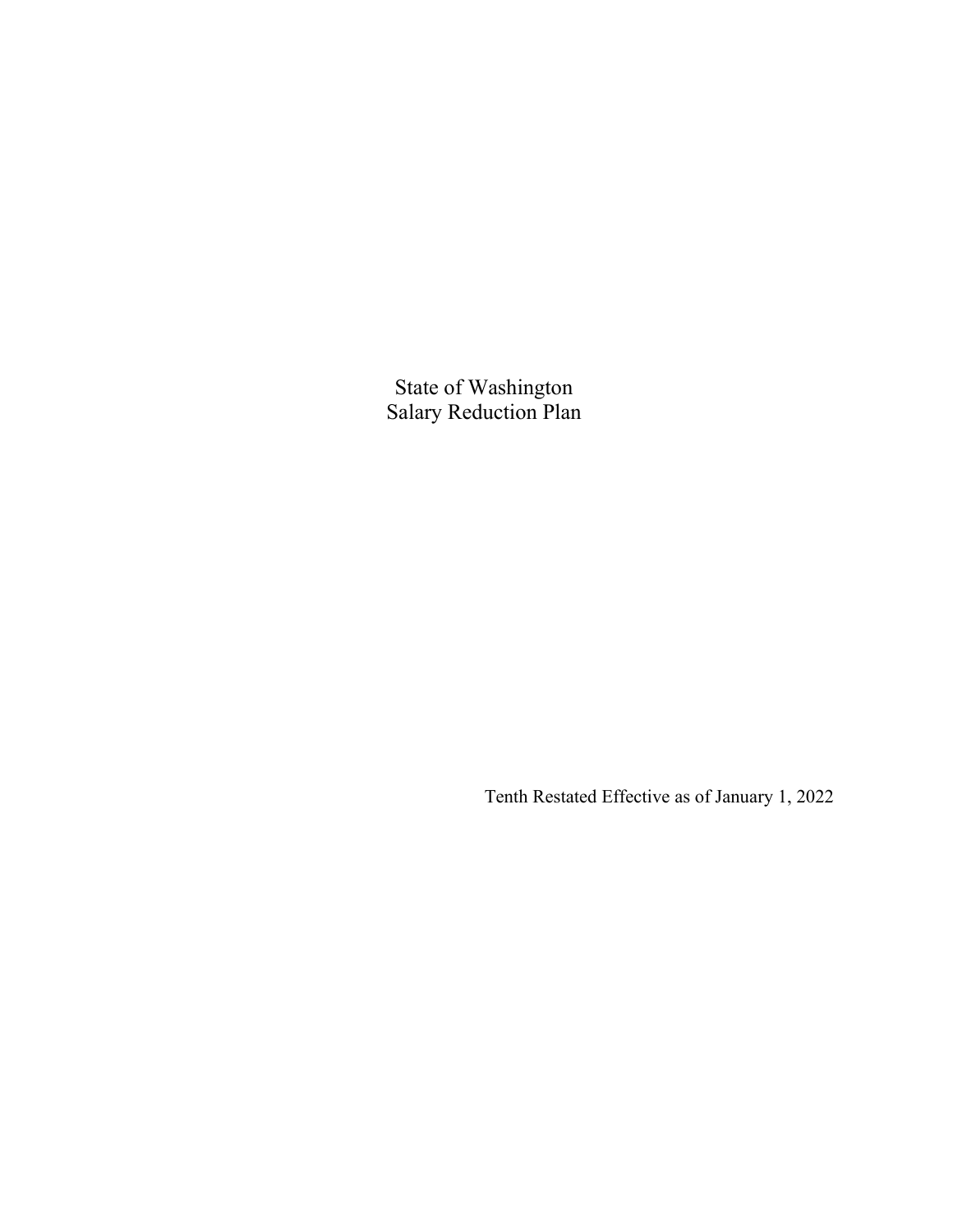# State of Washington
# Salary Reduction Plan

Tenth Restated Effective as of January 1, 2022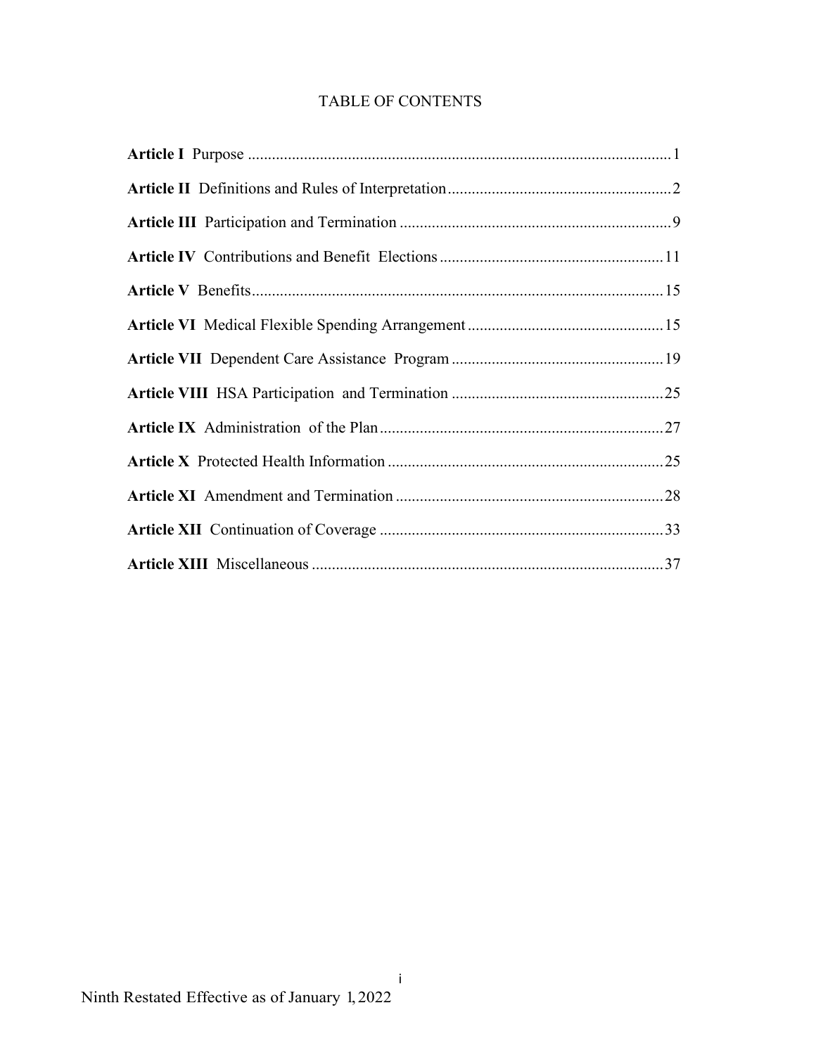# TABLE OF CONTENTS

**Article I** Purpose ........................................................................................................ 1

**Article II** Definitions and Rules of Interpretation ........................................................ 2

**Article III** Participation and Termination ................................................................... 9

**Article IV** Contributions and Benefit Elections ........................................................ 11

**Article V** Benefits ...................................................................................................... 15

**Article VI** Medical Flexible Spending Arrangement ................................................ 15

**Article VII** Dependent Care Assistance Program ..................................................... 19

**Article VIII** HSA Participation and Termination ...................................................... 25

**Article IX** Administration of the Plan ....................................................................... 27

**Article X** Protected Health Information ..................................................................... 25

**Article XI** Amendment and Termination ................................................................... 28

**Article XII** Continuation of Coverage ....................................................................... 33

**Article XIII** Miscellaneous ........................................................................................ 37

Ninth Restated Effective as of January 1, 2022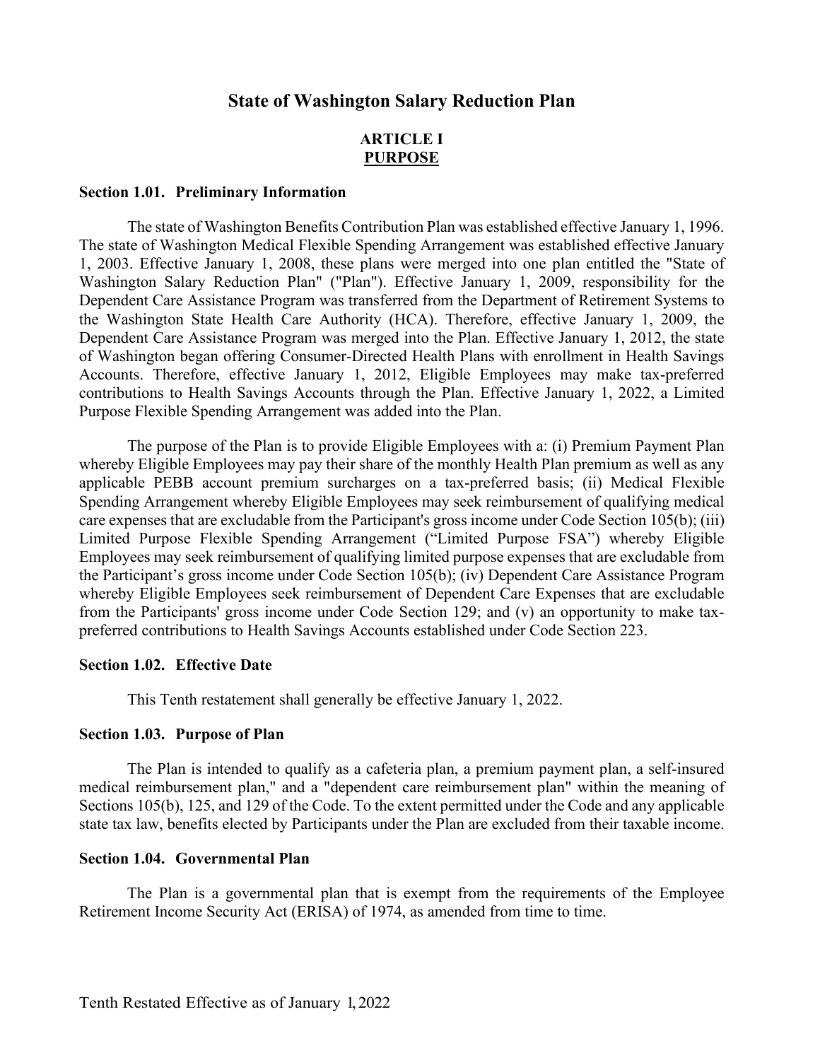# State of Washington Salary Reduction Plan

## ARTICLE I
## PURPOSE

### Section 1.01. Preliminary Information

The state of Washington Benefits Contribution Plan was established effective January 1, 1996. The state of Washington Medical Flexible Spending Arrangement was established effective January 1, 2003. Effective January 1, 2008, these plans were merged into one plan entitled the "State of Washington Salary Reduction Plan" ("Plan"). Effective January 1, 2009, responsibility for the Dependent Care Assistance Program was transferred from the Department of Retirement Systems to the Washington State Health Care Authority (HCA). Therefore, effective January 1, 2009, the Dependent Care Assistance Program was merged into the Plan. Effective January 1, 2012, the state of Washington began offering Consumer-Directed Health Plans with enrollment in Health Savings Accounts. Therefore, effective January 1, 2012, Eligible Employees may make tax-preferred contributions to Health Savings Accounts through the Plan. Effective January 1, 2022, a Limited Purpose Flexible Spending Arrangement was added into the Plan.

The purpose of the Plan is to provide Eligible Employees with a: (i) Premium Payment Plan whereby Eligible Employees may pay their share of the monthly Health Plan premium as well as any applicable PEBB account premium surcharges on a tax-preferred basis; (ii) Medical Flexible Spending Arrangement whereby Eligible Employees may seek reimbursement of qualifying medical care expenses that are excludable from the Participant's gross income under Code Section 105(b); (iii) Limited Purpose Flexible Spending Arrangement ("Limited Purpose FSA") whereby Eligible Employees may seek reimbursement of qualifying limited purpose expenses that are excludable from the Participant's gross income under Code Section 105(b); (iv) Dependent Care Assistance Program whereby Eligible Employees seek reimbursement of Dependent Care Expenses that are excludable from the Participants' gross income under Code Section 129; and (v) an opportunity to make tax-preferred contributions to Health Savings Accounts established under Code Section 223.

### Section 1.02. Effective Date

This Tenth restatement shall generally be effective January 1, 2022.

### Section 1.03. Purpose of Plan

The Plan is intended to qualify as a cafeteria plan, a premium payment plan, a self-insured medical reimbursement plan," and a "dependent care reimbursement plan" within the meaning of Sections 105(b), 125, and 129 of the Code. To the extent permitted under the Code and any applicable state tax law, benefits elected by Participants under the Plan are excluded from their taxable income.

### Section 1.04. Governmental Plan

The Plan is a governmental plan that is exempt from the requirements of the Employee Retirement Income Security Act (ERISA) of 1974, as amended from time to time.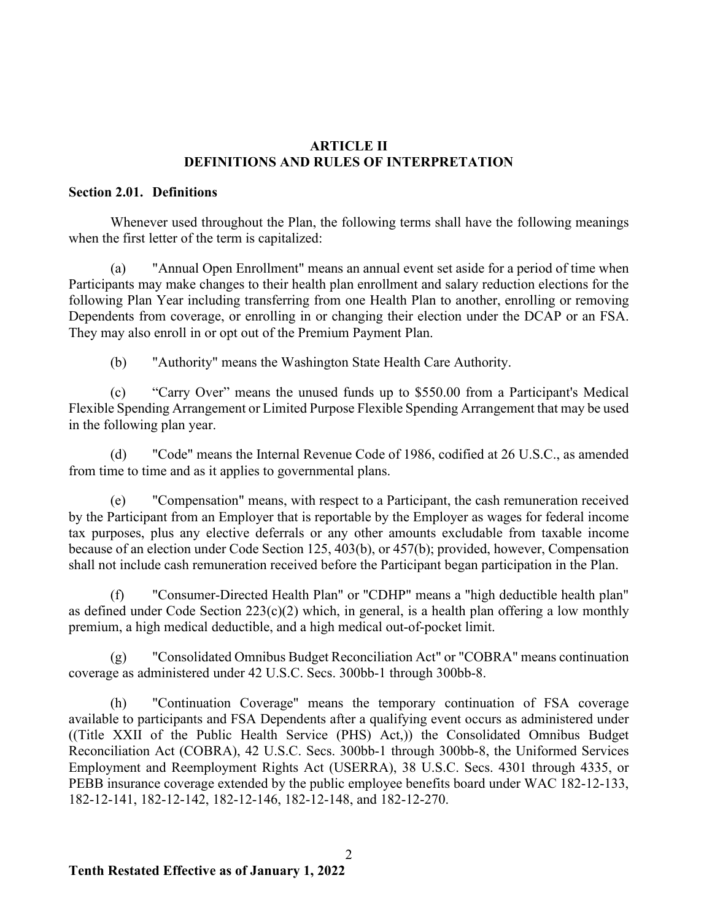## ARTICLE II
## DEFINITIONS AND RULES OF INTERPRETATION

**Section 2.01. Definitions**

Whenever used throughout the Plan, the following terms shall have the following meanings when the first letter of the term is capitalized:

(a) "Annual Open Enrollment" means an annual event set aside for a period of time when Participants may make changes to their health plan enrollment and salary reduction elections for the following Plan Year including transferring from one Health Plan to another, enrolling or removing Dependents from coverage, or enrolling in or changing their election under the DCAP or an FSA. They may also enroll in or opt out of the Premium Payment Plan.

(b) "Authority" means the Washington State Health Care Authority.

(c) "Carry Over" means the unused funds up to $550.00 from a Participant's Medical Flexible Spending Arrangement or Limited Purpose Flexible Spending Arrangement that may be used in the following plan year.

(d) "Code" means the Internal Revenue Code of 1986, codified at 26 U.S.C., as amended from time to time and as it applies to governmental plans.

(e) "Compensation" means, with respect to a Participant, the cash remuneration received by the Participant from an Employer that is reportable by the Employer as wages for federal income tax purposes, plus any elective deferrals or any other amounts excludable from taxable income because of an election under Code Section 125, 403(b), or 457(b); provided, however, Compensation shall not include cash remuneration received before the Participant began participation in the Plan.

(f) "Consumer-Directed Health Plan" or "CDHP" means a "high deductible health plan" as defined under Code Section 223(c)(2) which, in general, is a health plan offering a low monthly premium, a high medical deductible, and a high medical out-of-pocket limit.

(g) "Consolidated Omnibus Budget Reconciliation Act" or "COBRA" means continuation coverage as administered under 42 U.S.C. Secs. 300bb-1 through 300bb-8.

(h) "Continuation Coverage" means the temporary continuation of FSA coverage available to participants and FSA Dependents after a qualifying event occurs as administered under ((Title XXII of the Public Health Service (PHS) Act,)) the Consolidated Omnibus Budget Reconciliation Act (COBRA), 42 U.S.C. Secs. 300bb-1 through 300bb-8, the Uniformed Services Employment and Reemployment Rights Act (USERRA), 38 U.S.C. Secs. 4301 through 4335, or PEBB insurance coverage extended by the public employee benefits board under WAC 182-12-133, 182-12-141, 182-12-142, 182-12-146, 182-12-148, and 182-12-270.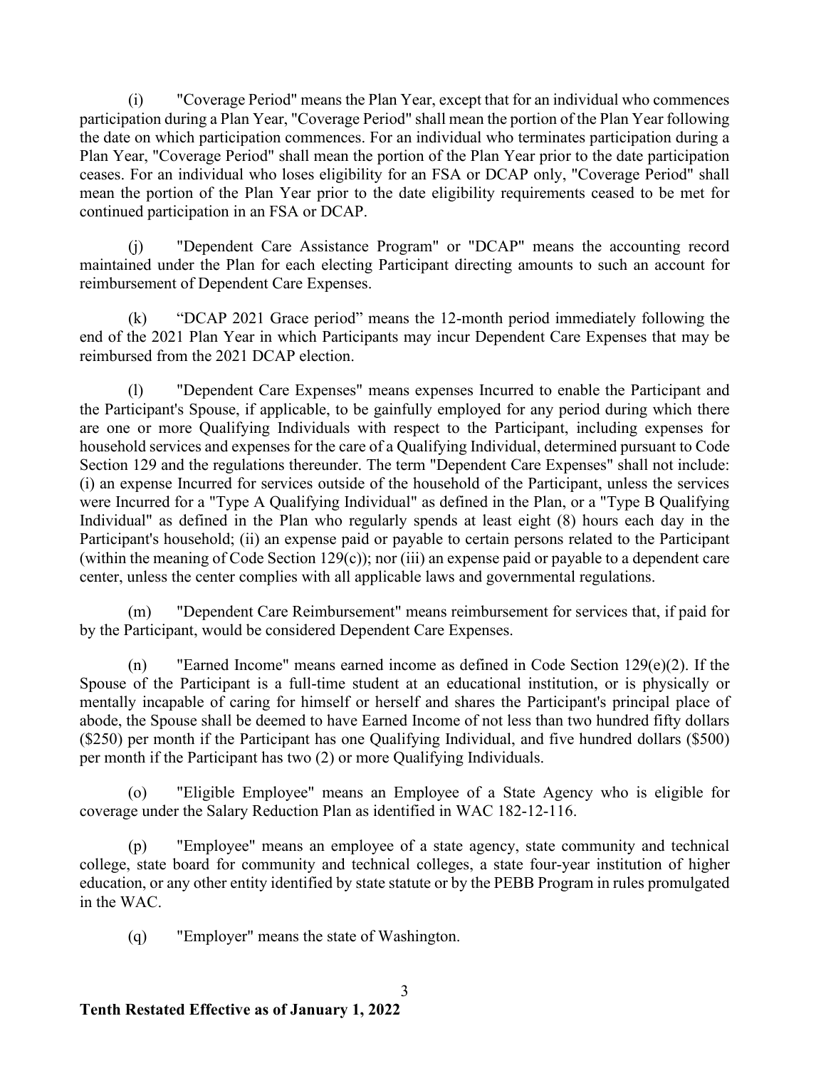(i) "Coverage Period" means the Plan Year, except that for an individual who commences participation during a Plan Year, "Coverage Period" shall mean the portion of the Plan Year following the date on which participation commences. For an individual who terminates participation during a Plan Year, "Coverage Period" shall mean the portion of the Plan Year prior to the date participation ceases. For an individual who loses eligibility for an FSA or DCAP only, "Coverage Period" shall mean the portion of the Plan Year prior to the date eligibility requirements ceased to be met for continued participation in an FSA or DCAP.

(j) "Dependent Care Assistance Program" or "DCAP" means the accounting record maintained under the Plan for each electing Participant directing amounts to such an account for reimbursement of Dependent Care Expenses.

(k) "DCAP 2021 Grace period" means the 12-month period immediately following the end of the 2021 Plan Year in which Participants may incur Dependent Care Expenses that may be reimbursed from the 2021 DCAP election.

(l) "Dependent Care Expenses" means expenses Incurred to enable the Participant and the Participant's Spouse, if applicable, to be gainfully employed for any period during which there are one or more Qualifying Individuals with respect to the Participant, including expenses for household services and expenses for the care of a Qualifying Individual, determined pursuant to Code Section 129 and the regulations thereunder. The term "Dependent Care Expenses" shall not include: (i) an expense Incurred for services outside of the household of the Participant, unless the services were Incurred for a "Type A Qualifying Individual" as defined in the Plan, or a "Type B Qualifying Individual" as defined in the Plan who regularly spends at least eight (8) hours each day in the Participant's household; (ii) an expense paid or payable to certain persons related to the Participant (within the meaning of Code Section 129(c)); nor (iii) an expense paid or payable to a dependent care center, unless the center complies with all applicable laws and governmental regulations.

(m) "Dependent Care Reimbursement" means reimbursement for services that, if paid for by the Participant, would be considered Dependent Care Expenses.

(n) "Earned Income" means earned income as defined in Code Section 129(e)(2). If the Spouse of the Participant is a full-time student at an educational institution, or is physically or mentally incapable of caring for himself or herself and shares the Participant's principal place of abode, the Spouse shall be deemed to have Earned Income of not less than two hundred fifty dollars ($250) per month if the Participant has one Qualifying Individual, and five hundred dollars ($500) per month if the Participant has two (2) or more Qualifying Individuals.

(o) "Eligible Employee" means an Employee of a State Agency who is eligible for coverage under the Salary Reduction Plan as identified in WAC 182-12-116.

(p) "Employee" means an employee of a state agency, state community and technical college, state board for community and technical colleges, a state four-year institution of higher education, or any other entity identified by state statute or by the PEBB Program in rules promulgated in the WAC.

(q) "Employer" means the state of Washington.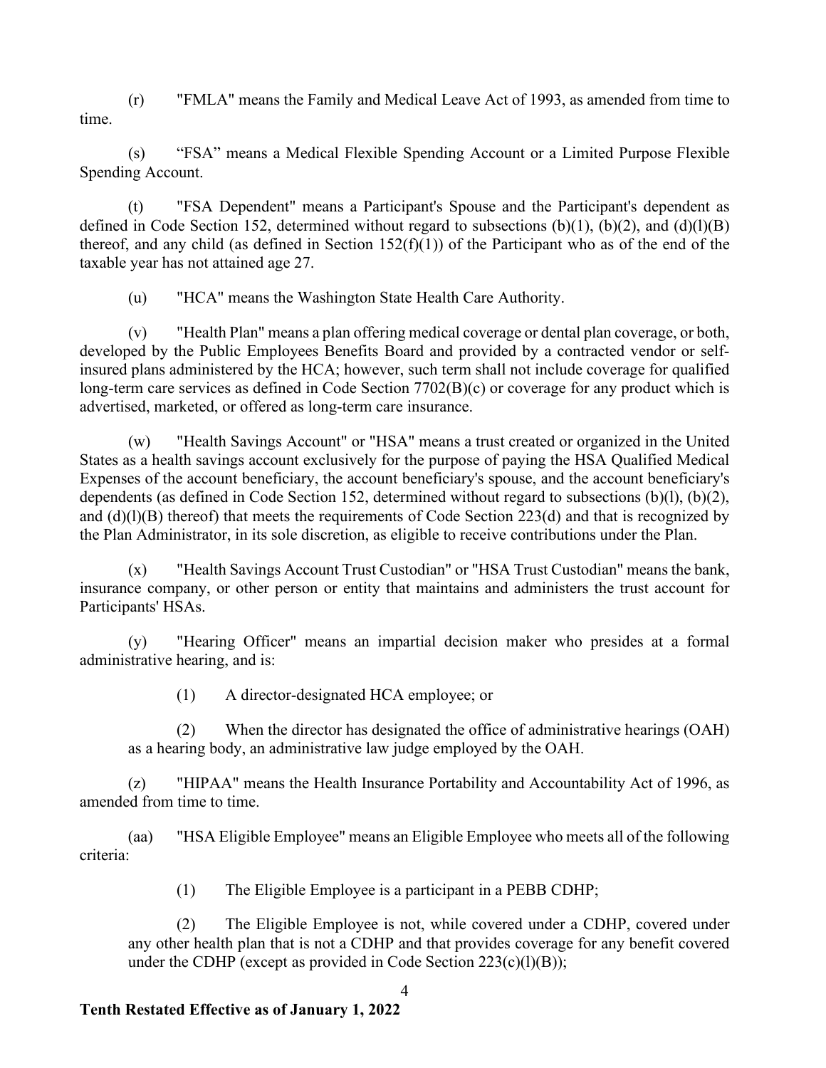(r) "FMLA" means the Family and Medical Leave Act of 1993, as amended from time to time.

(s) "FSA" means a Medical Flexible Spending Account or a Limited Purpose Flexible Spending Account.

(t) "FSA Dependent" means a Participant's Spouse and the Participant's dependent as defined in Code Section 152, determined without regard to subsections (b)(1), (b)(2), and (d)(l)(B) thereof, and any child (as defined in Section 152(f)(1)) of the Participant who as of the end of the taxable year has not attained age 27.

(u) "HCA" means the Washington State Health Care Authority.

(v) "Health Plan" means a plan offering medical coverage or dental plan coverage, or both, developed by the Public Employees Benefits Board and provided by a contracted vendor or self-insured plans administered by the HCA; however, such term shall not include coverage for qualified long-term care services as defined in Code Section 7702(B)(c) or coverage for any product which is advertised, marketed, or offered as long-term care insurance.

(w) "Health Savings Account" or "HSA" means a trust created or organized in the United States as a health savings account exclusively for the purpose of paying the HSA Qualified Medical Expenses of the account beneficiary, the account beneficiary's spouse, and the account beneficiary's dependents (as defined in Code Section 152, determined without regard to subsections (b)(l), (b)(2), and (d)(l)(B) thereof) that meets the requirements of Code Section 223(d) and that is recognized by the Plan Administrator, in its sole discretion, as eligible to receive contributions under the Plan.

(x) "Health Savings Account Trust Custodian" or "HSA Trust Custodian" means the bank, insurance company, or other person or entity that maintains and administers the trust account for Participants' HSAs.

(y) "Hearing Officer" means an impartial decision maker who presides at a formal administrative hearing, and is:

(1) A director-designated HCA employee; or

(2) When the director has designated the office of administrative hearings (OAH) as a hearing body, an administrative law judge employed by the OAH.

(z) "HIPAA" means the Health Insurance Portability and Accountability Act of 1996, as amended from time to time.

(aa) "HSA Eligible Employee" means an Eligible Employee who meets all of the following criteria:

(1) The Eligible Employee is a participant in a PEBB CDHP;

(2) The Eligible Employee is not, while covered under a CDHP, covered under any other health plan that is not a CDHP and that provides coverage for any benefit covered under the CDHP (except as provided in Code Section 223(c)(l)(B));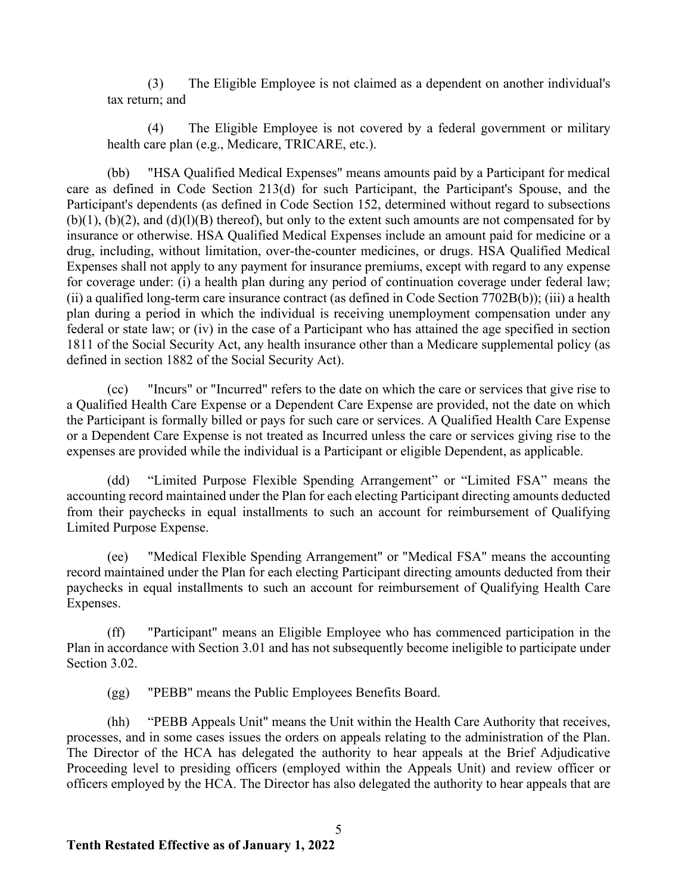(3) The Eligible Employee is not claimed as a dependent on another individual's tax return; and

(4) The Eligible Employee is not covered by a federal government or military health care plan (e.g., Medicare, TRICARE, etc.).

(bb) "HSA Qualified Medical Expenses" means amounts paid by a Participant for medical care as defined in Code Section 213(d) for such Participant, the Participant's Spouse, and the Participant's dependents (as defined in Code Section 152, determined without regard to subsections (b)(1), (b)(2), and (d)(l)(B) thereof), but only to the extent such amounts are not compensated for by insurance or otherwise. HSA Qualified Medical Expenses include an amount paid for medicine or a drug, including, without limitation, over-the-counter medicines, or drugs. HSA Qualified Medical Expenses shall not apply to any payment for insurance premiums, except with regard to any expense for coverage under: (i) a health plan during any period of continuation coverage under federal law; (ii) a qualified long-term care insurance contract (as defined in Code Section 7702B(b)); (iii) a health plan during a period in which the individual is receiving unemployment compensation under any federal or state law; or (iv) in the case of a Participant who has attained the age specified in section 1811 of the Social Security Act, any health insurance other than a Medicare supplemental policy (as defined in section 1882 of the Social Security Act).

(cc) "Incurs" or "Incurred" refers to the date on which the care or services that give rise to a Qualified Health Care Expense or a Dependent Care Expense are provided, not the date on which the Participant is formally billed or pays for such care or services. A Qualified Health Care Expense or a Dependent Care Expense is not treated as Incurred unless the care or services giving rise to the expenses are provided while the individual is a Participant or eligible Dependent, as applicable.

(dd) "Limited Purpose Flexible Spending Arrangement" or "Limited FSA" means the accounting record maintained under the Plan for each electing Participant directing amounts deducted from their paychecks in equal installments to such an account for reimbursement of Qualifying Limited Purpose Expense.

(ee) "Medical Flexible Spending Arrangement" or "Medical FSA" means the accounting record maintained under the Plan for each electing Participant directing amounts deducted from their paychecks in equal installments to such an account for reimbursement of Qualifying Health Care Expenses.

(ff) "Participant" means an Eligible Employee who has commenced participation in the Plan in accordance with Section 3.01 and has not subsequently become ineligible to participate under Section 3.02.

(gg) "PEBB" means the Public Employees Benefits Board.

(hh) "PEBB Appeals Unit" means the Unit within the Health Care Authority that receives, processes, and in some cases issues the orders on appeals relating to the administration of the Plan. The Director of the HCA has delegated the authority to hear appeals at the Brief Adjudicative Proceeding level to presiding officers (employed within the Appeals Unit) and review officer or officers employed by the HCA. The Director has also delegated the authority to hear appeals that are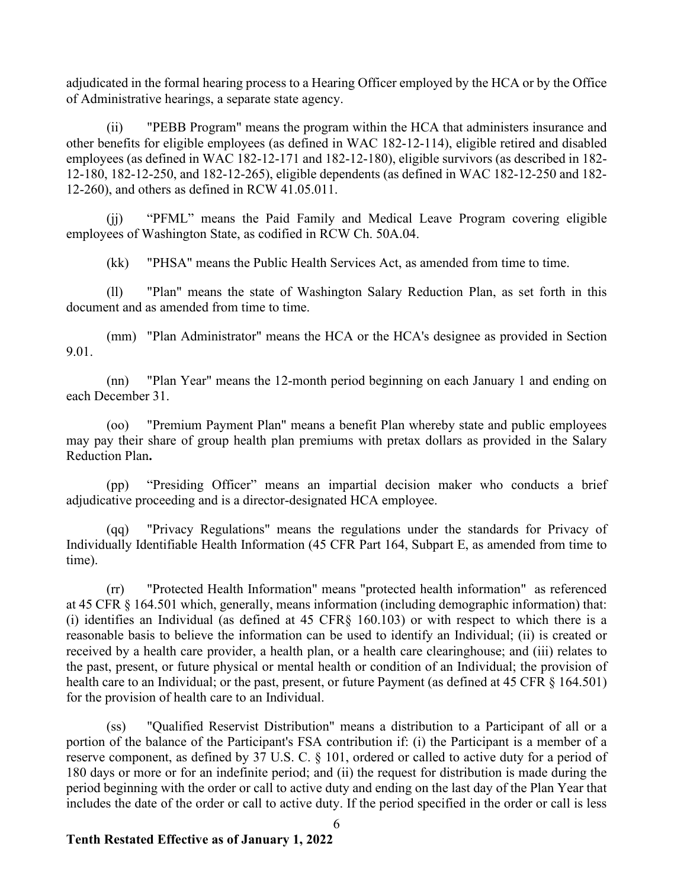adjudicated in the formal hearing process to a Hearing Officer employed by the HCA or by the Office of Administrative hearings, a separate state agency.

(ii) "PEBB Program" means the program within the HCA that administers insurance and other benefits for eligible employees (as defined in WAC 182-12-114), eligible retired and disabled employees (as defined in WAC 182-12-171 and 182-12-180), eligible survivors (as described in 182-12-180, 182-12-250, and 182-12-265), eligible dependents (as defined in WAC 182-12-250 and 182-12-260), and others as defined in RCW 41.05.011.

(jj) "PFML" means the Paid Family and Medical Leave Program covering eligible employees of Washington State, as codified in RCW Ch. 50A.04.

(kk) "PHSA" means the Public Health Services Act, as amended from time to time.

(ll) "Plan" means the state of Washington Salary Reduction Plan, as set forth in this document and as amended from time to time.

(mm) "Plan Administrator" means the HCA or the HCA's designee as provided in Section 9.01.

(nn) "Plan Year" means the 12-month period beginning on each January 1 and ending on each December 31.

(oo) "Premium Payment Plan" means a benefit Plan whereby state and public employees may pay their share of group health plan premiums with pretax dollars as provided in the Salary Reduction Plan**.**

(pp) "Presiding Officer" means an impartial decision maker who conducts a brief adjudicative proceeding and is a director-designated HCA employee.

(qq) "Privacy Regulations" means the regulations under the standards for Privacy of Individually Identifiable Health Information (45 CFR Part 164, Subpart E, as amended from time to time).

(rr) "Protected Health Information" means "protected health information" as referenced at 45 CFR § 164.501 which, generally, means information (including demographic information) that: (i) identifies an Individual (as defined at 45 CFR§ 160.103) or with respect to which there is a reasonable basis to believe the information can be used to identify an Individual; (ii) is created or received by a health care provider, a health plan, or a health care clearinghouse; and (iii) relates to the past, present, or future physical or mental health or condition of an Individual; the provision of health care to an Individual; or the past, present, or future Payment (as defined at 45 CFR § 164.501) for the provision of health care to an Individual.

(ss) "Qualified Reservist Distribution" means a distribution to a Participant of all or a portion of the balance of the Participant's FSA contribution if: (i) the Participant is a member of a reserve component, as defined by 37 U.S. C. § 101, ordered or called to active duty for a period of 180 days or more or for an indefinite period; and (ii) the request for distribution is made during the period beginning with the order or call to active duty and ending on the last day of the Plan Year that includes the date of the order or call to active duty. If the period specified in the order or call is less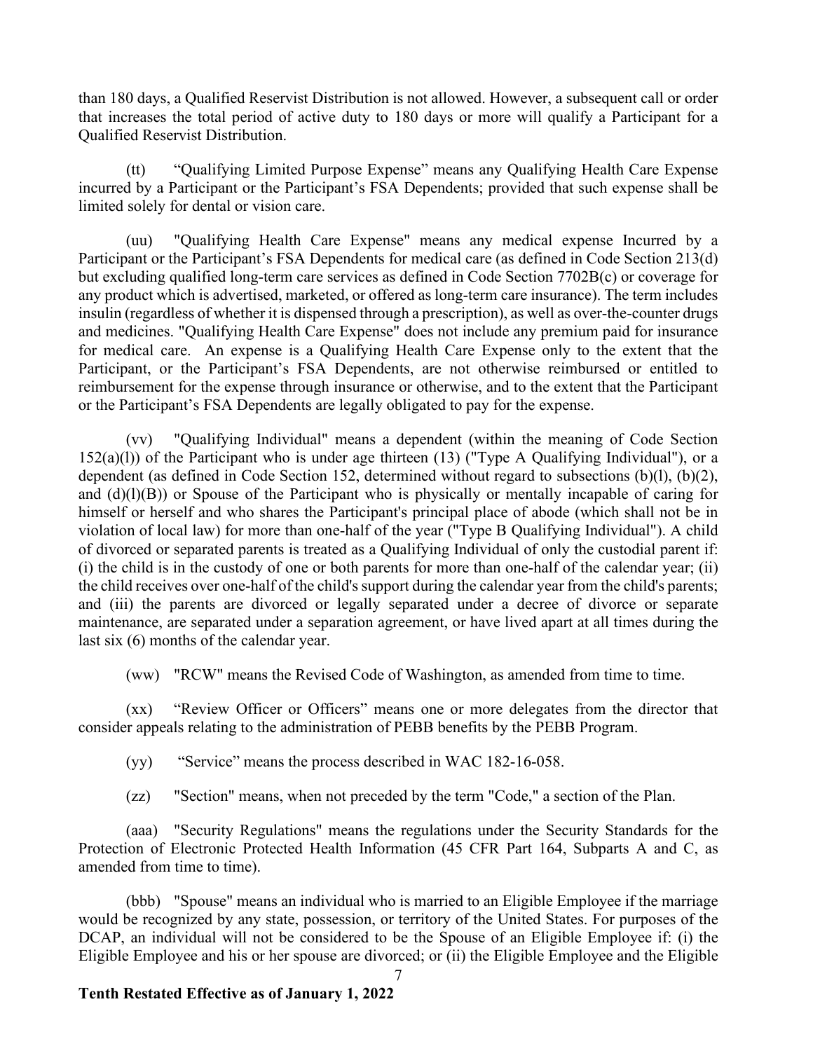than 180 days, a Qualified Reservist Distribution is not allowed. However, a subsequent call or order that increases the total period of active duty to 180 days or more will qualify a Participant for a Qualified Reservist Distribution.

(tt) "Qualifying Limited Purpose Expense" means any Qualifying Health Care Expense incurred by a Participant or the Participant's FSA Dependents; provided that such expense shall be limited solely for dental or vision care.

(uu) "Qualifying Health Care Expense" means any medical expense Incurred by a Participant or the Participant's FSA Dependents for medical care (as defined in Code Section 213(d) but excluding qualified long-term care services as defined in Code Section 7702B(c) or coverage for any product which is advertised, marketed, or offered as long-term care insurance). The term includes insulin (regardless of whether it is dispensed through a prescription), as well as over-the-counter drugs and medicines. "Qualifying Health Care Expense" does not include any premium paid for insurance for medical care. An expense is a Qualifying Health Care Expense only to the extent that the Participant, or the Participant's FSA Dependents, are not otherwise reimbursed or entitled to reimbursement for the expense through insurance or otherwise, and to the extent that the Participant or the Participant's FSA Dependents are legally obligated to pay for the expense.

(vv) "Qualifying Individual" means a dependent (within the meaning of Code Section 152(a)(l)) of the Participant who is under age thirteen (13) ("Type A Qualifying Individual"), or a dependent (as defined in Code Section 152, determined without regard to subsections (b)(l), (b)(2), and (d)(l)(B)) or Spouse of the Participant who is physically or mentally incapable of caring for himself or herself and who shares the Participant's principal place of abode (which shall not be in violation of local law) for more than one-half of the year ("Type B Qualifying Individual"). A child of divorced or separated parents is treated as a Qualifying Individual of only the custodial parent if: (i) the child is in the custody of one or both parents for more than one-half of the calendar year; (ii) the child receives over one-half of the child's support during the calendar year from the child's parents; and (iii) the parents are divorced or legally separated under a decree of divorce or separate maintenance, are separated under a separation agreement, or have lived apart at all times during the last six (6) months of the calendar year.

(ww) "RCW" means the Revised Code of Washington, as amended from time to time.

(xx) "Review Officer or Officers" means one or more delegates from the director that consider appeals relating to the administration of PEBB benefits by the PEBB Program.

(yy) "Service" means the process described in WAC 182-16-058.

(zz) "Section" means, when not preceded by the term "Code," a section of the Plan.

(aaa) "Security Regulations" means the regulations under the Security Standards for the Protection of Electronic Protected Health Information (45 CFR Part 164, Subparts A and C, as amended from time to time).

(bbb) "Spouse" means an individual who is married to an Eligible Employee if the marriage would be recognized by any state, possession, or territory of the United States. For purposes of the DCAP, an individual will not be considered to be the Spouse of an Eligible Employee if: (i) the Eligible Employee and his or her spouse are divorced; or (ii) the Eligible Employee and the Eligible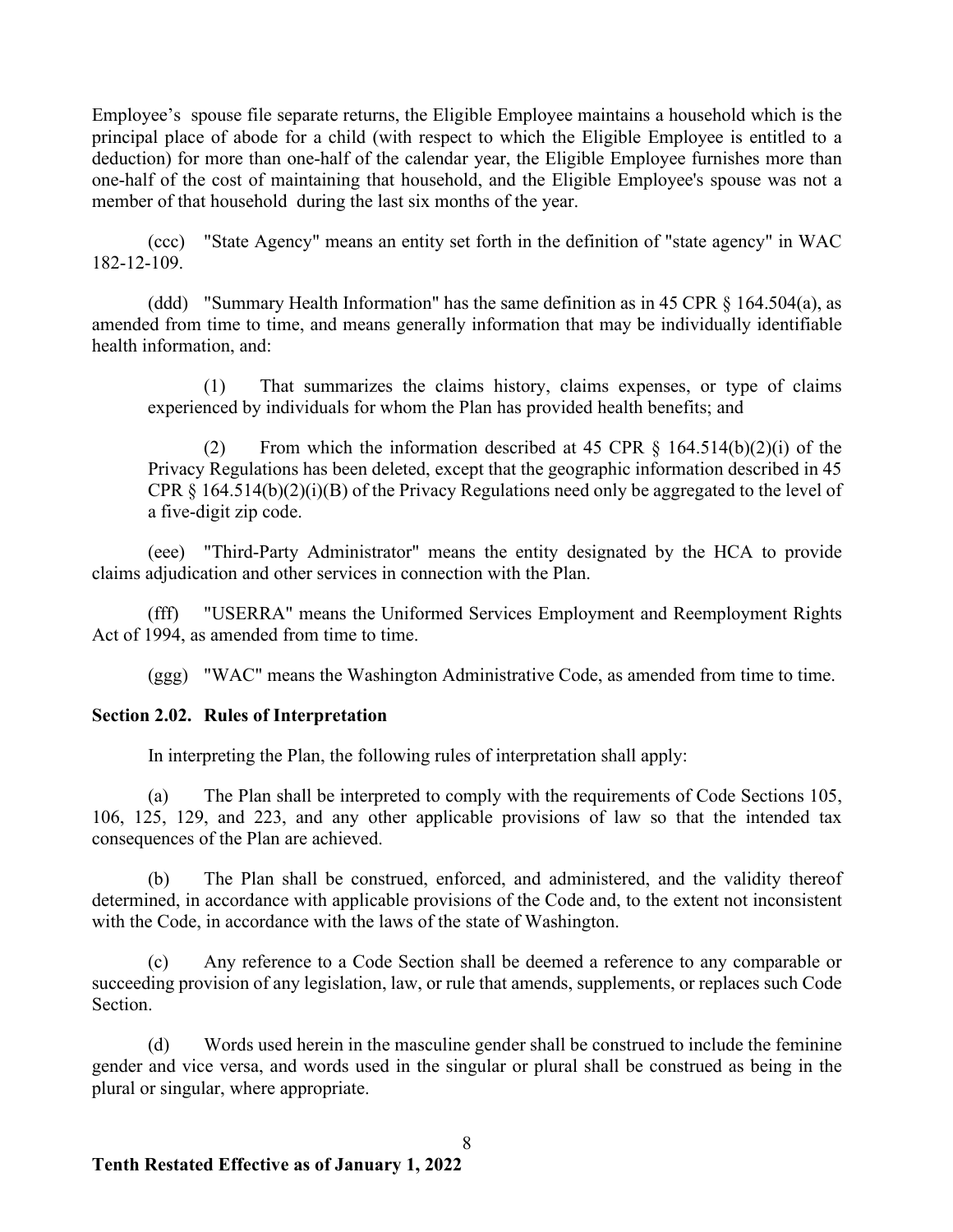Employee's spouse file separate returns, the Eligible Employee maintains a household which is the principal place of abode for a child (with respect to which the Eligible Employee is entitled to a deduction) for more than one-half of the calendar year, the Eligible Employee furnishes more than one-half of the cost of maintaining that household, and the Eligible Employee's spouse was not a member of that household during the last six months of the year.

(ccc) "State Agency" means an entity set forth in the definition of "state agency" in WAC 182-12-109.

(ddd) "Summary Health Information" has the same definition as in 45 CPR § 164.504(a), as amended from time to time, and means generally information that may be individually identifiable health information, and:

(1) That summarizes the claims history, claims expenses, or type of claims experienced by individuals for whom the Plan has provided health benefits; and

(2) From which the information described at 45 CPR § 164.514(b)(2)(i) of the Privacy Regulations has been deleted, except that the geographic information described in 45 CPR § 164.514(b)(2)(i)(B) of the Privacy Regulations need only be aggregated to the level of a five-digit zip code.

(eee) "Third-Party Administrator" means the entity designated by the HCA to provide claims adjudication and other services in connection with the Plan.

(fff) "USERRA" means the Uniformed Services Employment and Reemployment Rights Act of 1994, as amended from time to time.

(ggg) "WAC" means the Washington Administrative Code, as amended from time to time.

**Section 2.02. Rules of Interpretation**

In interpreting the Plan, the following rules of interpretation shall apply:

(a) The Plan shall be interpreted to comply with the requirements of Code Sections 105, 106, 125, 129, and 223, and any other applicable provisions of law so that the intended tax consequences of the Plan are achieved.

(b) The Plan shall be construed, enforced, and administered, and the validity thereof determined, in accordance with applicable provisions of the Code and, to the extent not inconsistent with the Code, in accordance with the laws of the state of Washington.

(c) Any reference to a Code Section shall be deemed a reference to any comparable or succeeding provision of any legislation, law, or rule that amends, supplements, or replaces such Code Section.

(d) Words used herein in the masculine gender shall be construed to include the feminine gender and vice versa, and words used in the singular or plural shall be construed as being in the plural or singular, where appropriate.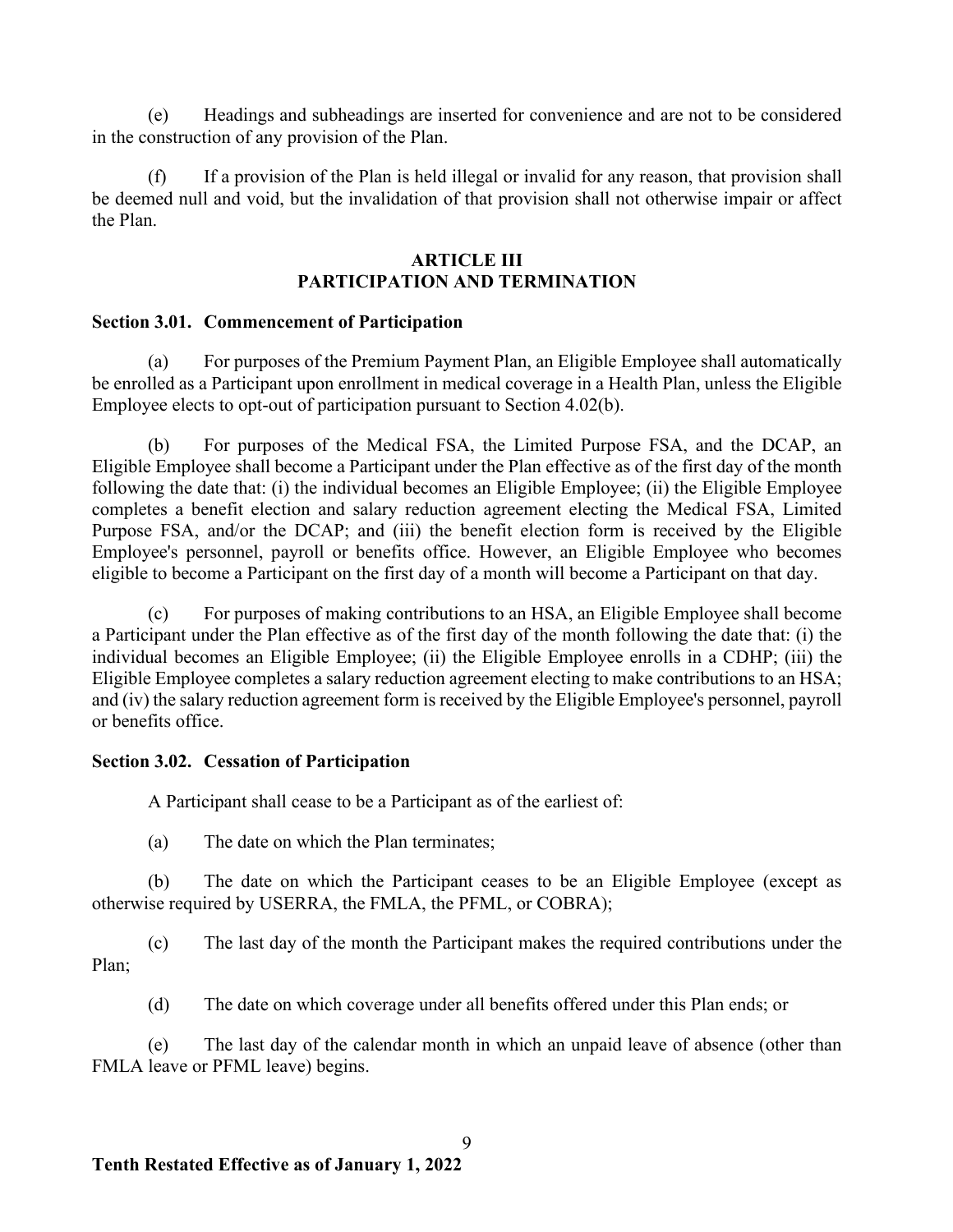(e) Headings and subheadings are inserted for convenience and are not to be considered in the construction of any provision of the Plan.

(f) If a provision of the Plan is held illegal or invalid for any reason, that provision shall be deemed null and void, but the invalidation of that provision shall not otherwise impair or affect the Plan.

## ARTICLE III
## PARTICIPATION AND TERMINATION

### Section 3.01. Commencement of Participation

(a) For purposes of the Premium Payment Plan, an Eligible Employee shall automatically be enrolled as a Participant upon enrollment in medical coverage in a Health Plan, unless the Eligible Employee elects to opt-out of participation pursuant to Section 4.02(b).

(b) For purposes of the Medical FSA, the Limited Purpose FSA, and the DCAP, an Eligible Employee shall become a Participant under the Plan effective as of the first day of the month following the date that: (i) the individual becomes an Eligible Employee; (ii) the Eligible Employee completes a benefit election and salary reduction agreement electing the Medical FSA, Limited Purpose FSA, and/or the DCAP; and (iii) the benefit election form is received by the Eligible Employee's personnel, payroll or benefits office. However, an Eligible Employee who becomes eligible to become a Participant on the first day of a month will become a Participant on that day.

(c) For purposes of making contributions to an HSA, an Eligible Employee shall become a Participant under the Plan effective as of the first day of the month following the date that: (i) the individual becomes an Eligible Employee; (ii) the Eligible Employee enrolls in a CDHP; (iii) the Eligible Employee completes a salary reduction agreement electing to make contributions to an HSA; and (iv) the salary reduction agreement form is received by the Eligible Employee's personnel, payroll or benefits office.

### Section 3.02. Cessation of Participation

A Participant shall cease to be a Participant as of the earliest of:

(a) The date on which the Plan terminates;

(b) The date on which the Participant ceases to be an Eligible Employee (except as otherwise required by USERRA, the FMLA, the PFML, or COBRA);

(c) The last day of the month the Participant makes the required contributions under the Plan;

(d) The date on which coverage under all benefits offered under this Plan ends; or

(e) The last day of the calendar month in which an unpaid leave of absence (other than FMLA leave or PFML leave) begins.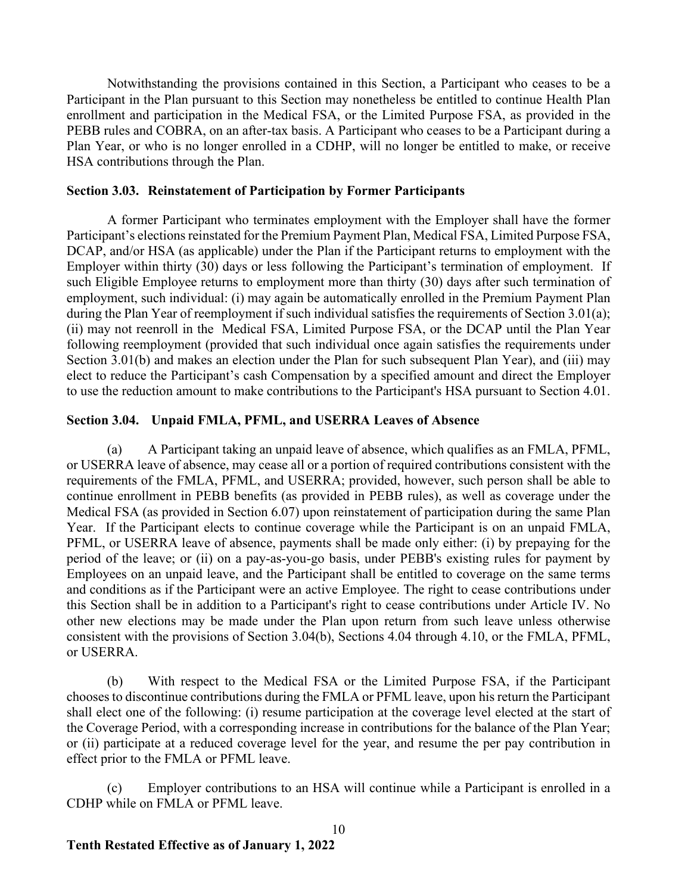Notwithstanding the provisions contained in this Section, a Participant who ceases to be a Participant in the Plan pursuant to this Section may nonetheless be entitled to continue Health Plan enrollment and participation in the Medical FSA, or the Limited Purpose FSA, as provided in the PEBB rules and COBRA, on an after-tax basis. A Participant who ceases to be a Participant during a Plan Year, or who is no longer enrolled in a CDHP, will no longer be entitled to make, or receive HSA contributions through the Plan.

**Section 3.03. Reinstatement of Participation by Former Participants**

A former Participant who terminates employment with the Employer shall have the former Participant's elections reinstated for the Premium Payment Plan, Medical FSA, Limited Purpose FSA, DCAP, and/or HSA (as applicable) under the Plan if the Participant returns to employment with the Employer within thirty (30) days or less following the Participant's termination of employment. If such Eligible Employee returns to employment more than thirty (30) days after such termination of employment, such individual: (i) may again be automatically enrolled in the Premium Payment Plan during the Plan Year of reemployment if such individual satisfies the requirements of Section 3.01(a); (ii) may not reenroll in the Medical FSA, Limited Purpose FSA, or the DCAP until the Plan Year following reemployment (provided that such individual once again satisfies the requirements under Section 3.01(b) and makes an election under the Plan for such subsequent Plan Year), and (iii) may elect to reduce the Participant's cash Compensation by a specified amount and direct the Employer to use the reduction amount to make contributions to the Participant's HSA pursuant to Section 4.01.

**Section 3.04. Unpaid FMLA, PFML, and USERRA Leaves of Absence**

(a) A Participant taking an unpaid leave of absence, which qualifies as an FMLA, PFML, or USERRA leave of absence, may cease all or a portion of required contributions consistent with the requirements of the FMLA, PFML, and USERRA; provided, however, such person shall be able to continue enrollment in PEBB benefits (as provided in PEBB rules), as well as coverage under the Medical FSA (as provided in Section 6.07) upon reinstatement of participation during the same Plan Year. If the Participant elects to continue coverage while the Participant is on an unpaid FMLA, PFML, or USERRA leave of absence, payments shall be made only either: (i) by prepaying for the period of the leave; or (ii) on a pay-as-you-go basis, under PEBB's existing rules for payment by Employees on an unpaid leave, and the Participant shall be entitled to coverage on the same terms and conditions as if the Participant were an active Employee. The right to cease contributions under this Section shall be in addition to a Participant's right to cease contributions under Article IV. No other new elections may be made under the Plan upon return from such leave unless otherwise consistent with the provisions of Section 3.04(b), Sections 4.04 through 4.10, or the FMLA, PFML, or USERRA.

(b) With respect to the Medical FSA or the Limited Purpose FSA, if the Participant chooses to discontinue contributions during the FMLA or PFML leave, upon his return the Participant shall elect one of the following: (i) resume participation at the coverage level elected at the start of the Coverage Period, with a corresponding increase in contributions for the balance of the Plan Year; or (ii) participate at a reduced coverage level for the year, and resume the per pay contribution in effect prior to the FMLA or PFML leave.

(c) Employer contributions to an HSA will continue while a Participant is enrolled in a CDHP while on FMLA or PFML leave.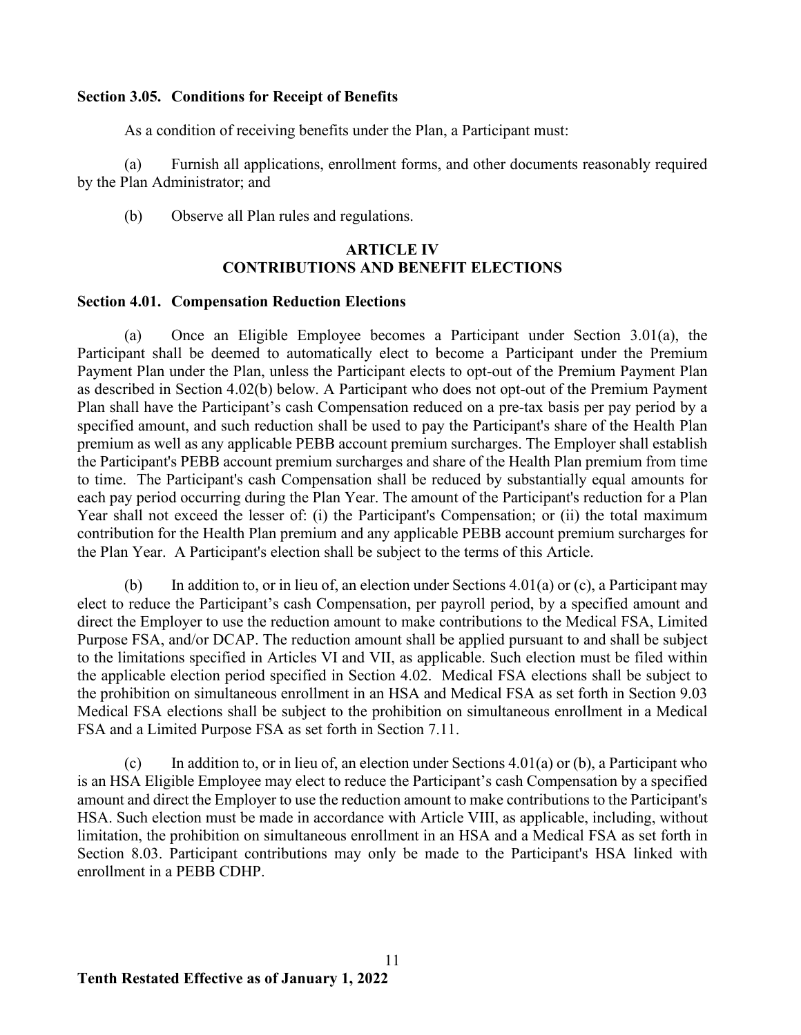**Section 3.05. Conditions for Receipt of Benefits**

As a condition of receiving benefits under the Plan, a Participant must:

(a) Furnish all applications, enrollment forms, and other documents reasonably required by the Plan Administrator; and

(b) Observe all Plan rules and regulations.

## ARTICLE IV
## CONTRIBUTIONS AND BENEFIT ELECTIONS

**Section 4.01. Compensation Reduction Elections**

(a) Once an Eligible Employee becomes a Participant under Section 3.01(a), the Participant shall be deemed to automatically elect to become a Participant under the Premium Payment Plan under the Plan, unless the Participant elects to opt-out of the Premium Payment Plan as described in Section 4.02(b) below. A Participant who does not opt-out of the Premium Payment Plan shall have the Participant's cash Compensation reduced on a pre-tax basis per pay period by a specified amount, and such reduction shall be used to pay the Participant's share of the Health Plan premium as well as any applicable PEBB account premium surcharges. The Employer shall establish the Participant's PEBB account premium surcharges and share of the Health Plan premium from time to time. The Participant's cash Compensation shall be reduced by substantially equal amounts for each pay period occurring during the Plan Year. The amount of the Participant's reduction for a Plan Year shall not exceed the lesser of: (i) the Participant's Compensation; or (ii) the total maximum contribution for the Health Plan premium and any applicable PEBB account premium surcharges for the Plan Year. A Participant's election shall be subject to the terms of this Article.

(b) In addition to, or in lieu of, an election under Sections 4.01(a) or (c), a Participant may elect to reduce the Participant's cash Compensation, per payroll period, by a specified amount and direct the Employer to use the reduction amount to make contributions to the Medical FSA, Limited Purpose FSA, and/or DCAP. The reduction amount shall be applied pursuant to and shall be subject to the limitations specified in Articles VI and VII, as applicable. Such election must be filed within the applicable election period specified in Section 4.02. Medical FSA elections shall be subject to the prohibition on simultaneous enrollment in an HSA and Medical FSA as set forth in Section 9.03 Medical FSA elections shall be subject to the prohibition on simultaneous enrollment in a Medical FSA and a Limited Purpose FSA as set forth in Section 7.11.

(c) In addition to, or in lieu of, an election under Sections 4.01(a) or (b), a Participant who is an HSA Eligible Employee may elect to reduce the Participant's cash Compensation by a specified amount and direct the Employer to use the reduction amount to make contributions to the Participant's HSA. Such election must be made in accordance with Article VIII, as applicable, including, without limitation, the prohibition on simultaneous enrollment in an HSA and a Medical FSA as set forth in Section 8.03. Participant contributions may only be made to the Participant's HSA linked with enrollment in a PEBB CDHP.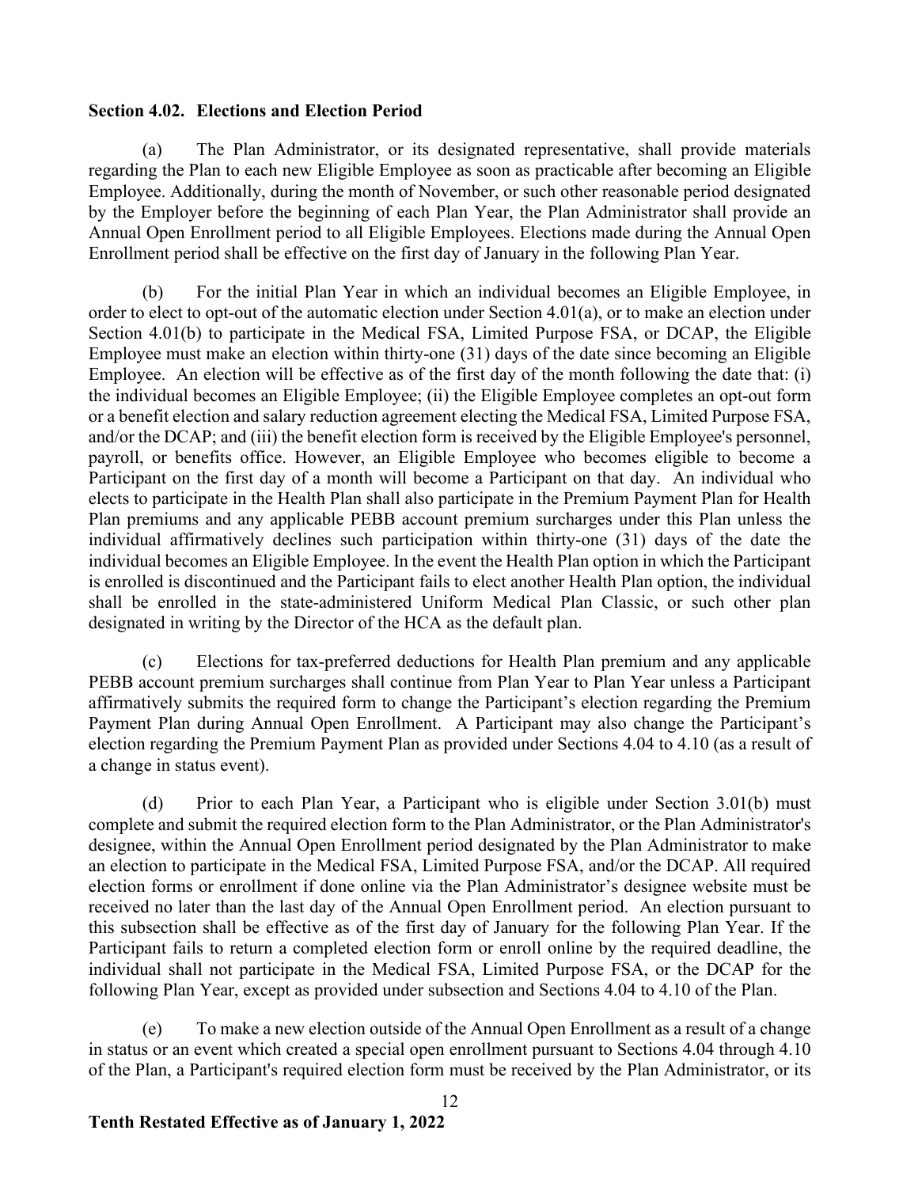**Section 4.02. Elections and Election Period**

(a) The Plan Administrator, or its designated representative, shall provide materials regarding the Plan to each new Eligible Employee as soon as practicable after becoming an Eligible Employee. Additionally, during the month of November, or such other reasonable period designated by the Employer before the beginning of each Plan Year, the Plan Administrator shall provide an Annual Open Enrollment period to all Eligible Employees. Elections made during the Annual Open Enrollment period shall be effective on the first day of January in the following Plan Year.

(b) For the initial Plan Year in which an individual becomes an Eligible Employee, in order to elect to opt-out of the automatic election under Section 4.01(a), or to make an election under Section 4.01(b) to participate in the Medical FSA, Limited Purpose FSA, or DCAP, the Eligible Employee must make an election within thirty-one (31) days of the date since becoming an Eligible Employee. An election will be effective as of the first day of the month following the date that: (i) the individual becomes an Eligible Employee; (ii) the Eligible Employee completes an opt-out form or a benefit election and salary reduction agreement electing the Medical FSA, Limited Purpose FSA, and/or the DCAP; and (iii) the benefit election form is received by the Eligible Employee's personnel, payroll, or benefits office. However, an Eligible Employee who becomes eligible to become a Participant on the first day of a month will become a Participant on that day. An individual who elects to participate in the Health Plan shall also participate in the Premium Payment Plan for Health Plan premiums and any applicable PEBB account premium surcharges under this Plan unless the individual affirmatively declines such participation within thirty-one (31) days of the date the individual becomes an Eligible Employee. In the event the Health Plan option in which the Participant is enrolled is discontinued and the Participant fails to elect another Health Plan option, the individual shall be enrolled in the state-administered Uniform Medical Plan Classic, or such other plan designated in writing by the Director of the HCA as the default plan.

(c) Elections for tax-preferred deductions for Health Plan premium and any applicable PEBB account premium surcharges shall continue from Plan Year to Plan Year unless a Participant affirmatively submits the required form to change the Participant's election regarding the Premium Payment Plan during Annual Open Enrollment. A Participant may also change the Participant's election regarding the Premium Payment Plan as provided under Sections 4.04 to 4.10 (as a result of a change in status event).

(d) Prior to each Plan Year, a Participant who is eligible under Section 3.01(b) must complete and submit the required election form to the Plan Administrator, or the Plan Administrator's designee, within the Annual Open Enrollment period designated by the Plan Administrator to make an election to participate in the Medical FSA, Limited Purpose FSA, and/or the DCAP. All required election forms or enrollment if done online via the Plan Administrator's designee website must be received no later than the last day of the Annual Open Enrollment period. An election pursuant to this subsection shall be effective as of the first day of January for the following Plan Year. If the Participant fails to return a completed election form or enroll online by the required deadline, the individual shall not participate in the Medical FSA, Limited Purpose FSA, or the DCAP for the following Plan Year, except as provided under subsection and Sections 4.04 to 4.10 of the Plan.

(e) To make a new election outside of the Annual Open Enrollment as a result of a change in status or an event which created a special open enrollment pursuant to Sections 4.04 through 4.10 of the Plan, a Participant's required election form must be received by the Plan Administrator, or its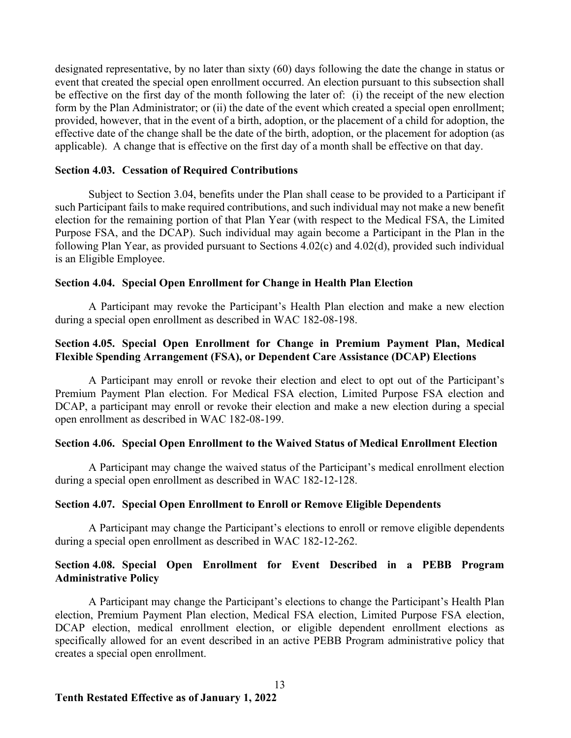designated representative, by no later than sixty (60) days following the date the change in status or event that created the special open enrollment occurred. An election pursuant to this subsection shall be effective on the first day of the month following the later of: (i) the receipt of the new election form by the Plan Administrator; or (ii) the date of the event which created a special open enrollment; provided, however, that in the event of a birth, adoption, or the placement of a child for adoption, the effective date of the change shall be the date of the birth, adoption, or the placement for adoption (as applicable). A change that is effective on the first day of a month shall be effective on that day.

### Section 4.03. Cessation of Required Contributions

Subject to Section 3.04, benefits under the Plan shall cease to be provided to a Participant if such Participant fails to make required contributions, and such individual may not make a new benefit election for the remaining portion of that Plan Year (with respect to the Medical FSA, the Limited Purpose FSA, and the DCAP). Such individual may again become a Participant in the Plan in the following Plan Year, as provided pursuant to Sections 4.02(c) and 4.02(d), provided such individual is an Eligible Employee.

### Section 4.04. Special Open Enrollment for Change in Health Plan Election

A Participant may revoke the Participant's Health Plan election and make a new election during a special open enrollment as described in WAC 182-08-198.

### Section 4.05. Special Open Enrollment for Change in Premium Payment Plan, Medical Flexible Spending Arrangement (FSA), or Dependent Care Assistance (DCAP) Elections

A Participant may enroll or revoke their election and elect to opt out of the Participant's Premium Payment Plan election. For Medical FSA election, Limited Purpose FSA election and DCAP, a participant may enroll or revoke their election and make a new election during a special open enrollment as described in WAC 182-08-199.

### Section 4.06. Special Open Enrollment to the Waived Status of Medical Enrollment Election

A Participant may change the waived status of the Participant's medical enrollment election during a special open enrollment as described in WAC 182-12-128.

### Section 4.07. Special Open Enrollment to Enroll or Remove Eligible Dependents

A Participant may change the Participant's elections to enroll or remove eligible dependents during a special open enrollment as described in WAC 182-12-262.

### Section 4.08. Special Open Enrollment for Event Described in a PEBB Program Administrative Policy

A Participant may change the Participant's elections to change the Participant's Health Plan election, Premium Payment Plan election, Medical FSA election, Limited Purpose FSA election, DCAP election, medical enrollment election, or eligible dependent enrollment elections as specifically allowed for an event described in an active PEBB Program administrative policy that creates a special open enrollment.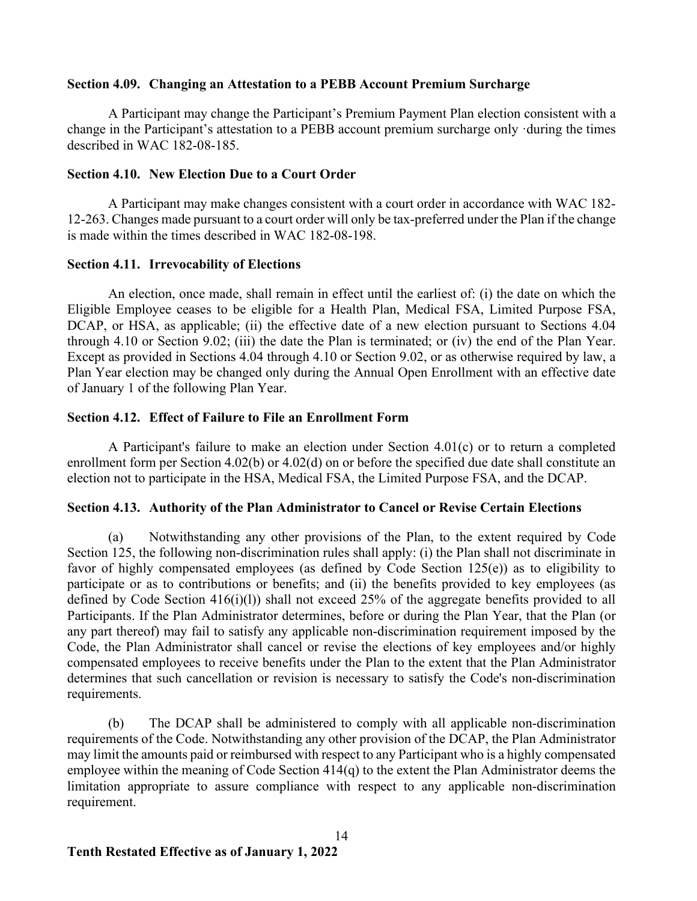### Section 4.09. Changing an Attestation to a PEBB Account Premium Surcharge

A Participant may change the Participant's Premium Payment Plan election consistent with a change in the Participant's attestation to a PEBB account premium surcharge only ·during the times described in WAC 182-08-185.

### Section 4.10. New Election Due to a Court Order

A Participant may make changes consistent with a court order in accordance with WAC 182-12-263. Changes made pursuant to a court order will only be tax-preferred under the Plan if the change is made within the times described in WAC 182-08-198.

### Section 4.11. Irrevocability of Elections

An election, once made, shall remain in effect until the earliest of: (i) the date on which the Eligible Employee ceases to be eligible for a Health Plan, Medical FSA, Limited Purpose FSA, DCAP, or HSA, as applicable; (ii) the effective date of a new election pursuant to Sections 4.04 through 4.10 or Section 9.02; (iii) the date the Plan is terminated; or (iv) the end of the Plan Year. Except as provided in Sections 4.04 through 4.10 or Section 9.02, or as otherwise required by law, a Plan Year election may be changed only during the Annual Open Enrollment with an effective date of January 1 of the following Plan Year.

### Section 4.12. Effect of Failure to File an Enrollment Form

A Participant's failure to make an election under Section 4.01(c) or to return a completed enrollment form per Section 4.02(b) or 4.02(d) on or before the specified due date shall constitute an election not to participate in the HSA, Medical FSA, the Limited Purpose FSA, and the DCAP.

### Section 4.13. Authority of the Plan Administrator to Cancel or Revise Certain Elections

(a) Notwithstanding any other provisions of the Plan, to the extent required by Code Section 125, the following non-discrimination rules shall apply: (i) the Plan shall not discriminate in favor of highly compensated employees (as defined by Code Section 125(e)) as to eligibility to participate or as to contributions or benefits; and (ii) the benefits provided to key employees (as defined by Code Section 416(i)(l)) shall not exceed 25% of the aggregate benefits provided to all Participants. If the Plan Administrator determines, before or during the Plan Year, that the Plan (or any part thereof) may fail to satisfy any applicable non-discrimination requirement imposed by the Code, the Plan Administrator shall cancel or revise the elections of key employees and/or highly compensated employees to receive benefits under the Plan to the extent that the Plan Administrator determines that such cancellation or revision is necessary to satisfy the Code's non-discrimination requirements.

(b) The DCAP shall be administered to comply with all applicable non-discrimination requirements of the Code. Notwithstanding any other provision of the DCAP, the Plan Administrator may limit the amounts paid or reimbursed with respect to any Participant who is a highly compensated employee within the meaning of Code Section 414(q) to the extent the Plan Administrator deems the limitation appropriate to assure compliance with respect to any applicable non-discrimination requirement.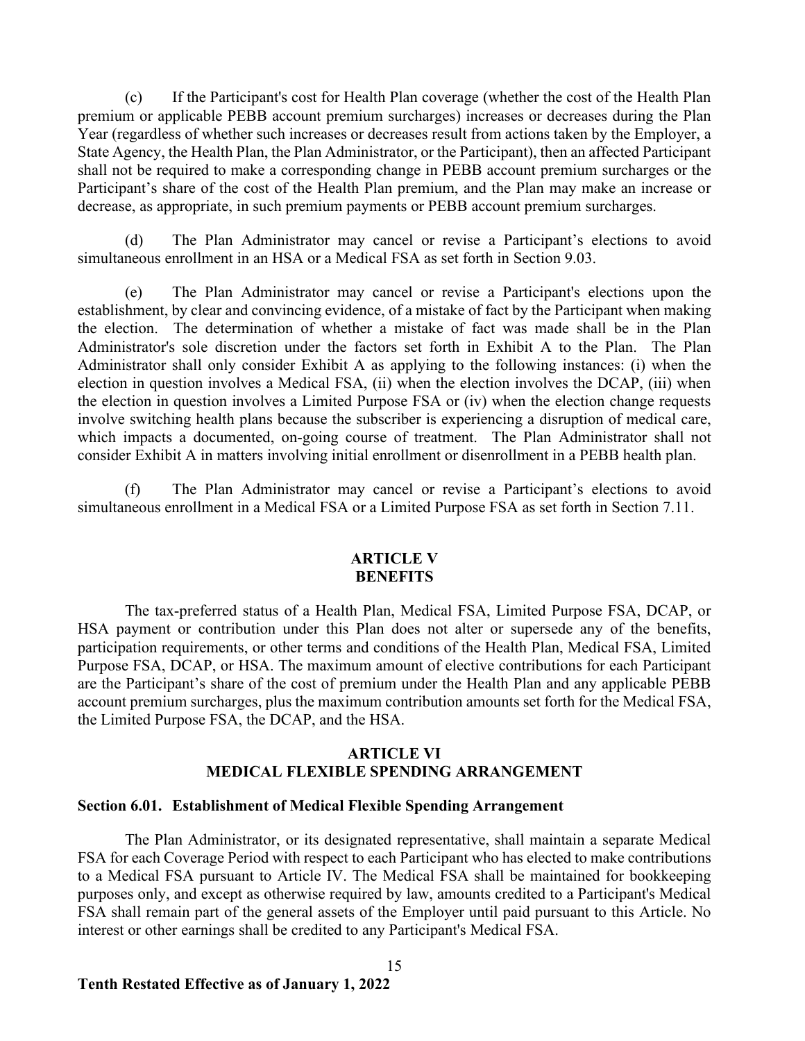(c) If the Participant's cost for Health Plan coverage (whether the cost of the Health Plan premium or applicable PEBB account premium surcharges) increases or decreases during the Plan Year (regardless of whether such increases or decreases result from actions taken by the Employer, a State Agency, the Health Plan, the Plan Administrator, or the Participant), then an affected Participant shall not be required to make a corresponding change in PEBB account premium surcharges or the Participant's share of the cost of the Health Plan premium, and the Plan may make an increase or decrease, as appropriate, in such premium payments or PEBB account premium surcharges.

(d) The Plan Administrator may cancel or revise a Participant's elections to avoid simultaneous enrollment in an HSA or a Medical FSA as set forth in Section 9.03.

(e) The Plan Administrator may cancel or revise a Participant's elections upon the establishment, by clear and convincing evidence, of a mistake of fact by the Participant when making the election. The determination of whether a mistake of fact was made shall be in the Plan Administrator's sole discretion under the factors set forth in Exhibit A to the Plan. The Plan Administrator shall only consider Exhibit A as applying to the following instances: (i) when the election in question involves a Medical FSA, (ii) when the election involves the DCAP, (iii) when the election in question involves a Limited Purpose FSA or (iv) when the election change requests involve switching health plans because the subscriber is experiencing a disruption of medical care, which impacts a documented, on-going course of treatment. The Plan Administrator shall not consider Exhibit A in matters involving initial enrollment or disenrollment in a PEBB health plan.

(f) The Plan Administrator may cancel or revise a Participant's elections to avoid simultaneous enrollment in a Medical FSA or a Limited Purpose FSA as set forth in Section 7.11.

## ARTICLE V
## BENEFITS

The tax-preferred status of a Health Plan, Medical FSA, Limited Purpose FSA, DCAP, or HSA payment or contribution under this Plan does not alter or supersede any of the benefits, participation requirements, or other terms and conditions of the Health Plan, Medical FSA, Limited Purpose FSA, DCAP, or HSA. The maximum amount of elective contributions for each Participant are the Participant's share of the cost of premium under the Health Plan and any applicable PEBB account premium surcharges, plus the maximum contribution amounts set forth for the Medical FSA, the Limited Purpose FSA, the DCAP, and the HSA.

## ARTICLE VI
## MEDICAL FLEXIBLE SPENDING ARRANGEMENT

### Section 6.01. Establishment of Medical Flexible Spending Arrangement

The Plan Administrator, or its designated representative, shall maintain a separate Medical FSA for each Coverage Period with respect to each Participant who has elected to make contributions to a Medical FSA pursuant to Article IV. The Medical FSA shall be maintained for bookkeeping purposes only, and except as otherwise required by law, amounts credited to a Participant's Medical FSA shall remain part of the general assets of the Employer until paid pursuant to this Article. No interest or other earnings shall be credited to any Participant's Medical FSA.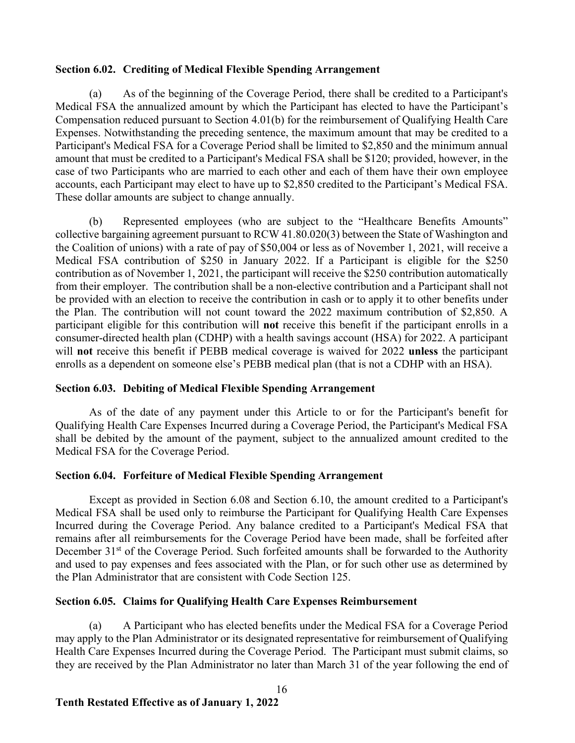### Section 6.02. Crediting of Medical Flexible Spending Arrangement

(a) As of the beginning of the Coverage Period, there shall be credited to a Participant's Medical FSA the annualized amount by which the Participant has elected to have the Participant's Compensation reduced pursuant to Section 4.01(b) for the reimbursement of Qualifying Health Care Expenses. Notwithstanding the preceding sentence, the maximum amount that may be credited to a Participant's Medical FSA for a Coverage Period shall be limited to $2,850 and the minimum annual amount that must be credited to a Participant's Medical FSA shall be $120; provided, however, in the case of two Participants who are married to each other and each of them have their own employee accounts, each Participant may elect to have up to $2,850 credited to the Participant's Medical FSA. These dollar amounts are subject to change annually.

(b) Represented employees (who are subject to the "Healthcare Benefits Amounts" collective bargaining agreement pursuant to RCW 41.80.020(3) between the State of Washington and the Coalition of unions) with a rate of pay of $50,004 or less as of November 1, 2021, will receive a Medical FSA contribution of $250 in January 2022. If a Participant is eligible for the $250 contribution as of November 1, 2021, the participant will receive the $250 contribution automatically from their employer. The contribution shall be a non-elective contribution and a Participant shall not be provided with an election to receive the contribution in cash or to apply it to other benefits under the Plan. The contribution will not count toward the 2022 maximum contribution of $2,850. A participant eligible for this contribution will **not** receive this benefit if the participant enrolls in a consumer-directed health plan (CDHP) with a health savings account (HSA) for 2022. A participant will **not** receive this benefit if PEBB medical coverage is waived for 2022 **unless** the participant enrolls as a dependent on someone else's PEBB medical plan (that is not a CDHP with an HSA).

### Section 6.03. Debiting of Medical Flexible Spending Arrangement

As of the date of any payment under this Article to or for the Participant's benefit for Qualifying Health Care Expenses Incurred during a Coverage Period, the Participant's Medical FSA shall be debited by the amount of the payment, subject to the annualized amount credited to the Medical FSA for the Coverage Period.

### Section 6.04. Forfeiture of Medical Flexible Spending Arrangement

Except as provided in Section 6.08 and Section 6.10, the amount credited to a Participant's Medical FSA shall be used only to reimburse the Participant for Qualifying Health Care Expenses Incurred during the Coverage Period. Any balance credited to a Participant's Medical FSA that remains after all reimbursements for the Coverage Period have been made, shall be forfeited after December 31st of the Coverage Period. Such forfeited amounts shall be forwarded to the Authority and used to pay expenses and fees associated with the Plan, or for such other use as determined by the Plan Administrator that are consistent with Code Section 125.

### Section 6.05. Claims for Qualifying Health Care Expenses Reimbursement

(a) A Participant who has elected benefits under the Medical FSA for a Coverage Period may apply to the Plan Administrator or its designated representative for reimbursement of Qualifying Health Care Expenses Incurred during the Coverage Period. The Participant must submit claims, so they are received by the Plan Administrator no later than March 31 of the year following the end of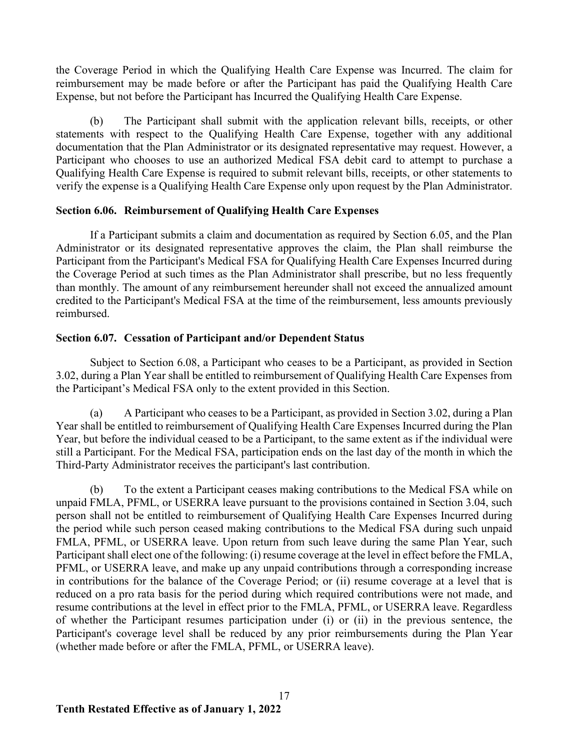the Coverage Period in which the Qualifying Health Care Expense was Incurred. The claim for reimbursement may be made before or after the Participant has paid the Qualifying Health Care Expense, but not before the Participant has Incurred the Qualifying Health Care Expense.

(b) The Participant shall submit with the application relevant bills, receipts, or other statements with respect to the Qualifying Health Care Expense, together with any additional documentation that the Plan Administrator or its designated representative may request. However, a Participant who chooses to use an authorized Medical FSA debit card to attempt to purchase a Qualifying Health Care Expense is required to submit relevant bills, receipts, or other statements to verify the expense is a Qualifying Health Care Expense only upon request by the Plan Administrator.

### Section 6.06. Reimbursement of Qualifying Health Care Expenses

If a Participant submits a claim and documentation as required by Section 6.05, and the Plan Administrator or its designated representative approves the claim, the Plan shall reimburse the Participant from the Participant's Medical FSA for Qualifying Health Care Expenses Incurred during the Coverage Period at such times as the Plan Administrator shall prescribe, but no less frequently than monthly. The amount of any reimbursement hereunder shall not exceed the annualized amount credited to the Participant's Medical FSA at the time of the reimbursement, less amounts previously reimbursed.

### Section 6.07. Cessation of Participant and/or Dependent Status

Subject to Section 6.08, a Participant who ceases to be a Participant, as provided in Section 3.02, during a Plan Year shall be entitled to reimbursement of Qualifying Health Care Expenses from the Participant's Medical FSA only to the extent provided in this Section.

(a) A Participant who ceases to be a Participant, as provided in Section 3.02, during a Plan Year shall be entitled to reimbursement of Qualifying Health Care Expenses Incurred during the Plan Year, but before the individual ceased to be a Participant, to the same extent as if the individual were still a Participant. For the Medical FSA, participation ends on the last day of the month in which the Third-Party Administrator receives the participant's last contribution.

(b) To the extent a Participant ceases making contributions to the Medical FSA while on unpaid FMLA, PFML, or USERRA leave pursuant to the provisions contained in Section 3.04, such person shall not be entitled to reimbursement of Qualifying Health Care Expenses Incurred during the period while such person ceased making contributions to the Medical FSA during such unpaid FMLA, PFML, or USERRA leave. Upon return from such leave during the same Plan Year, such Participant shall elect one of the following: (i) resume coverage at the level in effect before the FMLA, PFML, or USERRA leave, and make up any unpaid contributions through a corresponding increase in contributions for the balance of the Coverage Period; or (ii) resume coverage at a level that is reduced on a pro rata basis for the period during which required contributions were not made, and resume contributions at the level in effect prior to the FMLA, PFML, or USERRA leave. Regardless of whether the Participant resumes participation under (i) or (ii) in the previous sentence, the Participant's coverage level shall be reduced by any prior reimbursements during the Plan Year (whether made before or after the FMLA, PFML, or USERRA leave).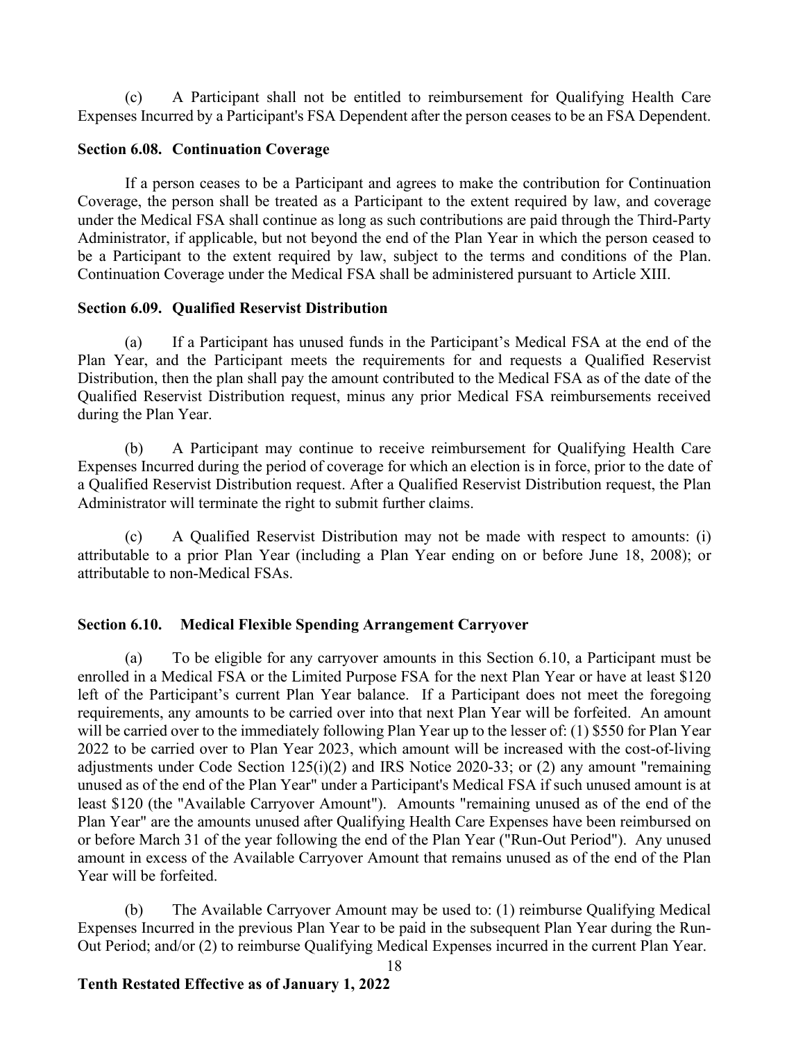(c) A Participant shall not be entitled to reimbursement for Qualifying Health Care Expenses Incurred by a Participant's FSA Dependent after the person ceases to be an FSA Dependent.

**Section 6.08. Continuation Coverage**

If a person ceases to be a Participant and agrees to make the contribution for Continuation Coverage, the person shall be treated as a Participant to the extent required by law, and coverage under the Medical FSA shall continue as long as such contributions are paid through the Third-Party Administrator, if applicable, but not beyond the end of the Plan Year in which the person ceased to be a Participant to the extent required by law, subject to the terms and conditions of the Plan. Continuation Coverage under the Medical FSA shall be administered pursuant to Article XIII.

**Section 6.09. Qualified Reservist Distribution**

(a) If a Participant has unused funds in the Participant's Medical FSA at the end of the Plan Year, and the Participant meets the requirements for and requests a Qualified Reservist Distribution, then the plan shall pay the amount contributed to the Medical FSA as of the date of the Qualified Reservist Distribution request, minus any prior Medical FSA reimbursements received during the Plan Year.

(b) A Participant may continue to receive reimbursement for Qualifying Health Care Expenses Incurred during the period of coverage for which an election is in force, prior to the date of a Qualified Reservist Distribution request. After a Qualified Reservist Distribution request, the Plan Administrator will terminate the right to submit further claims.

(c) A Qualified Reservist Distribution may not be made with respect to amounts: (i) attributable to a prior Plan Year (including a Plan Year ending on or before June 18, 2008); or attributable to non-Medical FSAs.

**Section 6.10. Medical Flexible Spending Arrangement Carryover**

(a) To be eligible for any carryover amounts in this Section 6.10, a Participant must be enrolled in a Medical FSA or the Limited Purpose FSA for the next Plan Year or have at least $120 left of the Participant's current Plan Year balance. If a Participant does not meet the foregoing requirements, any amounts to be carried over into that next Plan Year will be forfeited. An amount will be carried over to the immediately following Plan Year up to the lesser of: (1) $550 for Plan Year 2022 to be carried over to Plan Year 2023, which amount will be increased with the cost-of-living adjustments under Code Section 125(i)(2) and IRS Notice 2020-33; or (2) any amount "remaining unused as of the end of the Plan Year" under a Participant's Medical FSA if such unused amount is at least $120 (the "Available Carryover Amount"). Amounts "remaining unused as of the end of the Plan Year" are the amounts unused after Qualifying Health Care Expenses have been reimbursed on or before March 31 of the year following the end of the Plan Year ("Run-Out Period"). Any unused amount in excess of the Available Carryover Amount that remains unused as of the end of the Plan Year will be forfeited.

(b) The Available Carryover Amount may be used to: (1) reimburse Qualifying Medical Expenses Incurred in the previous Plan Year to be paid in the subsequent Plan Year during the Run-Out Period; and/or (2) to reimburse Qualifying Medical Expenses incurred in the current Plan Year.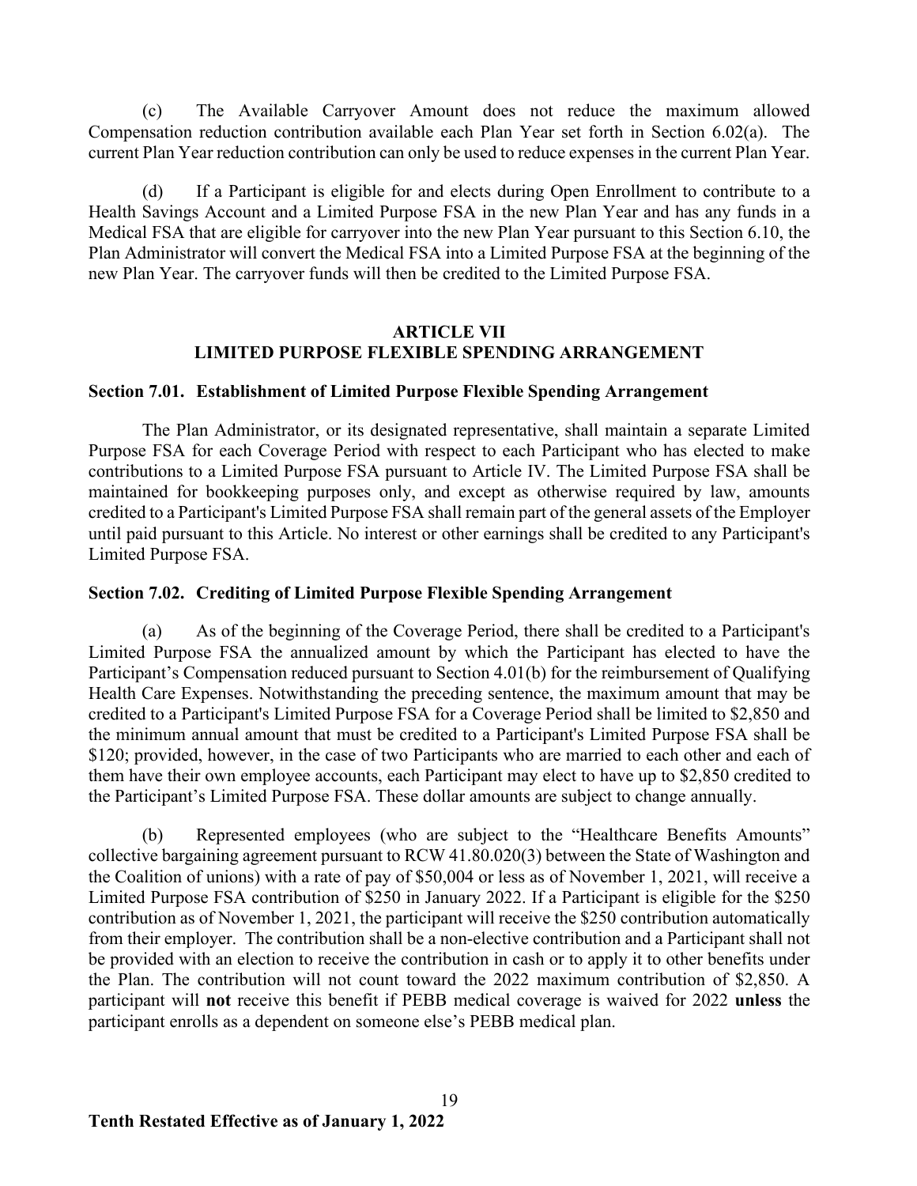(c) The Available Carryover Amount does not reduce the maximum allowed Compensation reduction contribution available each Plan Year set forth in Section 6.02(a). The current Plan Year reduction contribution can only be used to reduce expenses in the current Plan Year.

(d) If a Participant is eligible for and elects during Open Enrollment to contribute to a Health Savings Account and a Limited Purpose FSA in the new Plan Year and has any funds in a Medical FSA that are eligible for carryover into the new Plan Year pursuant to this Section 6.10, the Plan Administrator will convert the Medical FSA into a Limited Purpose FSA at the beginning of the new Plan Year. The carryover funds will then be credited to the Limited Purpose FSA.

## ARTICLE VII
## LIMITED PURPOSE FLEXIBLE SPENDING ARRANGEMENT

### Section 7.01. Establishment of Limited Purpose Flexible Spending Arrangement

The Plan Administrator, or its designated representative, shall maintain a separate Limited Purpose FSA for each Coverage Period with respect to each Participant who has elected to make contributions to a Limited Purpose FSA pursuant to Article IV. The Limited Purpose FSA shall be maintained for bookkeeping purposes only, and except as otherwise required by law, amounts credited to a Participant's Limited Purpose FSA shall remain part of the general assets of the Employer until paid pursuant to this Article. No interest or other earnings shall be credited to any Participant's Limited Purpose FSA.

### Section 7.02. Crediting of Limited Purpose Flexible Spending Arrangement

(a) As of the beginning of the Coverage Period, there shall be credited to a Participant's Limited Purpose FSA the annualized amount by which the Participant has elected to have the Participant's Compensation reduced pursuant to Section 4.01(b) for the reimbursement of Qualifying Health Care Expenses. Notwithstanding the preceding sentence, the maximum amount that may be credited to a Participant's Limited Purpose FSA for a Coverage Period shall be limited to $2,850 and the minimum annual amount that must be credited to a Participant's Limited Purpose FSA shall be $120; provided, however, in the case of two Participants who are married to each other and each of them have their own employee accounts, each Participant may elect to have up to $2,850 credited to the Participant's Limited Purpose FSA. These dollar amounts are subject to change annually.

(b) Represented employees (who are subject to the "Healthcare Benefits Amounts" collective bargaining agreement pursuant to RCW 41.80.020(3) between the State of Washington and the Coalition of unions) with a rate of pay of $50,004 or less as of November 1, 2021, will receive a Limited Purpose FSA contribution of $250 in January 2022. If a Participant is eligible for the $250 contribution as of November 1, 2021, the participant will receive the $250 contribution automatically from their employer. The contribution shall be a non-elective contribution and a Participant shall not be provided with an election to receive the contribution in cash or to apply it to other benefits under the Plan. The contribution will not count toward the 2022 maximum contribution of $2,850. A participant will **not** receive this benefit if PEBB medical coverage is waived for 2022 **unless** the participant enrolls as a dependent on someone else's PEBB medical plan.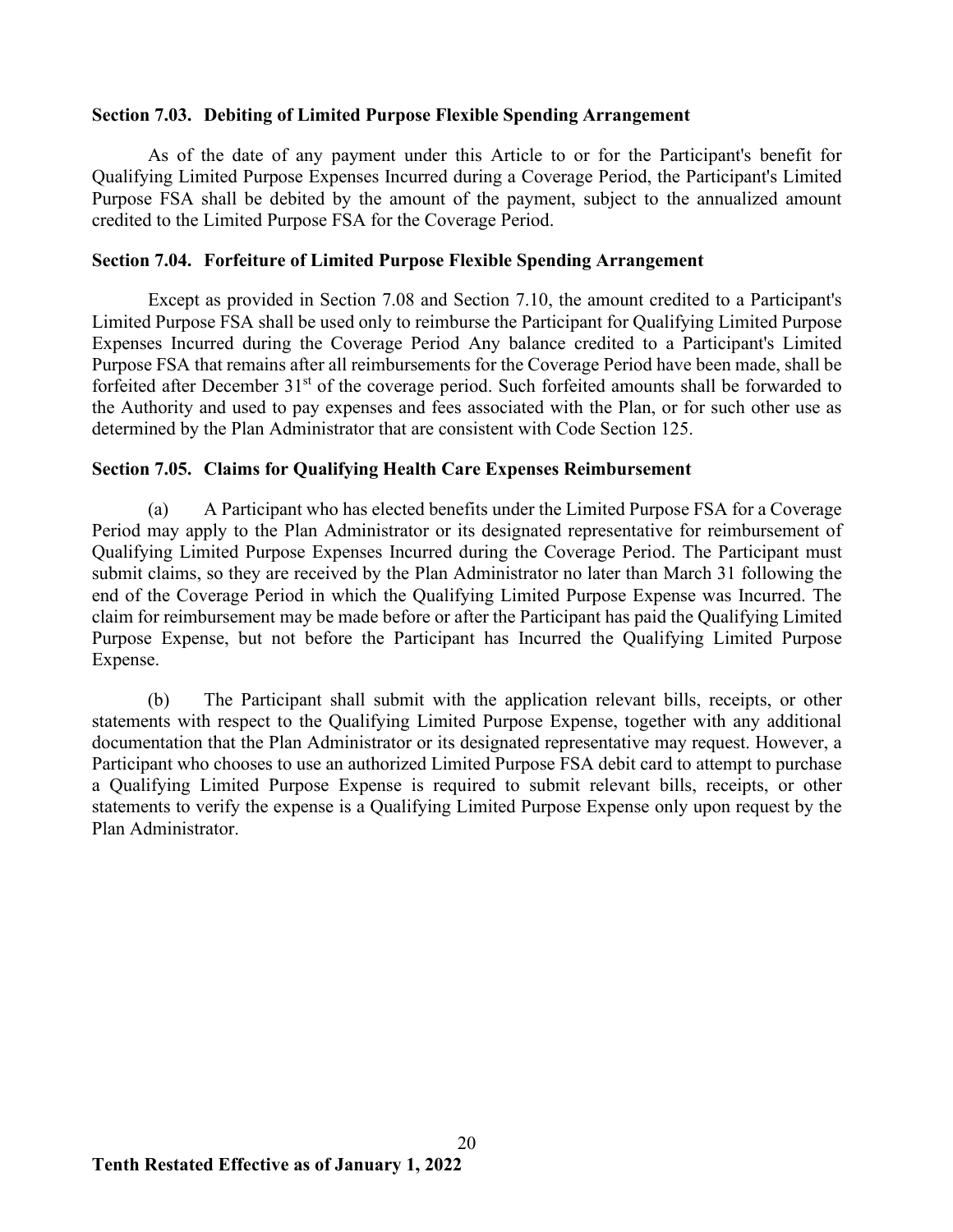### Section 7.03. Debiting of Limited Purpose Flexible Spending Arrangement

As of the date of any payment under this Article to or for the Participant's benefit for Qualifying Limited Purpose Expenses Incurred during a Coverage Period, the Participant's Limited Purpose FSA shall be debited by the amount of the payment, subject to the annualized amount credited to the Limited Purpose FSA for the Coverage Period.

### Section 7.04. Forfeiture of Limited Purpose Flexible Spending Arrangement

Except as provided in Section 7.08 and Section 7.10, the amount credited to a Participant's Limited Purpose FSA shall be used only to reimburse the Participant for Qualifying Limited Purpose Expenses Incurred during the Coverage Period Any balance credited to a Participant's Limited Purpose FSA that remains after all reimbursements for the Coverage Period have been made, shall be forfeited after December 31st of the coverage period. Such forfeited amounts shall be forwarded to the Authority and used to pay expenses and fees associated with the Plan, or for such other use as determined by the Plan Administrator that are consistent with Code Section 125.

### Section 7.05. Claims for Qualifying Health Care Expenses Reimbursement

(a) A Participant who has elected benefits under the Limited Purpose FSA for a Coverage Period may apply to the Plan Administrator or its designated representative for reimbursement of Qualifying Limited Purpose Expenses Incurred during the Coverage Period. The Participant must submit claims, so they are received by the Plan Administrator no later than March 31 following the end of the Coverage Period in which the Qualifying Limited Purpose Expense was Incurred. The claim for reimbursement may be made before or after the Participant has paid the Qualifying Limited Purpose Expense, but not before the Participant has Incurred the Qualifying Limited Purpose Expense.

(b) The Participant shall submit with the application relevant bills, receipts, or other statements with respect to the Qualifying Limited Purpose Expense, together with any additional documentation that the Plan Administrator or its designated representative may request. However, a Participant who chooses to use an authorized Limited Purpose FSA debit card to attempt to purchase a Qualifying Limited Purpose Expense is required to submit relevant bills, receipts, or other statements to verify the expense is a Qualifying Limited Purpose Expense only upon request by the Plan Administrator.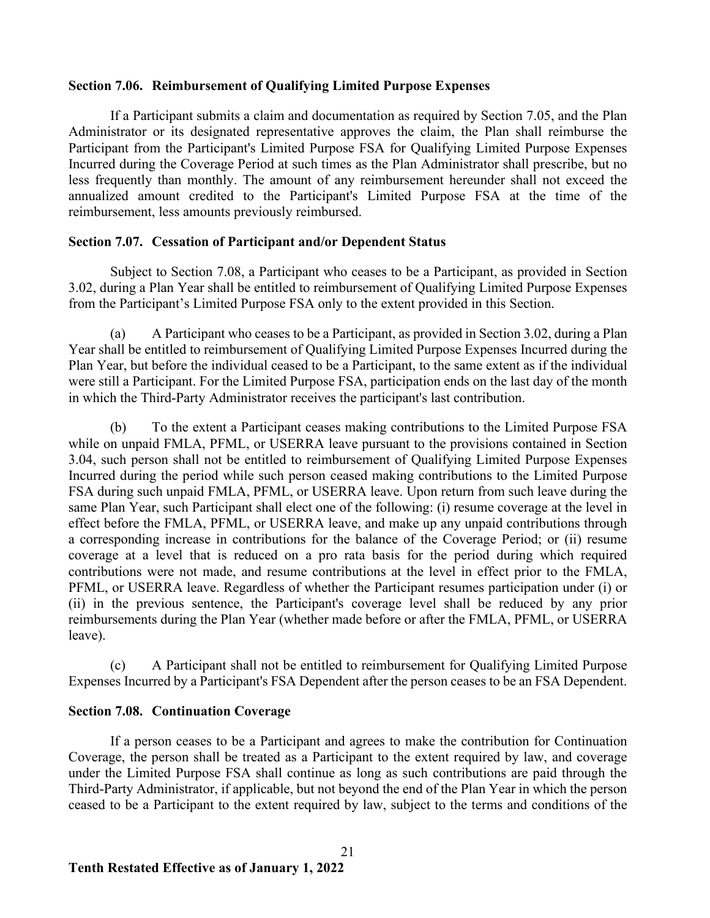### Section 7.06. Reimbursement of Qualifying Limited Purpose Expenses

If a Participant submits a claim and documentation as required by Section 7.05, and the Plan Administrator or its designated representative approves the claim, the Plan shall reimburse the Participant from the Participant's Limited Purpose FSA for Qualifying Limited Purpose Expenses Incurred during the Coverage Period at such times as the Plan Administrator shall prescribe, but no less frequently than monthly. The amount of any reimbursement hereunder shall not exceed the annualized amount credited to the Participant's Limited Purpose FSA at the time of the reimbursement, less amounts previously reimbursed.

### Section 7.07. Cessation of Participant and/or Dependent Status

Subject to Section 7.08, a Participant who ceases to be a Participant, as provided in Section 3.02, during a Plan Year shall be entitled to reimbursement of Qualifying Limited Purpose Expenses from the Participant's Limited Purpose FSA only to the extent provided in this Section.

(a) A Participant who ceases to be a Participant, as provided in Section 3.02, during a Plan Year shall be entitled to reimbursement of Qualifying Limited Purpose Expenses Incurred during the Plan Year, but before the individual ceased to be a Participant, to the same extent as if the individual were still a Participant. For the Limited Purpose FSA, participation ends on the last day of the month in which the Third-Party Administrator receives the participant's last contribution.

(b) To the extent a Participant ceases making contributions to the Limited Purpose FSA while on unpaid FMLA, PFML, or USERRA leave pursuant to the provisions contained in Section 3.04, such person shall not be entitled to reimbursement of Qualifying Limited Purpose Expenses Incurred during the period while such person ceased making contributions to the Limited Purpose FSA during such unpaid FMLA, PFML, or USERRA leave. Upon return from such leave during the same Plan Year, such Participant shall elect one of the following: (i) resume coverage at the level in effect before the FMLA, PFML, or USERRA leave, and make up any unpaid contributions through a corresponding increase in contributions for the balance of the Coverage Period; or (ii) resume coverage at a level that is reduced on a pro rata basis for the period during which required contributions were not made, and resume contributions at the level in effect prior to the FMLA, PFML, or USERRA leave. Regardless of whether the Participant resumes participation under (i) or (ii) in the previous sentence, the Participant's coverage level shall be reduced by any prior reimbursements during the Plan Year (whether made before or after the FMLA, PFML, or USERRA leave).

(c) A Participant shall not be entitled to reimbursement for Qualifying Limited Purpose Expenses Incurred by a Participant's FSA Dependent after the person ceases to be an FSA Dependent.

### Section 7.08. Continuation Coverage

If a person ceases to be a Participant and agrees to make the contribution for Continuation Coverage, the person shall be treated as a Participant to the extent required by law, and coverage under the Limited Purpose FSA shall continue as long as such contributions are paid through the Third-Party Administrator, if applicable, but not beyond the end of the Plan Year in which the person ceased to be a Participant to the extent required by law, subject to the terms and conditions of the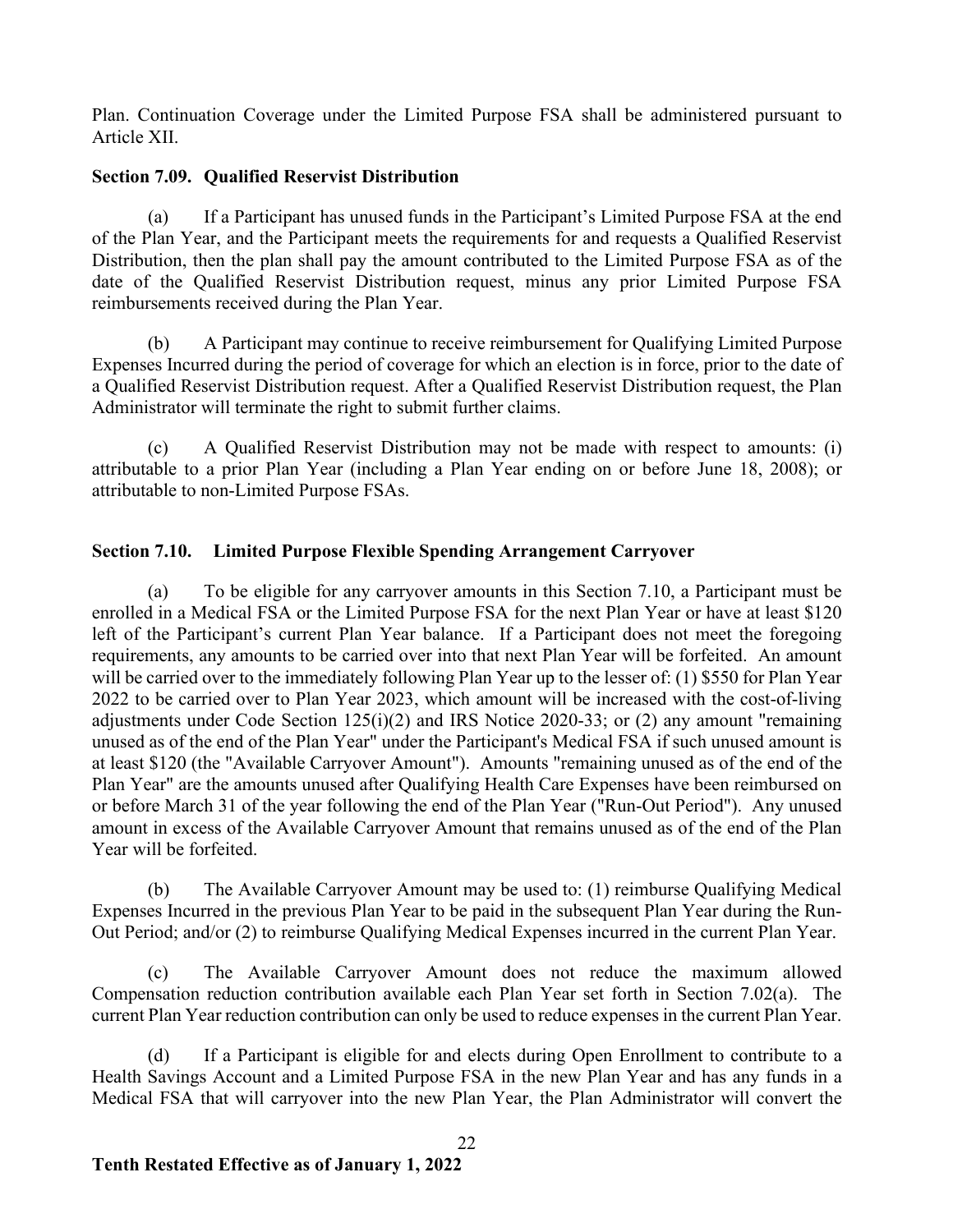Plan. Continuation Coverage under the Limited Purpose FSA shall be administered pursuant to Article XII.

### Section 7.09. Qualified Reservist Distribution

(a) If a Participant has unused funds in the Participant's Limited Purpose FSA at the end of the Plan Year, and the Participant meets the requirements for and requests a Qualified Reservist Distribution, then the plan shall pay the amount contributed to the Limited Purpose FSA as of the date of the Qualified Reservist Distribution request, minus any prior Limited Purpose FSA reimbursements received during the Plan Year.

(b) A Participant may continue to receive reimbursement for Qualifying Limited Purpose Expenses Incurred during the period of coverage for which an election is in force, prior to the date of a Qualified Reservist Distribution request. After a Qualified Reservist Distribution request, the Plan Administrator will terminate the right to submit further claims.

(c) A Qualified Reservist Distribution may not be made with respect to amounts: (i) attributable to a prior Plan Year (including a Plan Year ending on or before June 18, 2008); or attributable to non-Limited Purpose FSAs.

### Section 7.10. Limited Purpose Flexible Spending Arrangement Carryover

(a) To be eligible for any carryover amounts in this Section 7.10, a Participant must be enrolled in a Medical FSA or the Limited Purpose FSA for the next Plan Year or have at least $120 left of the Participant's current Plan Year balance. If a Participant does not meet the foregoing requirements, any amounts to be carried over into that next Plan Year will be forfeited. An amount will be carried over to the immediately following Plan Year up to the lesser of: (1) $550 for Plan Year 2022 to be carried over to Plan Year 2023, which amount will be increased with the cost-of-living adjustments under Code Section 125(i)(2) and IRS Notice 2020-33; or (2) any amount "remaining unused as of the end of the Plan Year" under the Participant's Medical FSA if such unused amount is at least $120 (the "Available Carryover Amount"). Amounts "remaining unused as of the end of the Plan Year" are the amounts unused after Qualifying Health Care Expenses have been reimbursed on or before March 31 of the year following the end of the Plan Year ("Run-Out Period"). Any unused amount in excess of the Available Carryover Amount that remains unused as of the end of the Plan Year will be forfeited.

(b) The Available Carryover Amount may be used to: (1) reimburse Qualifying Medical Expenses Incurred in the previous Plan Year to be paid in the subsequent Plan Year during the Run-Out Period; and/or (2) to reimburse Qualifying Medical Expenses incurred in the current Plan Year.

(c) The Available Carryover Amount does not reduce the maximum allowed Compensation reduction contribution available each Plan Year set forth in Section 7.02(a). The current Plan Year reduction contribution can only be used to reduce expenses in the current Plan Year.

(d) If a Participant is eligible for and elects during Open Enrollment to contribute to a Health Savings Account and a Limited Purpose FSA in the new Plan Year and has any funds in a Medical FSA that will carryover into the new Plan Year, the Plan Administrator will convert the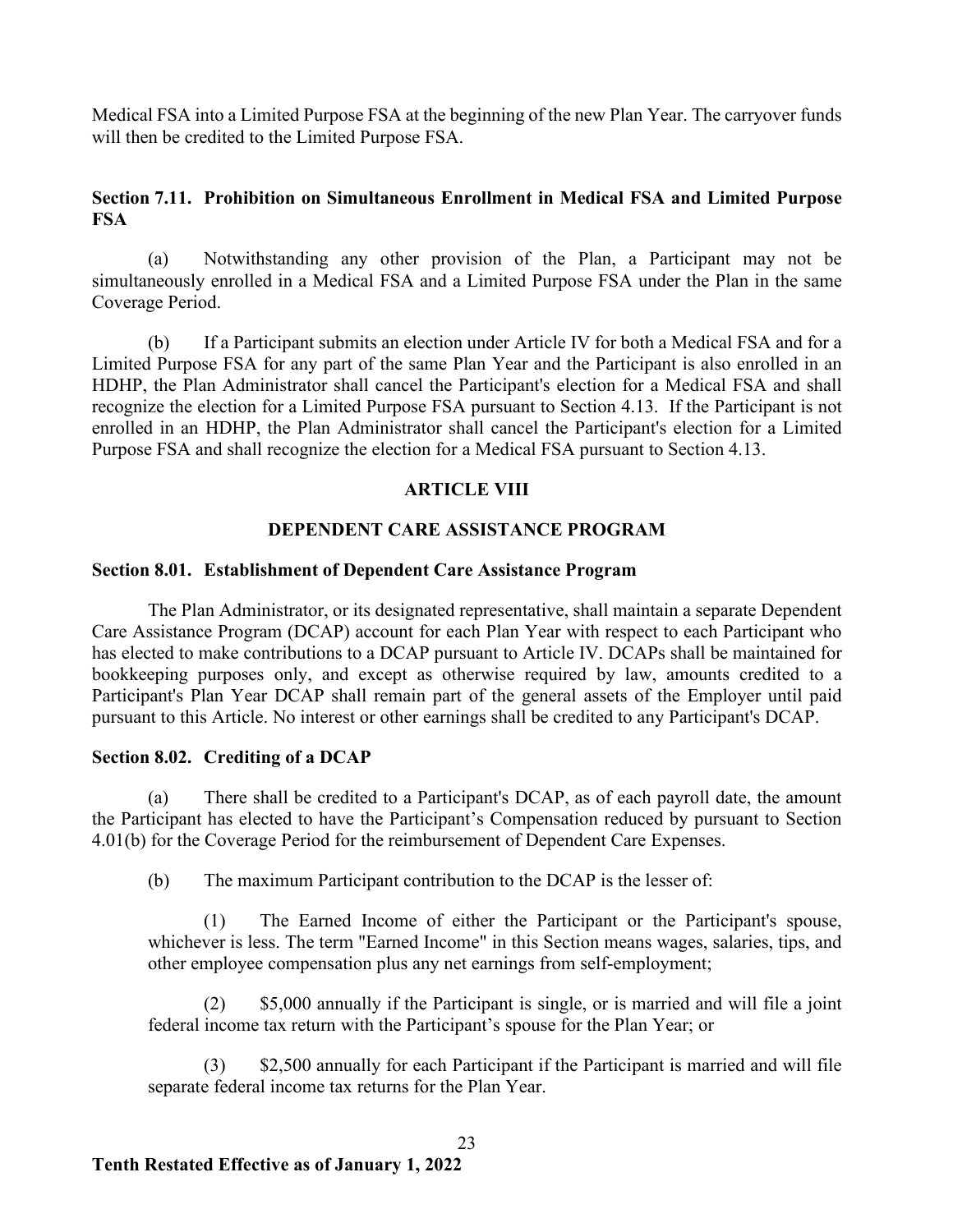Medical FSA into a Limited Purpose FSA at the beginning of the new Plan Year. The carryover funds will then be credited to the Limited Purpose FSA.

### Section 7.11. Prohibition on Simultaneous Enrollment in Medical FSA and Limited Purpose FSA

(a) Notwithstanding any other provision of the Plan, a Participant may not be simultaneously enrolled in a Medical FSA and a Limited Purpose FSA under the Plan in the same Coverage Period.

(b) If a Participant submits an election under Article IV for both a Medical FSA and for a Limited Purpose FSA for any part of the same Plan Year and the Participant is also enrolled in an HDHP, the Plan Administrator shall cancel the Participant's election for a Medical FSA and shall recognize the election for a Limited Purpose FSA pursuant to Section 4.13. If the Participant is not enrolled in an HDHP, the Plan Administrator shall cancel the Participant's election for a Limited Purpose FSA and shall recognize the election for a Medical FSA pursuant to Section 4.13.

## ARTICLE VIII

## DEPENDENT CARE ASSISTANCE PROGRAM

### Section 8.01. Establishment of Dependent Care Assistance Program

The Plan Administrator, or its designated representative, shall maintain a separate Dependent Care Assistance Program (DCAP) account for each Plan Year with respect to each Participant who has elected to make contributions to a DCAP pursuant to Article IV. DCAPs shall be maintained for bookkeeping purposes only, and except as otherwise required by law, amounts credited to a Participant's Plan Year DCAP shall remain part of the general assets of the Employer until paid pursuant to this Article. No interest or other earnings shall be credited to any Participant's DCAP.

### Section 8.02. Crediting of a DCAP

(a) There shall be credited to a Participant's DCAP, as of each payroll date, the amount the Participant has elected to have the Participant's Compensation reduced by pursuant to Section 4.01(b) for the Coverage Period for the reimbursement of Dependent Care Expenses.

(b) The maximum Participant contribution to the DCAP is the lesser of:

(1) The Earned Income of either the Participant or the Participant's spouse, whichever is less. The term "Earned Income" in this Section means wages, salaries, tips, and other employee compensation plus any net earnings from self-employment;

(2) $5,000 annually if the Participant is single, or is married and will file a joint federal income tax return with the Participant's spouse for the Plan Year; or

(3) $2,500 annually for each Participant if the Participant is married and will file separate federal income tax returns for the Plan Year.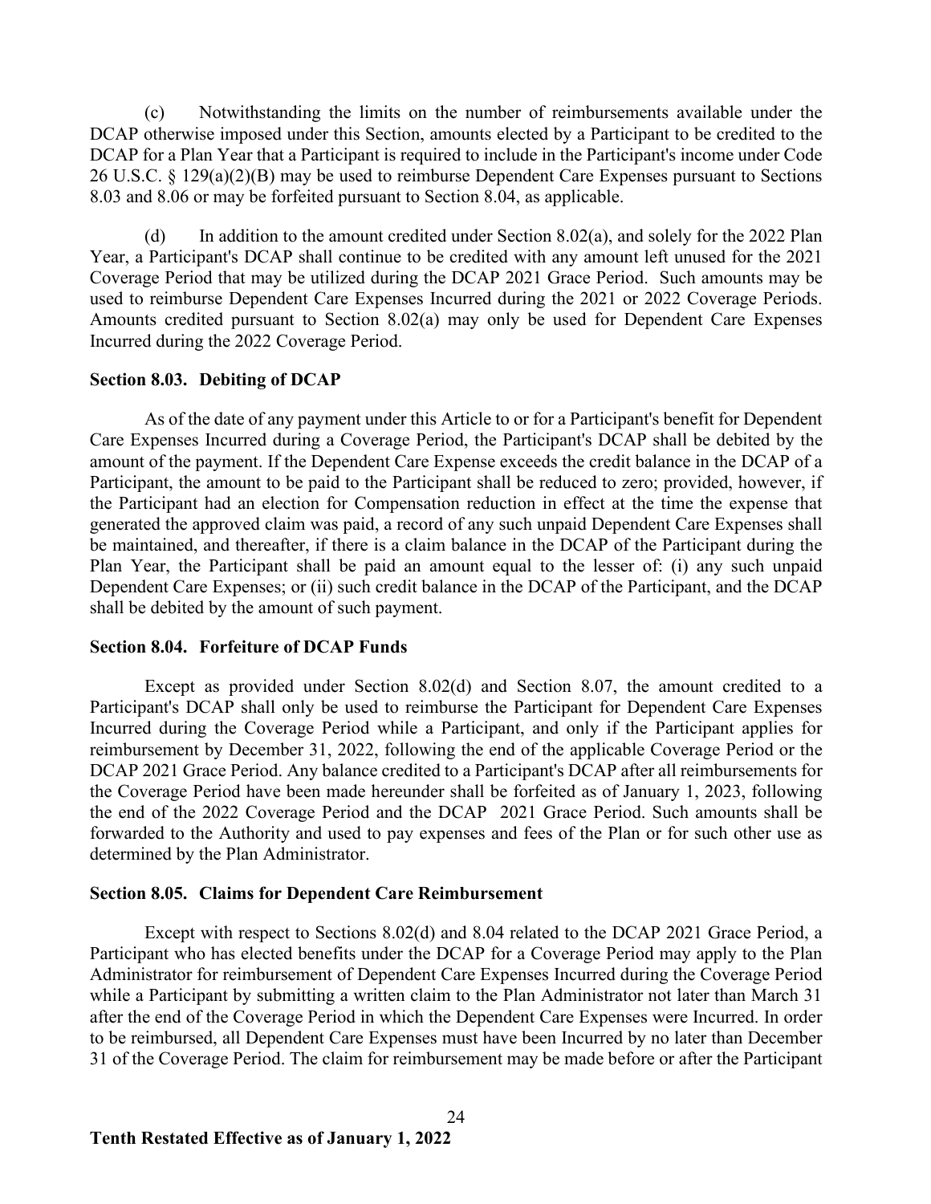(c) Notwithstanding the limits on the number of reimbursements available under the DCAP otherwise imposed under this Section, amounts elected by a Participant to be credited to the DCAP for a Plan Year that a Participant is required to include in the Participant's income under Code 26 U.S.C. § 129(a)(2)(B) may be used to reimburse Dependent Care Expenses pursuant to Sections 8.03 and 8.06 or may be forfeited pursuant to Section 8.04, as applicable.

(d) In addition to the amount credited under Section 8.02(a), and solely for the 2022 Plan Year, a Participant's DCAP shall continue to be credited with any amount left unused for the 2021 Coverage Period that may be utilized during the DCAP 2021 Grace Period. Such amounts may be used to reimburse Dependent Care Expenses Incurred during the 2021 or 2022 Coverage Periods. Amounts credited pursuant to Section 8.02(a) may only be used for Dependent Care Expenses Incurred during the 2022 Coverage Period.

### Section 8.03. Debiting of DCAP

As of the date of any payment under this Article to or for a Participant's benefit for Dependent Care Expenses Incurred during a Coverage Period, the Participant's DCAP shall be debited by the amount of the payment. If the Dependent Care Expense exceeds the credit balance in the DCAP of a Participant, the amount to be paid to the Participant shall be reduced to zero; provided, however, if the Participant had an election for Compensation reduction in effect at the time the expense that generated the approved claim was paid, a record of any such unpaid Dependent Care Expenses shall be maintained, and thereafter, if there is a claim balance in the DCAP of the Participant during the Plan Year, the Participant shall be paid an amount equal to the lesser of: (i) any such unpaid Dependent Care Expenses; or (ii) such credit balance in the DCAP of the Participant, and the DCAP shall be debited by the amount of such payment.

### Section 8.04. Forfeiture of DCAP Funds

Except as provided under Section 8.02(d) and Section 8.07, the amount credited to a Participant's DCAP shall only be used to reimburse the Participant for Dependent Care Expenses Incurred during the Coverage Period while a Participant, and only if the Participant applies for reimbursement by December 31, 2022, following the end of the applicable Coverage Period or the DCAP 2021 Grace Period. Any balance credited to a Participant's DCAP after all reimbursements for the Coverage Period have been made hereunder shall be forfeited as of January 1, 2023, following the end of the 2022 Coverage Period and the DCAP 2021 Grace Period. Such amounts shall be forwarded to the Authority and used to pay expenses and fees of the Plan or for such other use as determined by the Plan Administrator.

### Section 8.05. Claims for Dependent Care Reimbursement

Except with respect to Sections 8.02(d) and 8.04 related to the DCAP 2021 Grace Period, a Participant who has elected benefits under the DCAP for a Coverage Period may apply to the Plan Administrator for reimbursement of Dependent Care Expenses Incurred during the Coverage Period while a Participant by submitting a written claim to the Plan Administrator not later than March 31 after the end of the Coverage Period in which the Dependent Care Expenses were Incurred. In order to be reimbursed, all Dependent Care Expenses must have been Incurred by no later than December 31 of the Coverage Period. The claim for reimbursement may be made before or after the Participant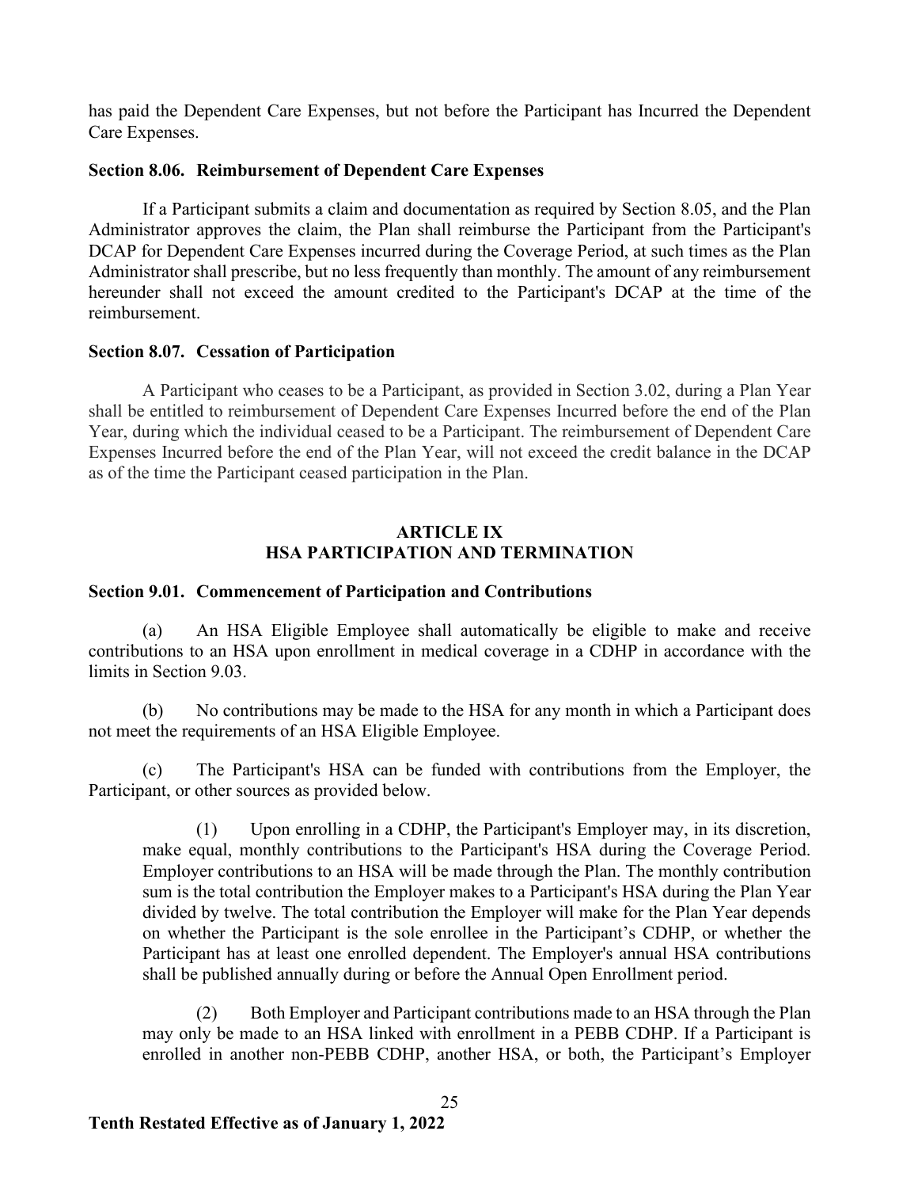has paid the Dependent Care Expenses, but not before the Participant has Incurred the Dependent Care Expenses.

**Section 8.06. Reimbursement of Dependent Care Expenses**

If a Participant submits a claim and documentation as required by Section 8.05, and the Plan Administrator approves the claim, the Plan shall reimburse the Participant from the Participant's DCAP for Dependent Care Expenses incurred during the Coverage Period, at such times as the Plan Administrator shall prescribe, but no less frequently than monthly. The amount of any reimbursement hereunder shall not exceed the amount credited to the Participant's DCAP at the time of the reimbursement.

**Section 8.07. Cessation of Participation**

A Participant who ceases to be a Participant, as provided in Section 3.02, during a Plan Year shall be entitled to reimbursement of Dependent Care Expenses Incurred before the end of the Plan Year, during which the individual ceased to be a Participant. The reimbursement of Dependent Care Expenses Incurred before the end of the Plan Year, will not exceed the credit balance in the DCAP as of the time the Participant ceased participation in the Plan.

## ARTICLE IX
## HSA PARTICIPATION AND TERMINATION

**Section 9.01. Commencement of Participation and Contributions**

(a) An HSA Eligible Employee shall automatically be eligible to make and receive contributions to an HSA upon enrollment in medical coverage in a CDHP in accordance with the limits in Section 9.03.

(b) No contributions may be made to the HSA for any month in which a Participant does not meet the requirements of an HSA Eligible Employee.

(c) The Participant's HSA can be funded with contributions from the Employer, the Participant, or other sources as provided below.

(1) Upon enrolling in a CDHP, the Participant's Employer may, in its discretion, make equal, monthly contributions to the Participant's HSA during the Coverage Period. Employer contributions to an HSA will be made through the Plan. The monthly contribution sum is the total contribution the Employer makes to a Participant's HSA during the Plan Year divided by twelve. The total contribution the Employer will make for the Plan Year depends on whether the Participant is the sole enrollee in the Participant's CDHP, or whether the Participant has at least one enrolled dependent. The Employer's annual HSA contributions shall be published annually during or before the Annual Open Enrollment period.

(2) Both Employer and Participant contributions made to an HSA through the Plan may only be made to an HSA linked with enrollment in a PEBB CDHP. If a Participant is enrolled in another non-PEBB CDHP, another HSA, or both, the Participant's Employer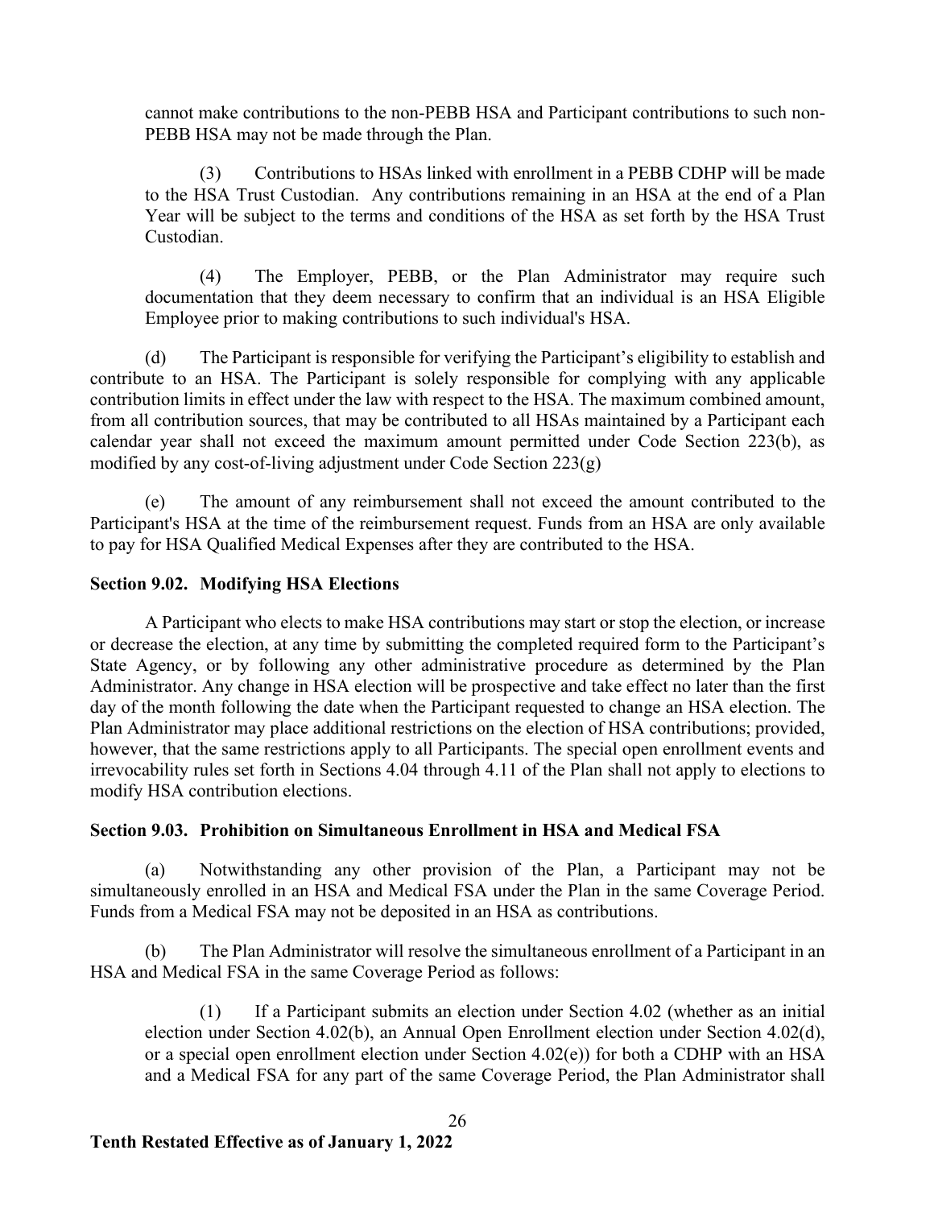cannot make contributions to the non-PEBB HSA and Participant contributions to such non-PEBB HSA may not be made through the Plan.

(3) Contributions to HSAs linked with enrollment in a PEBB CDHP will be made to the HSA Trust Custodian. Any contributions remaining in an HSA at the end of a Plan Year will be subject to the terms and conditions of the HSA as set forth by the HSA Trust Custodian.

(4) The Employer, PEBB, or the Plan Administrator may require such documentation that they deem necessary to confirm that an individual is an HSA Eligible Employee prior to making contributions to such individual's HSA.

(d) The Participant is responsible for verifying the Participant's eligibility to establish and contribute to an HSA. The Participant is solely responsible for complying with any applicable contribution limits in effect under the law with respect to the HSA. The maximum combined amount, from all contribution sources, that may be contributed to all HSAs maintained by a Participant each calendar year shall not exceed the maximum amount permitted under Code Section 223(b), as modified by any cost-of-living adjustment under Code Section 223(g)

(e) The amount of any reimbursement shall not exceed the amount contributed to the Participant's HSA at the time of the reimbursement request. Funds from an HSA are only available to pay for HSA Qualified Medical Expenses after they are contributed to the HSA.

### Section 9.02. Modifying HSA Elections

A Participant who elects to make HSA contributions may start or stop the election, or increase or decrease the election, at any time by submitting the completed required form to the Participant's State Agency, or by following any other administrative procedure as determined by the Plan Administrator. Any change in HSA election will be prospective and take effect no later than the first day of the month following the date when the Participant requested to change an HSA election. The Plan Administrator may place additional restrictions on the election of HSA contributions; provided, however, that the same restrictions apply to all Participants. The special open enrollment events and irrevocability rules set forth in Sections 4.04 through 4.11 of the Plan shall not apply to elections to modify HSA contribution elections.

### Section 9.03. Prohibition on Simultaneous Enrollment in HSA and Medical FSA

(a) Notwithstanding any other provision of the Plan, a Participant may not be simultaneously enrolled in an HSA and Medical FSA under the Plan in the same Coverage Period. Funds from a Medical FSA may not be deposited in an HSA as contributions.

(b) The Plan Administrator will resolve the simultaneous enrollment of a Participant in an HSA and Medical FSA in the same Coverage Period as follows:

(1) If a Participant submits an election under Section 4.02 (whether as an initial election under Section 4.02(b), an Annual Open Enrollment election under Section 4.02(d), or a special open enrollment election under Section 4.02(e)) for both a CDHP with an HSA and a Medical FSA for any part of the same Coverage Period, the Plan Administrator shall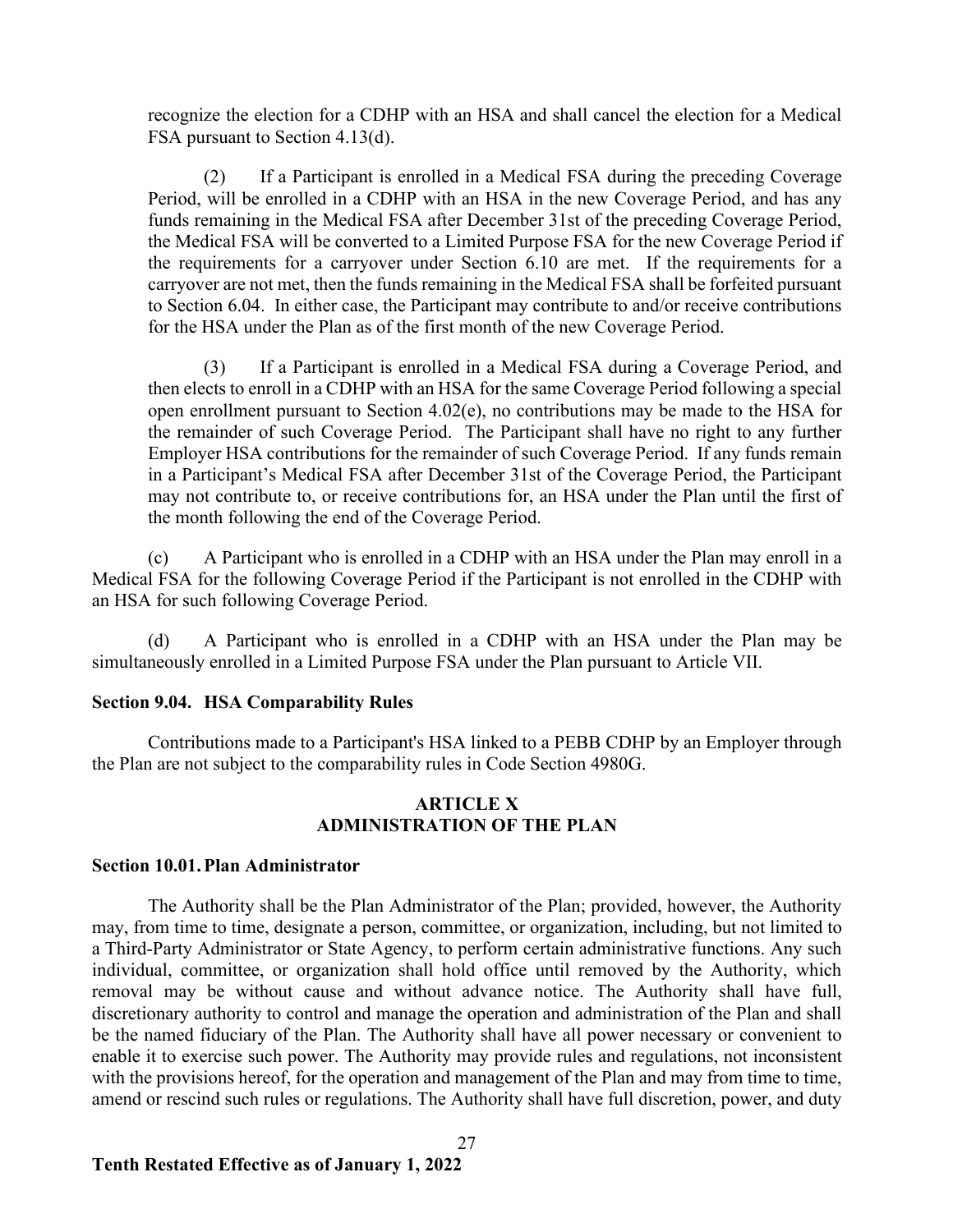recognize the election for a CDHP with an HSA and shall cancel the election for a Medical FSA pursuant to Section 4.13(d).

(2) If a Participant is enrolled in a Medical FSA during the preceding Coverage Period, will be enrolled in a CDHP with an HSA in the new Coverage Period, and has any funds remaining in the Medical FSA after December 31st of the preceding Coverage Period, the Medical FSA will be converted to a Limited Purpose FSA for the new Coverage Period if the requirements for a carryover under Section 6.10 are met. If the requirements for a carryover are not met, then the funds remaining in the Medical FSA shall be forfeited pursuant to Section 6.04. In either case, the Participant may contribute to and/or receive contributions for the HSA under the Plan as of the first month of the new Coverage Period.

(3) If a Participant is enrolled in a Medical FSA during a Coverage Period, and then elects to enroll in a CDHP with an HSA for the same Coverage Period following a special open enrollment pursuant to Section 4.02(e), no contributions may be made to the HSA for the remainder of such Coverage Period. The Participant shall have no right to any further Employer HSA contributions for the remainder of such Coverage Period. If any funds remain in a Participant's Medical FSA after December 31st of the Coverage Period, the Participant may not contribute to, or receive contributions for, an HSA under the Plan until the first of the month following the end of the Coverage Period.

(c) A Participant who is enrolled in a CDHP with an HSA under the Plan may enroll in a Medical FSA for the following Coverage Period if the Participant is not enrolled in the CDHP with an HSA for such following Coverage Period.

(d) A Participant who is enrolled in a CDHP with an HSA under the Plan may be simultaneously enrolled in a Limited Purpose FSA under the Plan pursuant to Article VII.

**Section 9.04. HSA Comparability Rules**

Contributions made to a Participant's HSA linked to a PEBB CDHP by an Employer through the Plan are not subject to the comparability rules in Code Section 4980G.

## ARTICLE X
## ADMINISTRATION OF THE PLAN

**Section 10.01. Plan Administrator**

The Authority shall be the Plan Administrator of the Plan; provided, however, the Authority may, from time to time, designate a person, committee, or organization, including, but not limited to a Third-Party Administrator or State Agency, to perform certain administrative functions. Any such individual, committee, or organization shall hold office until removed by the Authority, which removal may be without cause and without advance notice. The Authority shall have full, discretionary authority to control and manage the operation and administration of the Plan and shall be the named fiduciary of the Plan. The Authority shall have all power necessary or convenient to enable it to exercise such power. The Authority may provide rules and regulations, not inconsistent with the provisions hereof, for the operation and management of the Plan and may from time to time, amend or rescind such rules or regulations. The Authority shall have full discretion, power, and duty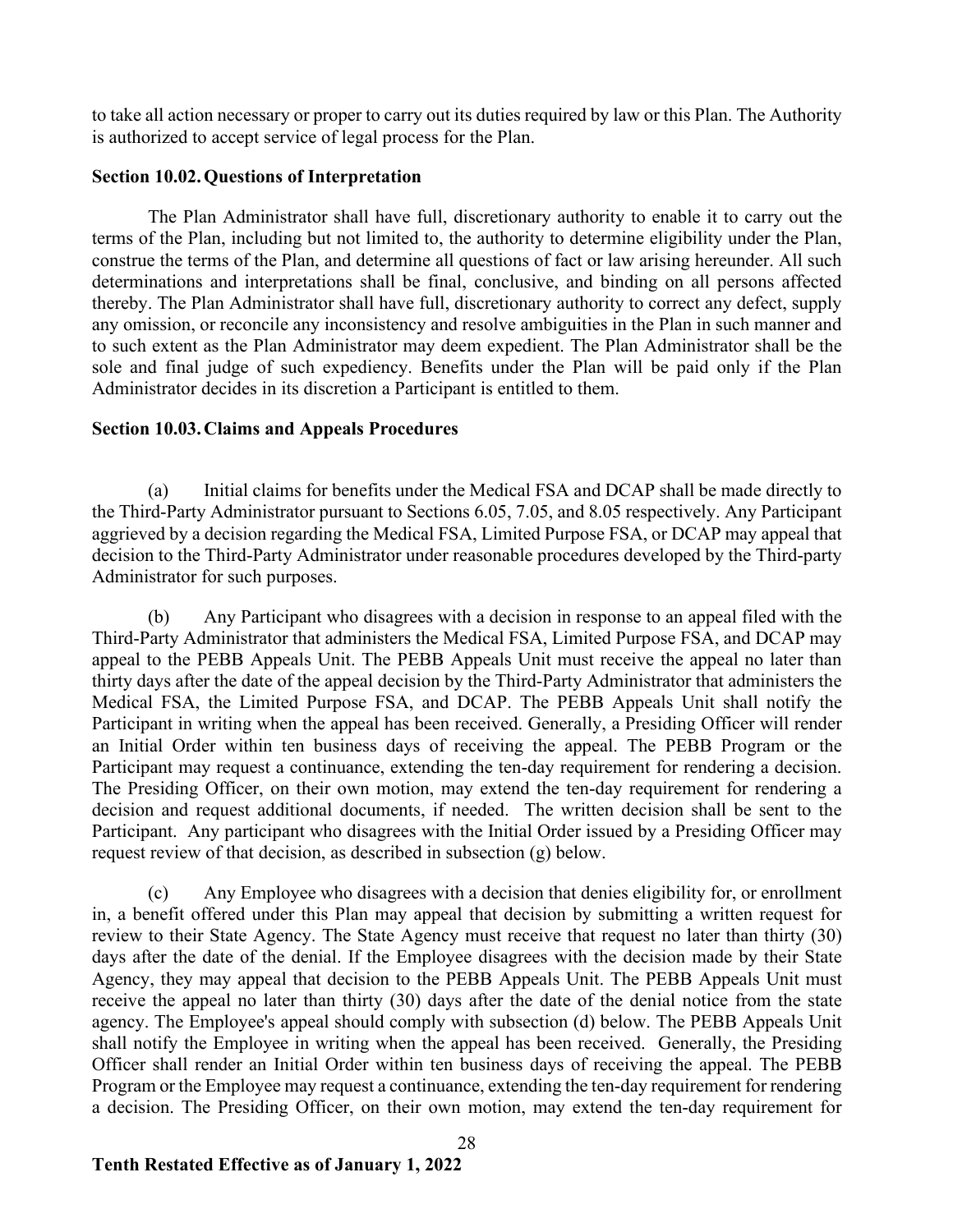to take all action necessary or proper to carry out its duties required by law or this Plan. The Authority is authorized to accept service of legal process for the Plan.

### Section 10.02. Questions of Interpretation

The Plan Administrator shall have full, discretionary authority to enable it to carry out the terms of the Plan, including but not limited to, the authority to determine eligibility under the Plan, construe the terms of the Plan, and determine all questions of fact or law arising hereunder. All such determinations and interpretations shall be final, conclusive, and binding on all persons affected thereby. The Plan Administrator shall have full, discretionary authority to correct any defect, supply any omission, or reconcile any inconsistency and resolve ambiguities in the Plan in such manner and to such extent as the Plan Administrator may deem expedient. The Plan Administrator shall be the sole and final judge of such expediency. Benefits under the Plan will be paid only if the Plan Administrator decides in its discretion a Participant is entitled to them.

### Section 10.03. Claims and Appeals Procedures

(a) Initial claims for benefits under the Medical FSA and DCAP shall be made directly to the Third-Party Administrator pursuant to Sections 6.05, 7.05, and 8.05 respectively. Any Participant aggrieved by a decision regarding the Medical FSA, Limited Purpose FSA, or DCAP may appeal that decision to the Third-Party Administrator under reasonable procedures developed by the Third-party Administrator for such purposes.

(b) Any Participant who disagrees with a decision in response to an appeal filed with the Third-Party Administrator that administers the Medical FSA, Limited Purpose FSA, and DCAP may appeal to the PEBB Appeals Unit. The PEBB Appeals Unit must receive the appeal no later than thirty days after the date of the appeal decision by the Third-Party Administrator that administers the Medical FSA, the Limited Purpose FSA, and DCAP. The PEBB Appeals Unit shall notify the Participant in writing when the appeal has been received. Generally, a Presiding Officer will render an Initial Order within ten business days of receiving the appeal. The PEBB Program or the Participant may request a continuance, extending the ten-day requirement for rendering a decision. The Presiding Officer, on their own motion, may extend the ten-day requirement for rendering a decision and request additional documents, if needed. The written decision shall be sent to the Participant. Any participant who disagrees with the Initial Order issued by a Presiding Officer may request review of that decision, as described in subsection (g) below.

(c) Any Employee who disagrees with a decision that denies eligibility for, or enrollment in, a benefit offered under this Plan may appeal that decision by submitting a written request for review to their State Agency. The State Agency must receive that request no later than thirty (30) days after the date of the denial. If the Employee disagrees with the decision made by their State Agency, they may appeal that decision to the PEBB Appeals Unit. The PEBB Appeals Unit must receive the appeal no later than thirty (30) days after the date of the denial notice from the state agency. The Employee's appeal should comply with subsection (d) below. The PEBB Appeals Unit shall notify the Employee in writing when the appeal has been received. Generally, the Presiding Officer shall render an Initial Order within ten business days of receiving the appeal. The PEBB Program or the Employee may request a continuance, extending the ten-day requirement for rendering a decision. The Presiding Officer, on their own motion, may extend the ten-day requirement for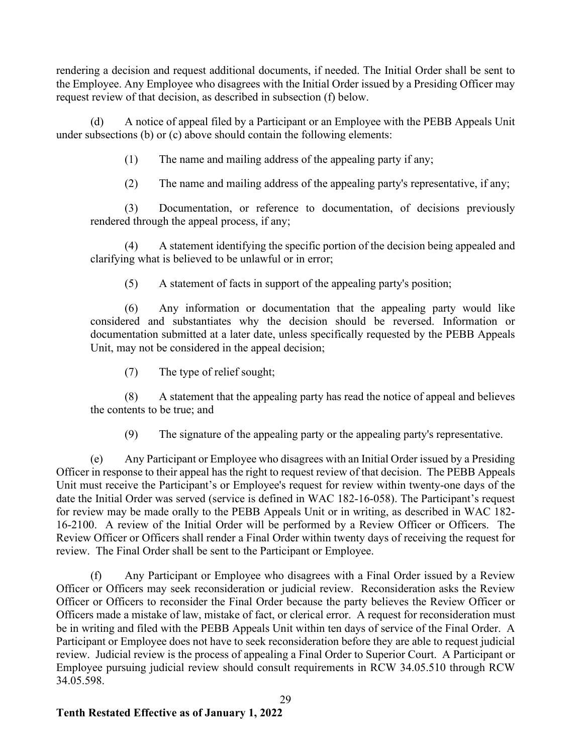rendering a decision and request additional documents, if needed. The Initial Order shall be sent to the Employee. Any Employee who disagrees with the Initial Order issued by a Presiding Officer may request review of that decision, as described in subsection (f) below.

(d) A notice of appeal filed by a Participant or an Employee with the PEBB Appeals Unit under subsections (b) or (c) above should contain the following elements:

(1) The name and mailing address of the appealing party if any;

(2) The name and mailing address of the appealing party's representative, if any;

(3) Documentation, or reference to documentation, of decisions previously rendered through the appeal process, if any;

(4) A statement identifying the specific portion of the decision being appealed and clarifying what is believed to be unlawful or in error;

(5) A statement of facts in support of the appealing party's position;

(6) Any information or documentation that the appealing party would like considered and substantiates why the decision should be reversed. Information or documentation submitted at a later date, unless specifically requested by the PEBB Appeals Unit, may not be considered in the appeal decision;

(7) The type of relief sought;

(8) A statement that the appealing party has read the notice of appeal and believes the contents to be true; and

(9) The signature of the appealing party or the appealing party's representative.

(e) Any Participant or Employee who disagrees with an Initial Order issued by a Presiding Officer in response to their appeal has the right to request review of that decision. The PEBB Appeals Unit must receive the Participant's or Employee's request for review within twenty-one days of the date the Initial Order was served (service is defined in WAC 182-16-058). The Participant's request for review may be made orally to the PEBB Appeals Unit or in writing, as described in WAC 182-16-2100. A review of the Initial Order will be performed by a Review Officer or Officers. The Review Officer or Officers shall render a Final Order within twenty days of receiving the request for review. The Final Order shall be sent to the Participant or Employee.

(f) Any Participant or Employee who disagrees with a Final Order issued by a Review Officer or Officers may seek reconsideration or judicial review. Reconsideration asks the Review Officer or Officers to reconsider the Final Order because the party believes the Review Officer or Officers made a mistake of law, mistake of fact, or clerical error. A request for reconsideration must be in writing and filed with the PEBB Appeals Unit within ten days of service of the Final Order. A Participant or Employee does not have to seek reconsideration before they are able to request judicial review. Judicial review is the process of appealing a Final Order to Superior Court. A Participant or Employee pursuing judicial review should consult requirements in RCW 34.05.510 through RCW 34.05.598.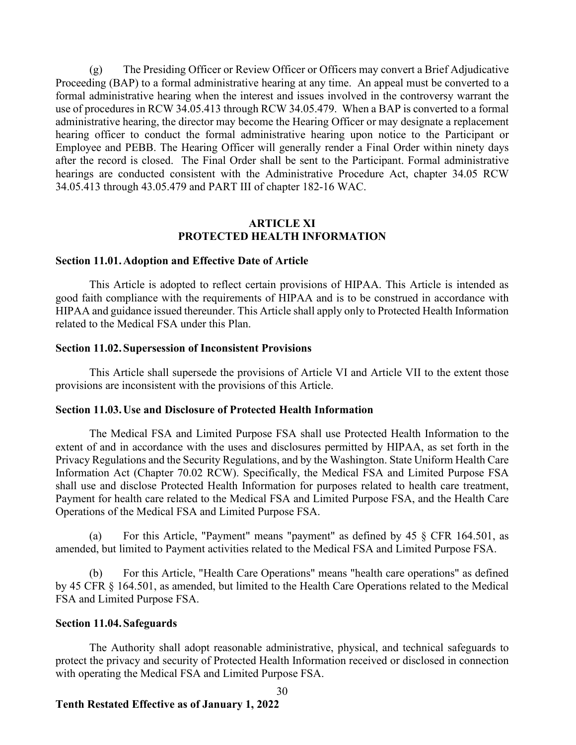(g) The Presiding Officer or Review Officer or Officers may convert a Brief Adjudicative Proceeding (BAP) to a formal administrative hearing at any time. An appeal must be converted to a formal administrative hearing when the interest and issues involved in the controversy warrant the use of procedures in RCW 34.05.413 through RCW 34.05.479. When a BAP is converted to a formal administrative hearing, the director may become the Hearing Officer or may designate a replacement hearing officer to conduct the formal administrative hearing upon notice to the Participant or Employee and PEBB. The Hearing Officer will generally render a Final Order within ninety days after the record is closed. The Final Order shall be sent to the Participant. Formal administrative hearings are conducted consistent with the Administrative Procedure Act, chapter 34.05 RCW 34.05.413 through 43.05.479 and PART III of chapter 182-16 WAC.

## ARTICLE XI
## PROTECTED HEALTH INFORMATION

### Section 11.01. Adoption and Effective Date of Article

This Article is adopted to reflect certain provisions of HIPAA. This Article is intended as good faith compliance with the requirements of HIPAA and is to be construed in accordance with HIPAA and guidance issued thereunder. This Article shall apply only to Protected Health Information related to the Medical FSA under this Plan.

### Section 11.02. Supersession of Inconsistent Provisions

This Article shall supersede the provisions of Article VI and Article VII to the extent those provisions are inconsistent with the provisions of this Article.

### Section 11.03. Use and Disclosure of Protected Health Information

The Medical FSA and Limited Purpose FSA shall use Protected Health Information to the extent of and in accordance with the uses and disclosures permitted by HIPAA, as set forth in the Privacy Regulations and the Security Regulations, and by the Washington. State Uniform Health Care Information Act (Chapter 70.02 RCW). Specifically, the Medical FSA and Limited Purpose FSA shall use and disclose Protected Health Information for purposes related to health care treatment, Payment for health care related to the Medical FSA and Limited Purpose FSA, and the Health Care Operations of the Medical FSA and Limited Purpose FSA.

(a) For this Article, "Payment" means "payment" as defined by 45 § CFR 164.501, as amended, but limited to Payment activities related to the Medical FSA and Limited Purpose FSA.

(b) For this Article, "Health Care Operations" means "health care operations" as defined by 45 CFR § 164.501, as amended, but limited to the Health Care Operations related to the Medical FSA and Limited Purpose FSA.

### Section 11.04. Safeguards

The Authority shall adopt reasonable administrative, physical, and technical safeguards to protect the privacy and security of Protected Health Information received or disclosed in connection with operating the Medical FSA and Limited Purpose FSA.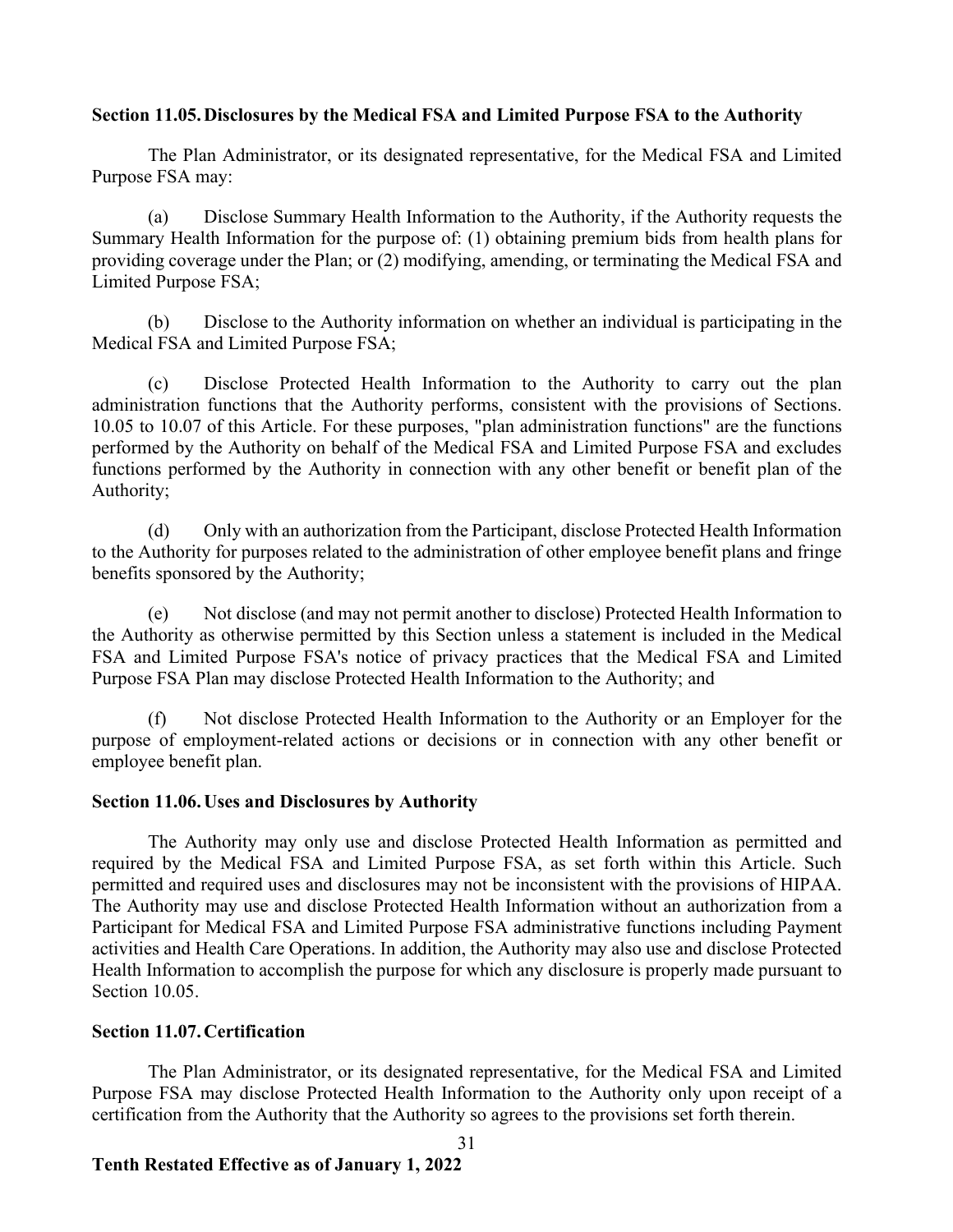### Section 11.05. Disclosures by the Medical FSA and Limited Purpose FSA to the Authority

The Plan Administrator, or its designated representative, for the Medical FSA and Limited Purpose FSA may:

(a) Disclose Summary Health Information to the Authority, if the Authority requests the Summary Health Information for the purpose of: (1) obtaining premium bids from health plans for providing coverage under the Plan; or (2) modifying, amending, or terminating the Medical FSA and Limited Purpose FSA;

(b) Disclose to the Authority information on whether an individual is participating in the Medical FSA and Limited Purpose FSA;

(c) Disclose Protected Health Information to the Authority to carry out the plan administration functions that the Authority performs, consistent with the provisions of Sections. 10.05 to 10.07 of this Article. For these purposes, "plan administration functions" are the functions performed by the Authority on behalf of the Medical FSA and Limited Purpose FSA and excludes functions performed by the Authority in connection with any other benefit or benefit plan of the Authority;

(d) Only with an authorization from the Participant, disclose Protected Health Information to the Authority for purposes related to the administration of other employee benefit plans and fringe benefits sponsored by the Authority;

(e) Not disclose (and may not permit another to disclose) Protected Health Information to the Authority as otherwise permitted by this Section unless a statement is included in the Medical FSA and Limited Purpose FSA's notice of privacy practices that the Medical FSA and Limited Purpose FSA Plan may disclose Protected Health Information to the Authority; and

(f) Not disclose Protected Health Information to the Authority or an Employer for the purpose of employment-related actions or decisions or in connection with any other benefit or employee benefit plan.

### Section 11.06. Uses and Disclosures by Authority

The Authority may only use and disclose Protected Health Information as permitted and required by the Medical FSA and Limited Purpose FSA, as set forth within this Article. Such permitted and required uses and disclosures may not be inconsistent with the provisions of HIPAA. The Authority may use and disclose Protected Health Information without an authorization from a Participant for Medical FSA and Limited Purpose FSA administrative functions including Payment activities and Health Care Operations. In addition, the Authority may also use and disclose Protected Health Information to accomplish the purpose for which any disclosure is properly made pursuant to Section 10.05.

### Section 11.07. Certification

The Plan Administrator, or its designated representative, for the Medical FSA and Limited Purpose FSA may disclose Protected Health Information to the Authority only upon receipt of a certification from the Authority that the Authority so agrees to the provisions set forth therein.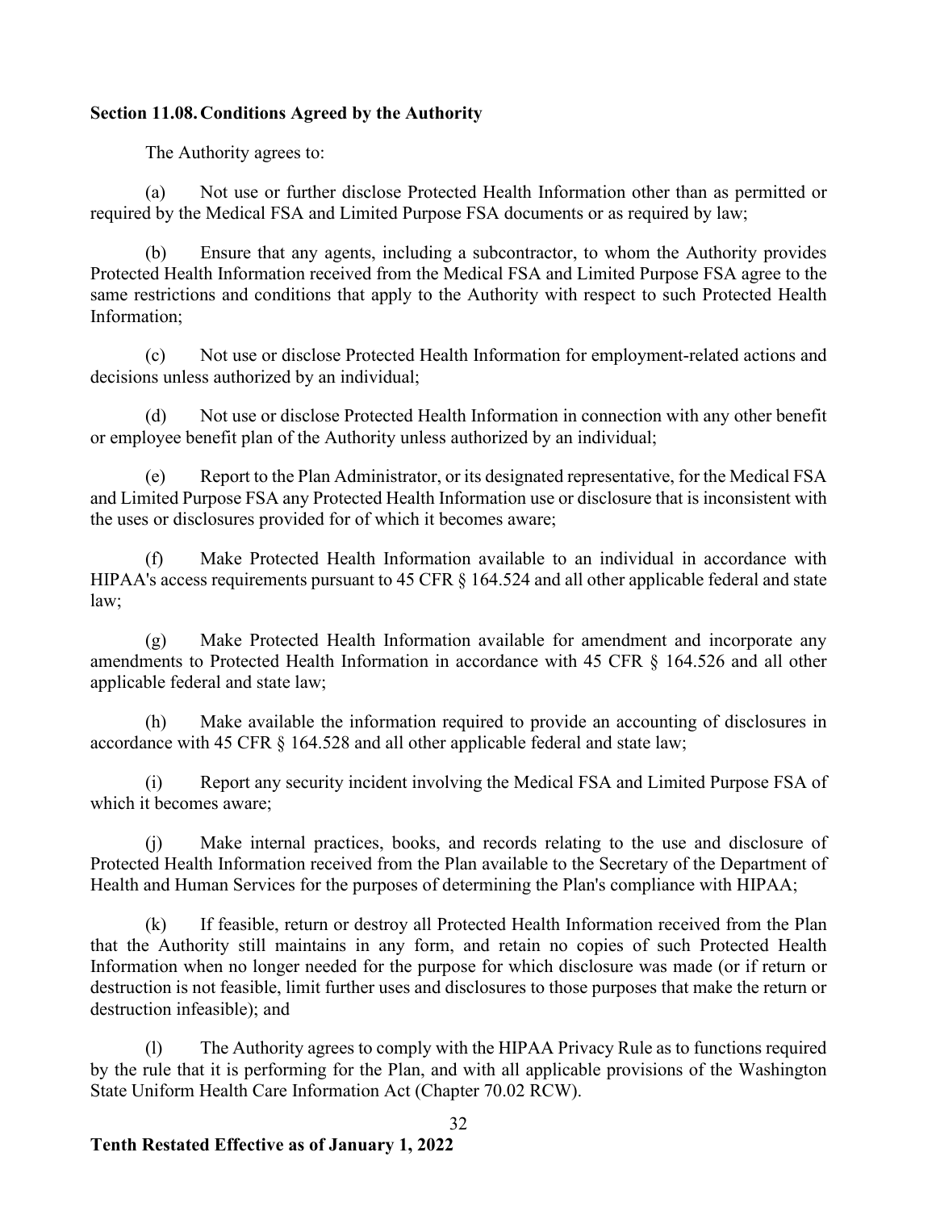### Section 11.08. Conditions Agreed by the Authority

The Authority agrees to:

(a) Not use or further disclose Protected Health Information other than as permitted or required by the Medical FSA and Limited Purpose FSA documents or as required by law;

(b) Ensure that any agents, including a subcontractor, to whom the Authority provides Protected Health Information received from the Medical FSA and Limited Purpose FSA agree to the same restrictions and conditions that apply to the Authority with respect to such Protected Health Information;

(c) Not use or disclose Protected Health Information for employment-related actions and decisions unless authorized by an individual;

(d) Not use or disclose Protected Health Information in connection with any other benefit or employee benefit plan of the Authority unless authorized by an individual;

(e) Report to the Plan Administrator, or its designated representative, for the Medical FSA and Limited Purpose FSA any Protected Health Information use or disclosure that is inconsistent with the uses or disclosures provided for of which it becomes aware;

(f) Make Protected Health Information available to an individual in accordance with HIPAA's access requirements pursuant to 45 CFR § 164.524 and all other applicable federal and state law;

(g) Make Protected Health Information available for amendment and incorporate any amendments to Protected Health Information in accordance with 45 CFR § 164.526 and all other applicable federal and state law;

(h) Make available the information required to provide an accounting of disclosures in accordance with 45 CFR § 164.528 and all other applicable federal and state law;

(i) Report any security incident involving the Medical FSA and Limited Purpose FSA of which it becomes aware;

(j) Make internal practices, books, and records relating to the use and disclosure of Protected Health Information received from the Plan available to the Secretary of the Department of Health and Human Services for the purposes of determining the Plan's compliance with HIPAA;

(k) If feasible, return or destroy all Protected Health Information received from the Plan that the Authority still maintains in any form, and retain no copies of such Protected Health Information when no longer needed for the purpose for which disclosure was made (or if return or destruction is not feasible, limit further uses and disclosures to those purposes that make the return or destruction infeasible); and

(l) The Authority agrees to comply with the HIPAA Privacy Rule as to functions required by the rule that it is performing for the Plan, and with all applicable provisions of the Washington State Uniform Health Care Information Act (Chapter 70.02 RCW).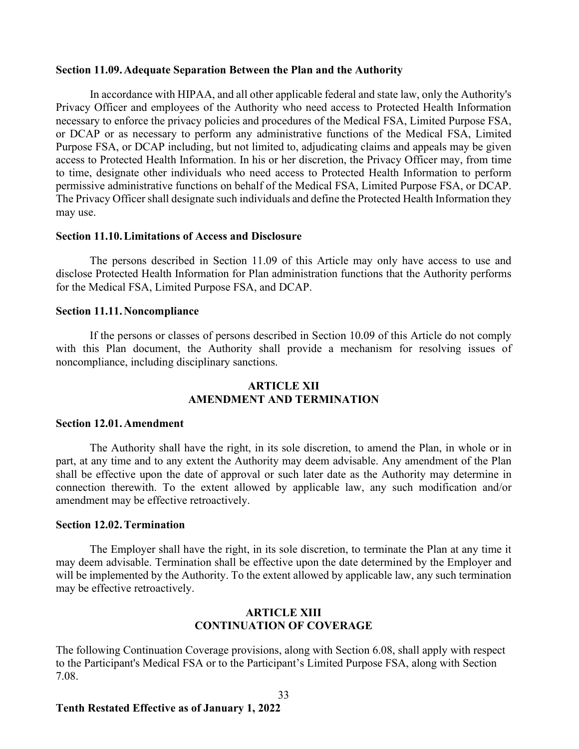**Section 11.09. Adequate Separation Between the Plan and the Authority**

In accordance with HIPAA, and all other applicable federal and state law, only the Authority's Privacy Officer and employees of the Authority who need access to Protected Health Information necessary to enforce the privacy policies and procedures of the Medical FSA, Limited Purpose FSA, or DCAP or as necessary to perform any administrative functions of the Medical FSA, Limited Purpose FSA, or DCAP including, but not limited to, adjudicating claims and appeals may be given access to Protected Health Information. In his or her discretion, the Privacy Officer may, from time to time, designate other individuals who need access to Protected Health Information to perform permissive administrative functions on behalf of the Medical FSA, Limited Purpose FSA, or DCAP. The Privacy Officer shall designate such individuals and define the Protected Health Information they may use.

**Section 11.10. Limitations of Access and Disclosure**

The persons described in Section 11.09 of this Article may only have access to use and disclose Protected Health Information for Plan administration functions that the Authority performs for the Medical FSA, Limited Purpose FSA, and DCAP.

**Section 11.11. Noncompliance**

If the persons or classes of persons described in Section 10.09 of this Article do not comply with this Plan document, the Authority shall provide a mechanism for resolving issues of noncompliance, including disciplinary sanctions.

## ARTICLE XII
## AMENDMENT AND TERMINATION

**Section 12.01. Amendment**

The Authority shall have the right, in its sole discretion, to amend the Plan, in whole or in part, at any time and to any extent the Authority may deem advisable. Any amendment of the Plan shall be effective upon the date of approval or such later date as the Authority may determine in connection therewith. To the extent allowed by applicable law, any such modification and/or amendment may be effective retroactively.

**Section 12.02. Termination**

The Employer shall have the right, in its sole discretion, to terminate the Plan at any time it may deem advisable. Termination shall be effective upon the date determined by the Employer and will be implemented by the Authority. To the extent allowed by applicable law, any such termination may be effective retroactively.

## ARTICLE XIII
## CONTINUATION OF COVERAGE

The following Continuation Coverage provisions, along with Section 6.08, shall apply with respect to the Participant's Medical FSA or to the Participant's Limited Purpose FSA, along with Section 7.08.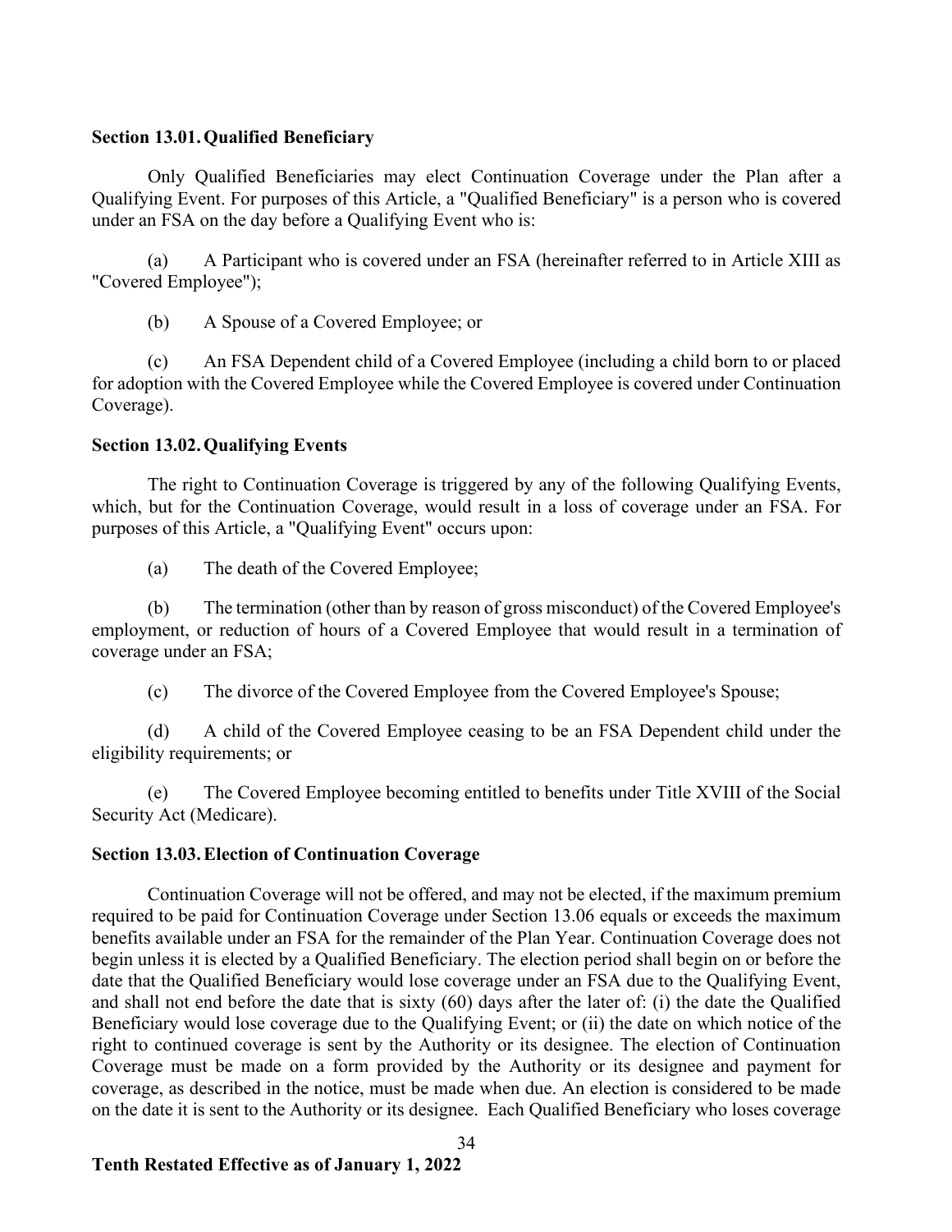### Section 13.01. Qualified Beneficiary

Only Qualified Beneficiaries may elect Continuation Coverage under the Plan after a Qualifying Event. For purposes of this Article, a "Qualified Beneficiary" is a person who is covered under an FSA on the day before a Qualifying Event who is:

(a) A Participant who is covered under an FSA (hereinafter referred to in Article XIII as "Covered Employee");

(b) A Spouse of a Covered Employee; or

(c) An FSA Dependent child of a Covered Employee (including a child born to or placed for adoption with the Covered Employee while the Covered Employee is covered under Continuation Coverage).

### Section 13.02. Qualifying Events

The right to Continuation Coverage is triggered by any of the following Qualifying Events, which, but for the Continuation Coverage, would result in a loss of coverage under an FSA. For purposes of this Article, a "Qualifying Event" occurs upon:

(a) The death of the Covered Employee;

(b) The termination (other than by reason of gross misconduct) of the Covered Employee's employment, or reduction of hours of a Covered Employee that would result in a termination of coverage under an FSA;

(c) The divorce of the Covered Employee from the Covered Employee's Spouse;

(d) A child of the Covered Employee ceasing to be an FSA Dependent child under the eligibility requirements; or

(e) The Covered Employee becoming entitled to benefits under Title XVIII of the Social Security Act (Medicare).

### Section 13.03. Election of Continuation Coverage

Continuation Coverage will not be offered, and may not be elected, if the maximum premium required to be paid for Continuation Coverage under Section 13.06 equals or exceeds the maximum benefits available under an FSA for the remainder of the Plan Year. Continuation Coverage does not begin unless it is elected by a Qualified Beneficiary. The election period shall begin on or before the date that the Qualified Beneficiary would lose coverage under an FSA due to the Qualifying Event, and shall not end before the date that is sixty (60) days after the later of: (i) the date the Qualified Beneficiary would lose coverage due to the Qualifying Event; or (ii) the date on which notice of the right to continued coverage is sent by the Authority or its designee. The election of Continuation Coverage must be made on a form provided by the Authority or its designee and payment for coverage, as described in the notice, must be made when due. An election is considered to be made on the date it is sent to the Authority or its designee. Each Qualified Beneficiary who loses coverage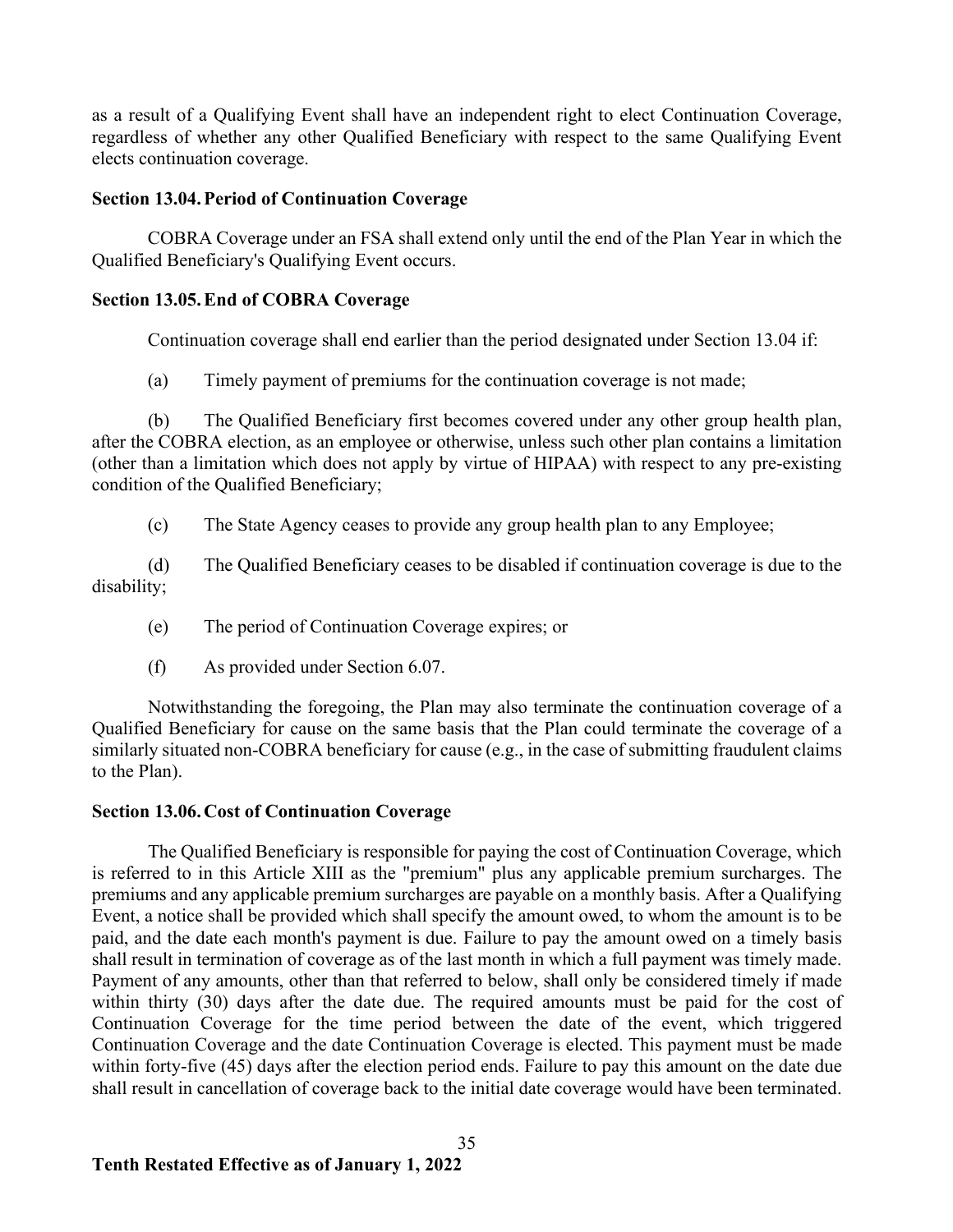as a result of a Qualifying Event shall have an independent right to elect Continuation Coverage, regardless of whether any other Qualified Beneficiary with respect to the same Qualifying Event elects continuation coverage.

### Section 13.04. Period of Continuation Coverage

COBRA Coverage under an FSA shall extend only until the end of the Plan Year in which the Qualified Beneficiary's Qualifying Event occurs.

### Section 13.05. End of COBRA Coverage

Continuation coverage shall end earlier than the period designated under Section 13.04 if:

(a) Timely payment of premiums for the continuation coverage is not made;

(b) The Qualified Beneficiary first becomes covered under any other group health plan, after the COBRA election, as an employee or otherwise, unless such other plan contains a limitation (other than a limitation which does not apply by virtue of HIPAA) with respect to any pre-existing condition of the Qualified Beneficiary;

(c) The State Agency ceases to provide any group health plan to any Employee;

(d) The Qualified Beneficiary ceases to be disabled if continuation coverage is due to the disability;

(e) The period of Continuation Coverage expires; or

(f) As provided under Section 6.07.

Notwithstanding the foregoing, the Plan may also terminate the continuation coverage of a Qualified Beneficiary for cause on the same basis that the Plan could terminate the coverage of a similarly situated non-COBRA beneficiary for cause (e.g., in the case of submitting fraudulent claims to the Plan).

### Section 13.06. Cost of Continuation Coverage

The Qualified Beneficiary is responsible for paying the cost of Continuation Coverage, which is referred to in this Article XIII as the "premium" plus any applicable premium surcharges. The premiums and any applicable premium surcharges are payable on a monthly basis. After a Qualifying Event, a notice shall be provided which shall specify the amount owed, to whom the amount is to be paid, and the date each month's payment is due. Failure to pay the amount owed on a timely basis shall result in termination of coverage as of the last month in which a full payment was timely made. Payment of any amounts, other than that referred to below, shall only be considered timely if made within thirty (30) days after the date due. The required amounts must be paid for the cost of Continuation Coverage for the time period between the date of the event, which triggered Continuation Coverage and the date Continuation Coverage is elected. This payment must be made within forty-five (45) days after the election period ends. Failure to pay this amount on the date due shall result in cancellation of coverage back to the initial date coverage would have been terminated.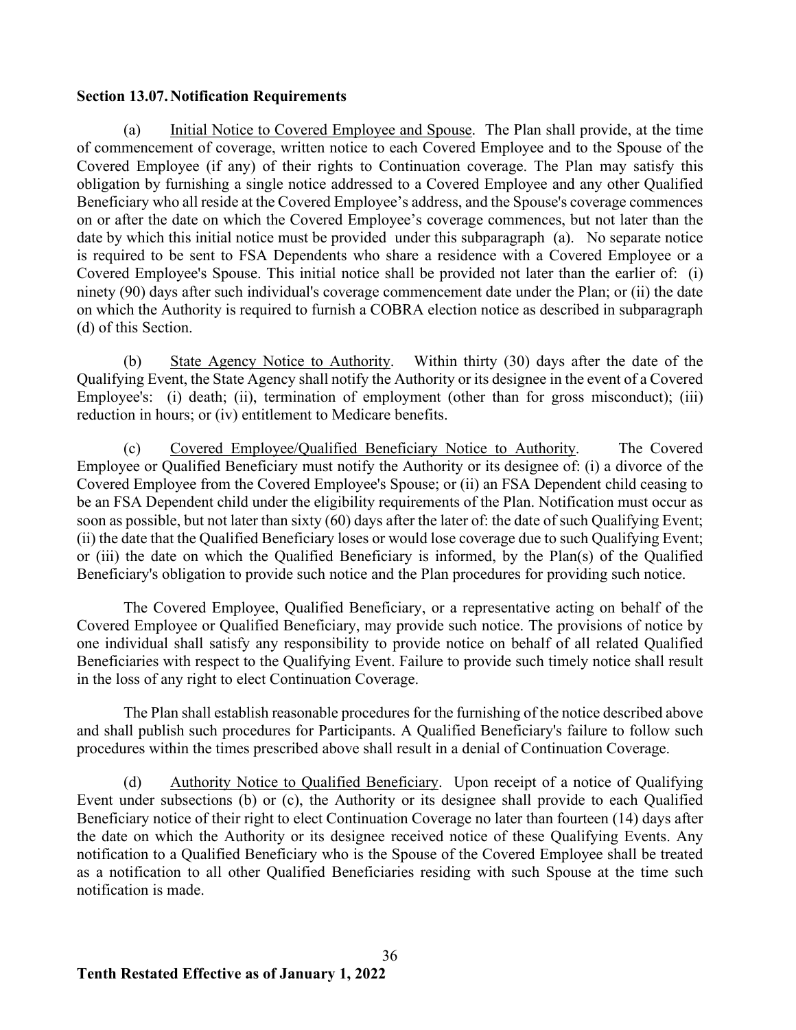**Section 13.07. Notification Requirements**

(a) Initial Notice to Covered Employee and Spouse. The Plan shall provide, at the time of commencement of coverage, written notice to each Covered Employee and to the Spouse of the Covered Employee (if any) of their rights to Continuation coverage. The Plan may satisfy this obligation by furnishing a single notice addressed to a Covered Employee and any other Qualified Beneficiary who all reside at the Covered Employee's address, and the Spouse's coverage commences on or after the date on which the Covered Employee's coverage commences, but not later than the date by which this initial notice must be provided under this subparagraph (a). No separate notice is required to be sent to FSA Dependents who share a residence with a Covered Employee or a Covered Employee's Spouse. This initial notice shall be provided not later than the earlier of: (i) ninety (90) days after such individual's coverage commencement date under the Plan; or (ii) the date on which the Authority is required to furnish a COBRA election notice as described in subparagraph (d) of this Section.

(b) State Agency Notice to Authority. Within thirty (30) days after the date of the Qualifying Event, the State Agency shall notify the Authority or its designee in the event of a Covered Employee's: (i) death; (ii), termination of employment (other than for gross misconduct); (iii) reduction in hours; or (iv) entitlement to Medicare benefits.

(c) Covered Employee/Qualified Beneficiary Notice to Authority. The Covered Employee or Qualified Beneficiary must notify the Authority or its designee of: (i) a divorce of the Covered Employee from the Covered Employee's Spouse; or (ii) an FSA Dependent child ceasing to be an FSA Dependent child under the eligibility requirements of the Plan. Notification must occur as soon as possible, but not later than sixty (60) days after the later of: the date of such Qualifying Event; (ii) the date that the Qualified Beneficiary loses or would lose coverage due to such Qualifying Event; or (iii) the date on which the Qualified Beneficiary is informed, by the Plan(s) of the Qualified Beneficiary's obligation to provide such notice and the Plan procedures for providing such notice.

The Covered Employee, Qualified Beneficiary, or a representative acting on behalf of the Covered Employee or Qualified Beneficiary, may provide such notice. The provisions of notice by one individual shall satisfy any responsibility to provide notice on behalf of all related Qualified Beneficiaries with respect to the Qualifying Event. Failure to provide such timely notice shall result in the loss of any right to elect Continuation Coverage.

The Plan shall establish reasonable procedures for the furnishing of the notice described above and shall publish such procedures for Participants. A Qualified Beneficiary's failure to follow such procedures within the times prescribed above shall result in a denial of Continuation Coverage.

(d) Authority Notice to Qualified Beneficiary. Upon receipt of a notice of Qualifying Event under subsections (b) or (c), the Authority or its designee shall provide to each Qualified Beneficiary notice of their right to elect Continuation Coverage no later than fourteen (14) days after the date on which the Authority or its designee received notice of these Qualifying Events. Any notification to a Qualified Beneficiary who is the Spouse of the Covered Employee shall be treated as a notification to all other Qualified Beneficiaries residing with such Spouse at the time such notification is made.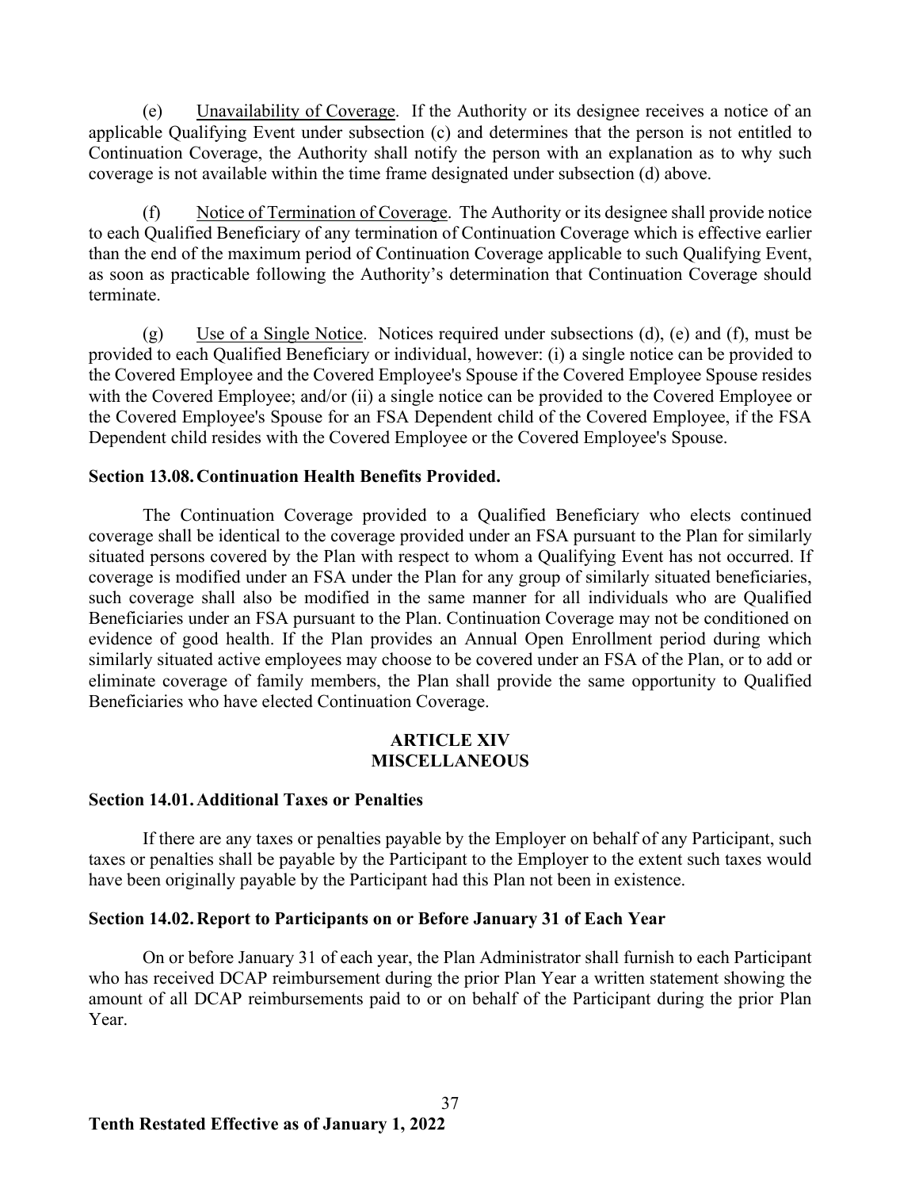(e) Unavailability of Coverage. If the Authority or its designee receives a notice of an applicable Qualifying Event under subsection (c) and determines that the person is not entitled to Continuation Coverage, the Authority shall notify the person with an explanation as to why such coverage is not available within the time frame designated under subsection (d) above.

(f) Notice of Termination of Coverage. The Authority or its designee shall provide notice to each Qualified Beneficiary of any termination of Continuation Coverage which is effective earlier than the end of the maximum period of Continuation Coverage applicable to such Qualifying Event, as soon as practicable following the Authority's determination that Continuation Coverage should terminate.

(g) Use of a Single Notice. Notices required under subsections (d), (e) and (f), must be provided to each Qualified Beneficiary or individual, however: (i) a single notice can be provided to the Covered Employee and the Covered Employee's Spouse if the Covered Employee Spouse resides with the Covered Employee; and/or (ii) a single notice can be provided to the Covered Employee or the Covered Employee's Spouse for an FSA Dependent child of the Covered Employee, if the FSA Dependent child resides with the Covered Employee or the Covered Employee's Spouse.

**Section 13.08. Continuation Health Benefits Provided.**

The Continuation Coverage provided to a Qualified Beneficiary who elects continued coverage shall be identical to the coverage provided under an FSA pursuant to the Plan for similarly situated persons covered by the Plan with respect to whom a Qualifying Event has not occurred. If coverage is modified under an FSA under the Plan for any group of similarly situated beneficiaries, such coverage shall also be modified in the same manner for all individuals who are Qualified Beneficiaries under an FSA pursuant to the Plan. Continuation Coverage may not be conditioned on evidence of good health. If the Plan provides an Annual Open Enrollment period during which similarly situated active employees may choose to be covered under an FSA of the Plan, or to add or eliminate coverage of family members, the Plan shall provide the same opportunity to Qualified Beneficiaries who have elected Continuation Coverage.

## ARTICLE XIV
## MISCELLANEOUS

**Section 14.01. Additional Taxes or Penalties**

If there are any taxes or penalties payable by the Employer on behalf of any Participant, such taxes or penalties shall be payable by the Participant to the Employer to the extent such taxes would have been originally payable by the Participant had this Plan not been in existence.

**Section 14.02. Report to Participants on or Before January 31 of Each Year**

On or before January 31 of each year, the Plan Administrator shall furnish to each Participant who has received DCAP reimbursement during the prior Plan Year a written statement showing the amount of all DCAP reimbursements paid to or on behalf of the Participant during the prior Plan Year.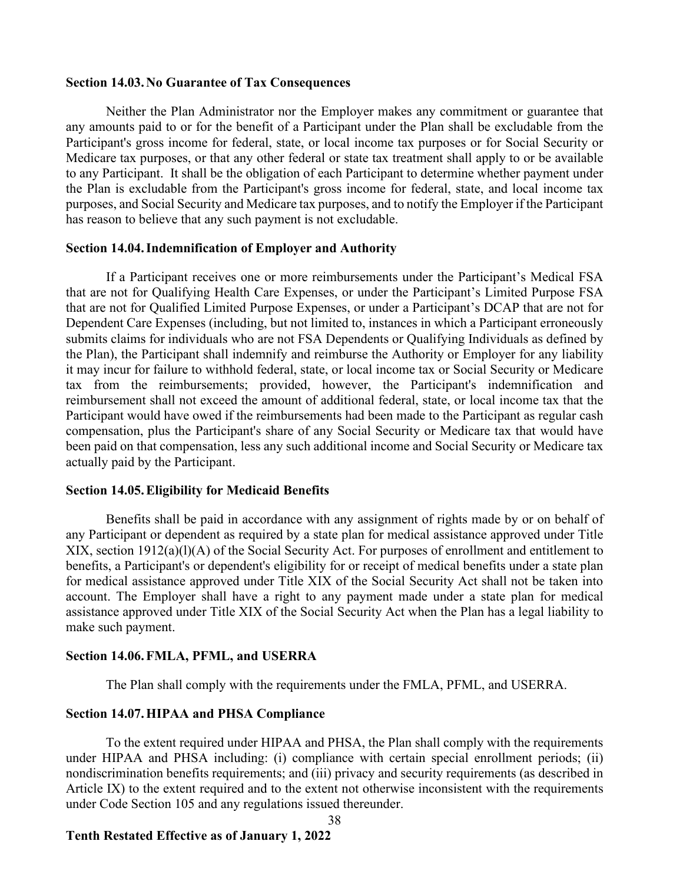### Section 14.03. No Guarantee of Tax Consequences

Neither the Plan Administrator nor the Employer makes any commitment or guarantee that any amounts paid to or for the benefit of a Participant under the Plan shall be excludable from the Participant's gross income for federal, state, or local income tax purposes or for Social Security or Medicare tax purposes, or that any other federal or state tax treatment shall apply to or be available to any Participant. It shall be the obligation of each Participant to determine whether payment under the Plan is excludable from the Participant's gross income for federal, state, and local income tax purposes, and Social Security and Medicare tax purposes, and to notify the Employer if the Participant has reason to believe that any such payment is not excludable.

### Section 14.04. Indemnification of Employer and Authority

If a Participant receives one or more reimbursements under the Participant's Medical FSA that are not for Qualifying Health Care Expenses, or under the Participant's Limited Purpose FSA that are not for Qualified Limited Purpose Expenses, or under a Participant's DCAP that are not for Dependent Care Expenses (including, but not limited to, instances in which a Participant erroneously submits claims for individuals who are not FSA Dependents or Qualifying Individuals as defined by the Plan), the Participant shall indemnify and reimburse the Authority or Employer for any liability it may incur for failure to withhold federal, state, or local income tax or Social Security or Medicare tax from the reimbursements; provided, however, the Participant's indemnification and reimbursement shall not exceed the amount of additional federal, state, or local income tax that the Participant would have owed if the reimbursements had been made to the Participant as regular cash compensation, plus the Participant's share of any Social Security or Medicare tax that would have been paid on that compensation, less any such additional income and Social Security or Medicare tax actually paid by the Participant.

### Section 14.05. Eligibility for Medicaid Benefits

Benefits shall be paid in accordance with any assignment of rights made by or on behalf of any Participant or dependent as required by a state plan for medical assistance approved under Title XIX, section 1912(a)(l)(A) of the Social Security Act. For purposes of enrollment and entitlement to benefits, a Participant's or dependent's eligibility for or receipt of medical benefits under a state plan for medical assistance approved under Title XIX of the Social Security Act shall not be taken into account. The Employer shall have a right to any payment made under a state plan for medical assistance approved under Title XIX of the Social Security Act when the Plan has a legal liability to make such payment.

### Section 14.06. FMLA, PFML, and USERRA

The Plan shall comply with the requirements under the FMLA, PFML, and USERRA.

### Section 14.07. HIPAA and PHSA Compliance

To the extent required under HIPAA and PHSA, the Plan shall comply with the requirements under HIPAA and PHSA including: (i) compliance with certain special enrollment periods; (ii) nondiscrimination benefits requirements; and (iii) privacy and security requirements (as described in Article IX) to the extent required and to the extent not otherwise inconsistent with the requirements under Code Section 105 and any regulations issued thereunder.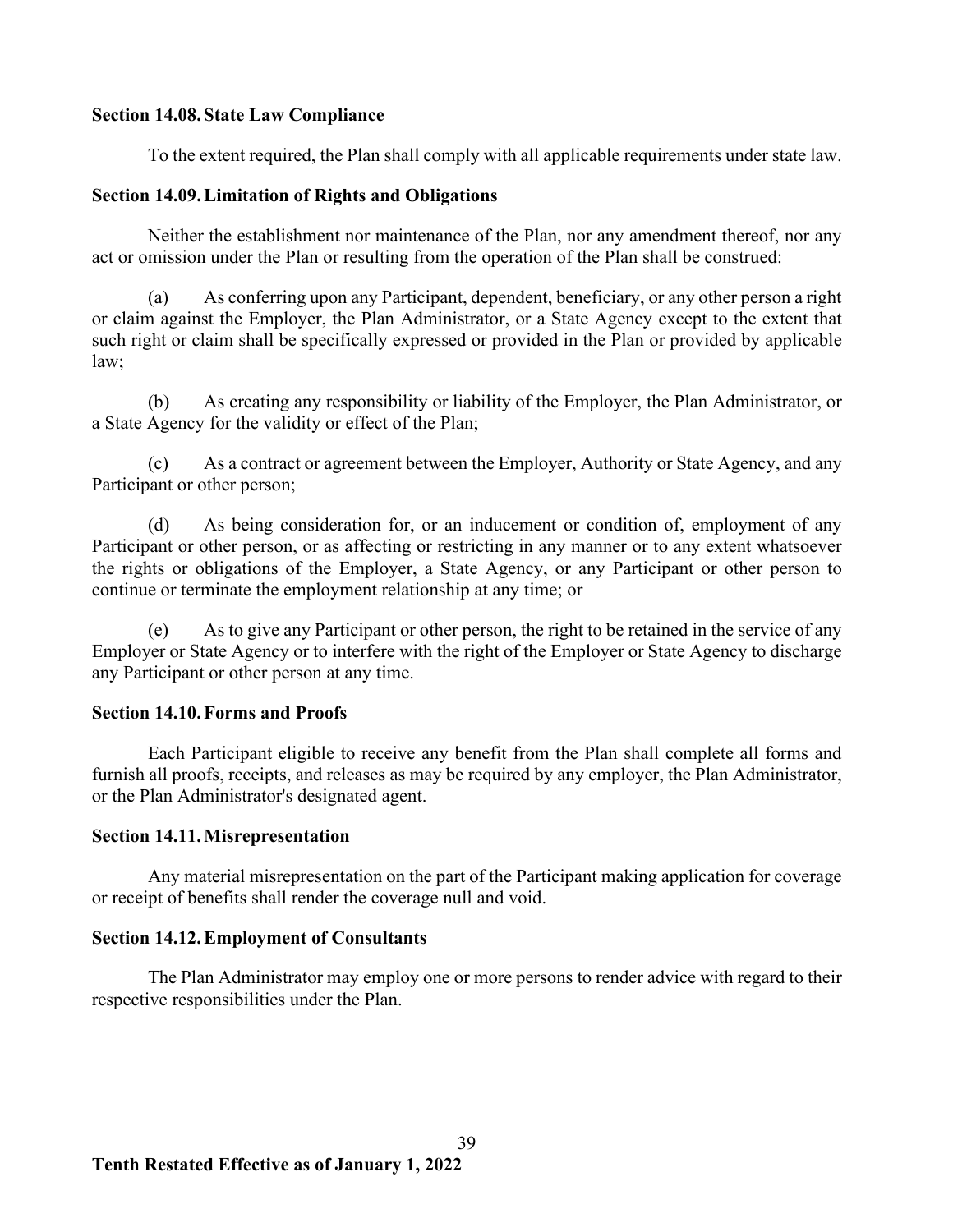### Section 14.08. State Law Compliance

To the extent required, the Plan shall comply with all applicable requirements under state law.

### Section 14.09. Limitation of Rights and Obligations

Neither the establishment nor maintenance of the Plan, nor any amendment thereof, nor any act or omission under the Plan or resulting from the operation of the Plan shall be construed:

(a) As conferring upon any Participant, dependent, beneficiary, or any other person a right or claim against the Employer, the Plan Administrator, or a State Agency except to the extent that such right or claim shall be specifically expressed or provided in the Plan or provided by applicable law;

(b) As creating any responsibility or liability of the Employer, the Plan Administrator, or a State Agency for the validity or effect of the Plan;

(c) As a contract or agreement between the Employer, Authority or State Agency, and any Participant or other person;

(d) As being consideration for, or an inducement or condition of, employment of any Participant or other person, or as affecting or restricting in any manner or to any extent whatsoever the rights or obligations of the Employer, a State Agency, or any Participant or other person to continue or terminate the employment relationship at any time; or

(e) As to give any Participant or other person, the right to be retained in the service of any Employer or State Agency or to interfere with the right of the Employer or State Agency to discharge any Participant or other person at any time.

### Section 14.10. Forms and Proofs

Each Participant eligible to receive any benefit from the Plan shall complete all forms and furnish all proofs, receipts, and releases as may be required by any employer, the Plan Administrator, or the Plan Administrator's designated agent.

### Section 14.11. Misrepresentation

Any material misrepresentation on the part of the Participant making application for coverage or receipt of benefits shall render the coverage null and void.

### Section 14.12. Employment of Consultants

The Plan Administrator may employ one or more persons to render advice with regard to their respective responsibilities under the Plan.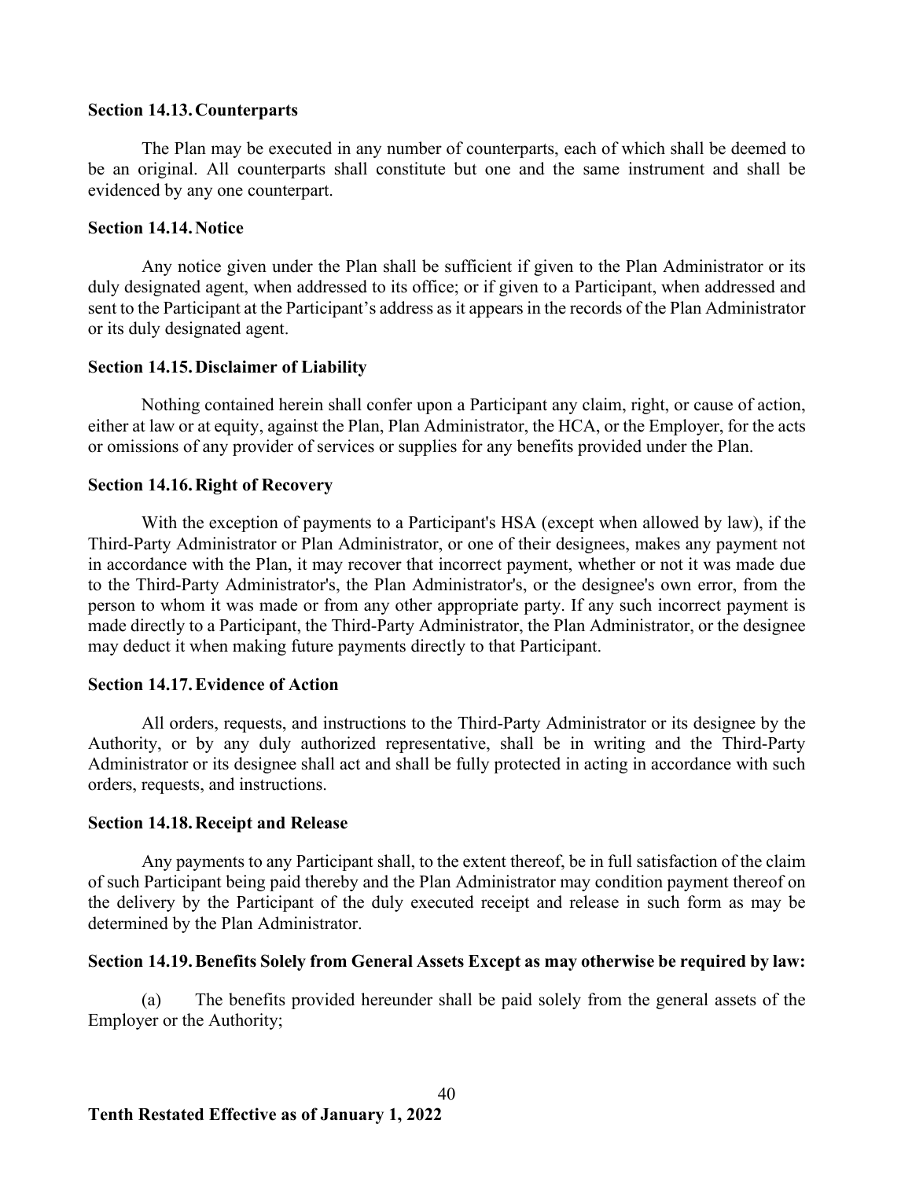### Section 14.13. Counterparts

The Plan may be executed in any number of counterparts, each of which shall be deemed to be an original. All counterparts shall constitute but one and the same instrument and shall be evidenced by any one counterpart.

### Section 14.14. Notice

Any notice given under the Plan shall be sufficient if given to the Plan Administrator or its duly designated agent, when addressed to its office; or if given to a Participant, when addressed and sent to the Participant at the Participant's address as it appears in the records of the Plan Administrator or its duly designated agent.

### Section 14.15. Disclaimer of Liability

Nothing contained herein shall confer upon a Participant any claim, right, or cause of action, either at law or at equity, against the Plan, Plan Administrator, the HCA, or the Employer, for the acts or omissions of any provider of services or supplies for any benefits provided under the Plan.

### Section 14.16. Right of Recovery

With the exception of payments to a Participant's HSA (except when allowed by law), if the Third-Party Administrator or Plan Administrator, or one of their designees, makes any payment not in accordance with the Plan, it may recover that incorrect payment, whether or not it was made due to the Third-Party Administrator's, the Plan Administrator's, or the designee's own error, from the person to whom it was made or from any other appropriate party. If any such incorrect payment is made directly to a Participant, the Third-Party Administrator, the Plan Administrator, or the designee may deduct it when making future payments directly to that Participant.

### Section 14.17. Evidence of Action

All orders, requests, and instructions to the Third-Party Administrator or its designee by the Authority, or by any duly authorized representative, shall be in writing and the Third-Party Administrator or its designee shall act and shall be fully protected in acting in accordance with such orders, requests, and instructions.

### Section 14.18. Receipt and Release

Any payments to any Participant shall, to the extent thereof, be in full satisfaction of the claim of such Participant being paid thereby and the Plan Administrator may condition payment thereof on the delivery by the Participant of the duly executed receipt and release in such form as may be determined by the Plan Administrator.

### Section 14.19. Benefits Solely from General Assets Except as may otherwise be required by law:

(a) The benefits provided hereunder shall be paid solely from the general assets of the Employer or the Authority;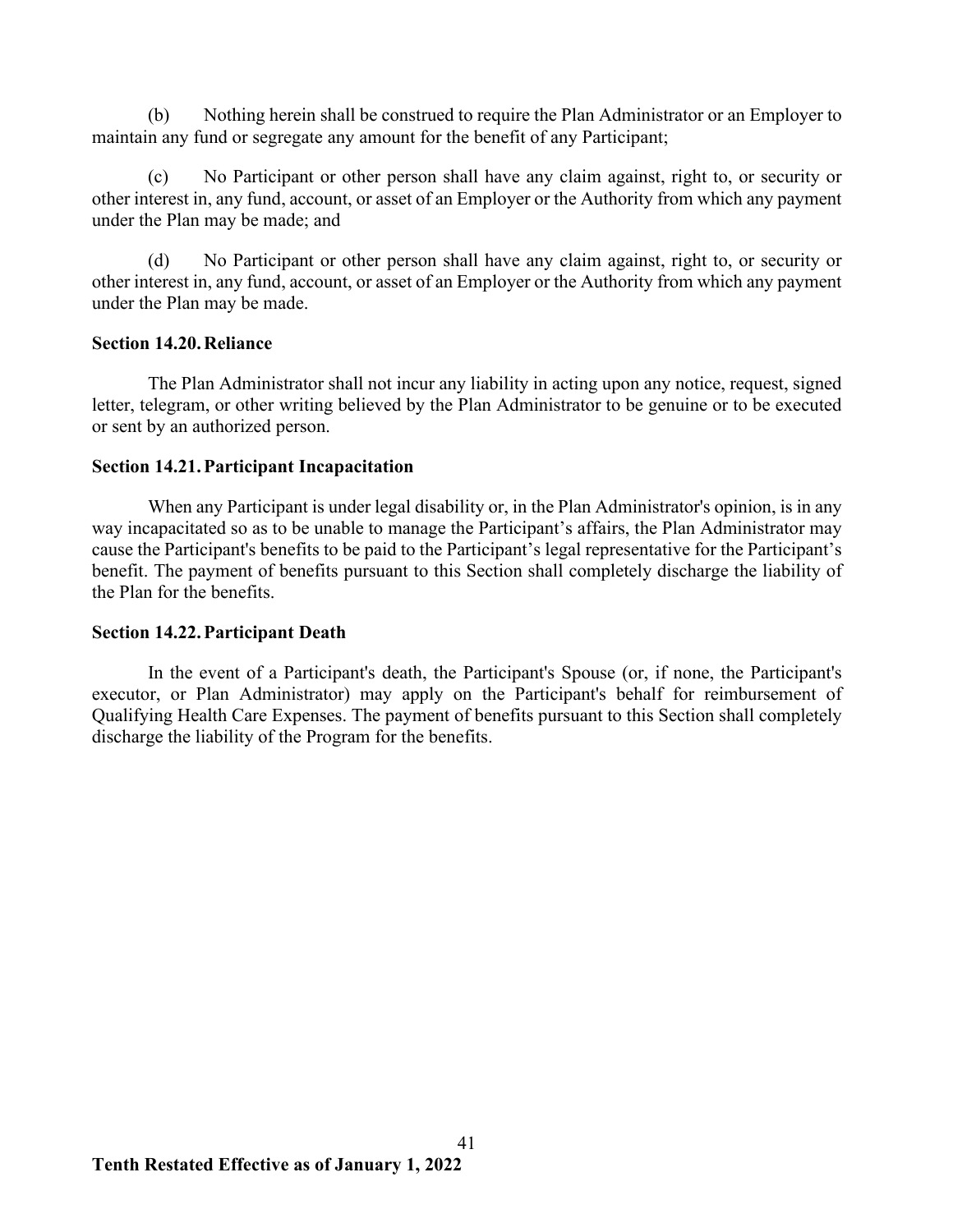(b) Nothing herein shall be construed to require the Plan Administrator or an Employer to maintain any fund or segregate any amount for the benefit of any Participant;

(c) No Participant or other person shall have any claim against, right to, or security or other interest in, any fund, account, or asset of an Employer or the Authority from which any payment under the Plan may be made; and

(d) No Participant or other person shall have any claim against, right to, or security or other interest in, any fund, account, or asset of an Employer or the Authority from which any payment under the Plan may be made.

**Section 14.20. Reliance**

The Plan Administrator shall not incur any liability in acting upon any notice, request, signed letter, telegram, or other writing believed by the Plan Administrator to be genuine or to be executed or sent by an authorized person.

**Section 14.21. Participant Incapacitation**

When any Participant is under legal disability or, in the Plan Administrator's opinion, is in any way incapacitated so as to be unable to manage the Participant's affairs, the Plan Administrator may cause the Participant's benefits to be paid to the Participant's legal representative for the Participant's benefit. The payment of benefits pursuant to this Section shall completely discharge the liability of the Plan for the benefits.

**Section 14.22. Participant Death**

In the event of a Participant's death, the Participant's Spouse (or, if none, the Participant's executor, or Plan Administrator) may apply on the Participant's behalf for reimbursement of Qualifying Health Care Expenses. The payment of benefits pursuant to this Section shall completely discharge the liability of the Program for the benefits.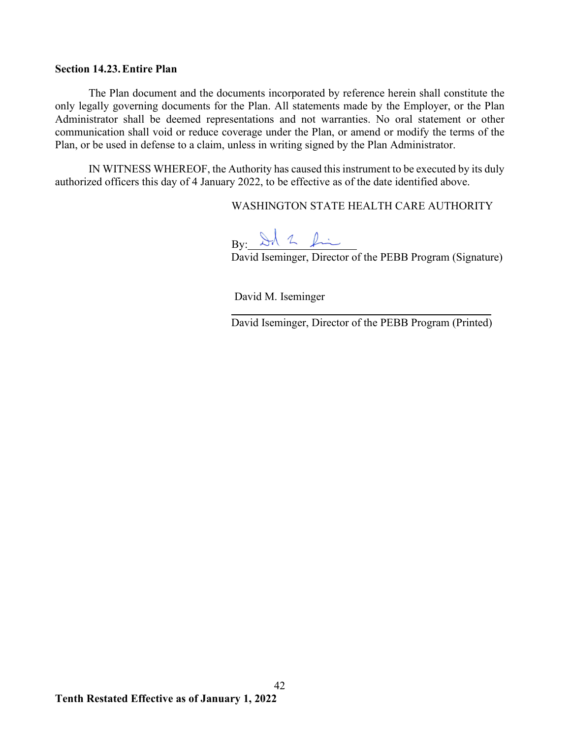**Section 14.23. Entire Plan**

The Plan document and the documents incorporated by reference herein shall constitute the only legally governing documents for the Plan. All statements made by the Employer, or the Plan Administrator shall be deemed representations and not warranties. No oral statement or other communication shall void or reduce coverage under the Plan, or amend or modify the terms of the Plan, or be used in defense to a claim, unless in writing signed by the Plan Administrator.

IN WITNESS WHEREOF, the Authority has caused this instrument to be executed by its duly authorized officers this day of 4 January 2022, to be effective as of the date identified above.

WASHINGTON STATE HEALTH CARE AUTHORITY

By:\_\_\_\_\_\_\_\_\_\_\_\_\_\_\_\_\_\_\_\_
David Iseminger, Director of the PEBB Program (Signature)

David M. Iseminger
\_\_\_\_\_\_\_\_\_\_\_\_\_\_\_\_\_\_\_\_\_\_\_\_\_\_\_\_\_\_\_\_\_\_\_\_\_\_\_\_
David Iseminger, Director of the PEBB Program (Printed)

**Tenth Restated Effective as of January 1, 2022**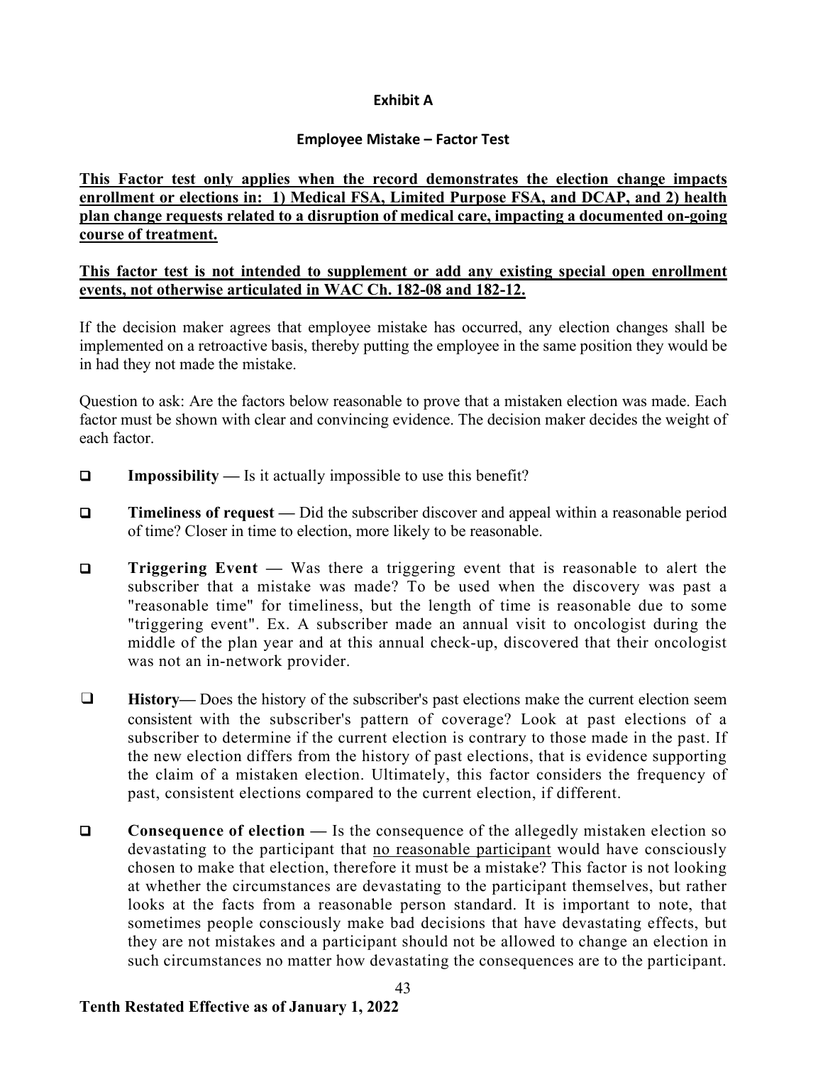## Exhibit A

### Employee Mistake – Factor Test

**This Factor test only applies when the record demonstrates the election change impacts enrollment or elections in: 1) Medical FSA, Limited Purpose FSA, and DCAP, and 2) health plan change requests related to a disruption of medical care, impacting a documented on-going course of treatment.**

**This factor test is not intended to supplement or add any existing special open enrollment events, not otherwise articulated in WAC Ch. 182-08 and 182-12.**

If the decision maker agrees that employee mistake has occurred, any election changes shall be implemented on a retroactive basis, thereby putting the employee in the same position they would be in had they not made the mistake.

Question to ask: Are the factors below reasonable to prove that a mistaken election was made. Each factor must be shown with clear and convincing evidence. The decision maker decides the weight of each factor.

- ❑ **Impossibility —** Is it actually impossible to use this benefit?
- ❑ **Timeliness of request —** Did the subscriber discover and appeal within a reasonable period of time? Closer in time to election, more likely to be reasonable.
- ❑ **Triggering Event —** Was there a triggering event that is reasonable to alert the subscriber that a mistake was made? To be used when the discovery was past a "reasonable time" for timeliness, but the length of time is reasonable due to some "triggering event". Ex. A subscriber made an annual visit to oncologist during the middle of the plan year and at this annual check-up, discovered that their oncologist was not an in-network provider.
- ❑ **History—** Does the history of the subscriber's past elections make the current election seem consistent with the subscriber's pattern of coverage? Look at past elections of a subscriber to determine if the current election is contrary to those made in the past. If the new election differs from the history of past elections, that is evidence supporting the claim of a mistaken election. Ultimately, this factor considers the frequency of past, consistent elections compared to the current election, if different.
- ❑ **Consequence of election —** Is the consequence of the allegedly mistaken election so devastating to the participant that no reasonable participant would have consciously chosen to make that election, therefore it must be a mistake? This factor is not looking at whether the circumstances are devastating to the participant themselves, but rather looks at the facts from a reasonable person standard. It is important to note, that sometimes people consciously make bad decisions that have devastating effects, but they are not mistakes and a participant should not be allowed to change an election in such circumstances no matter how devastating the consequences are to the participant.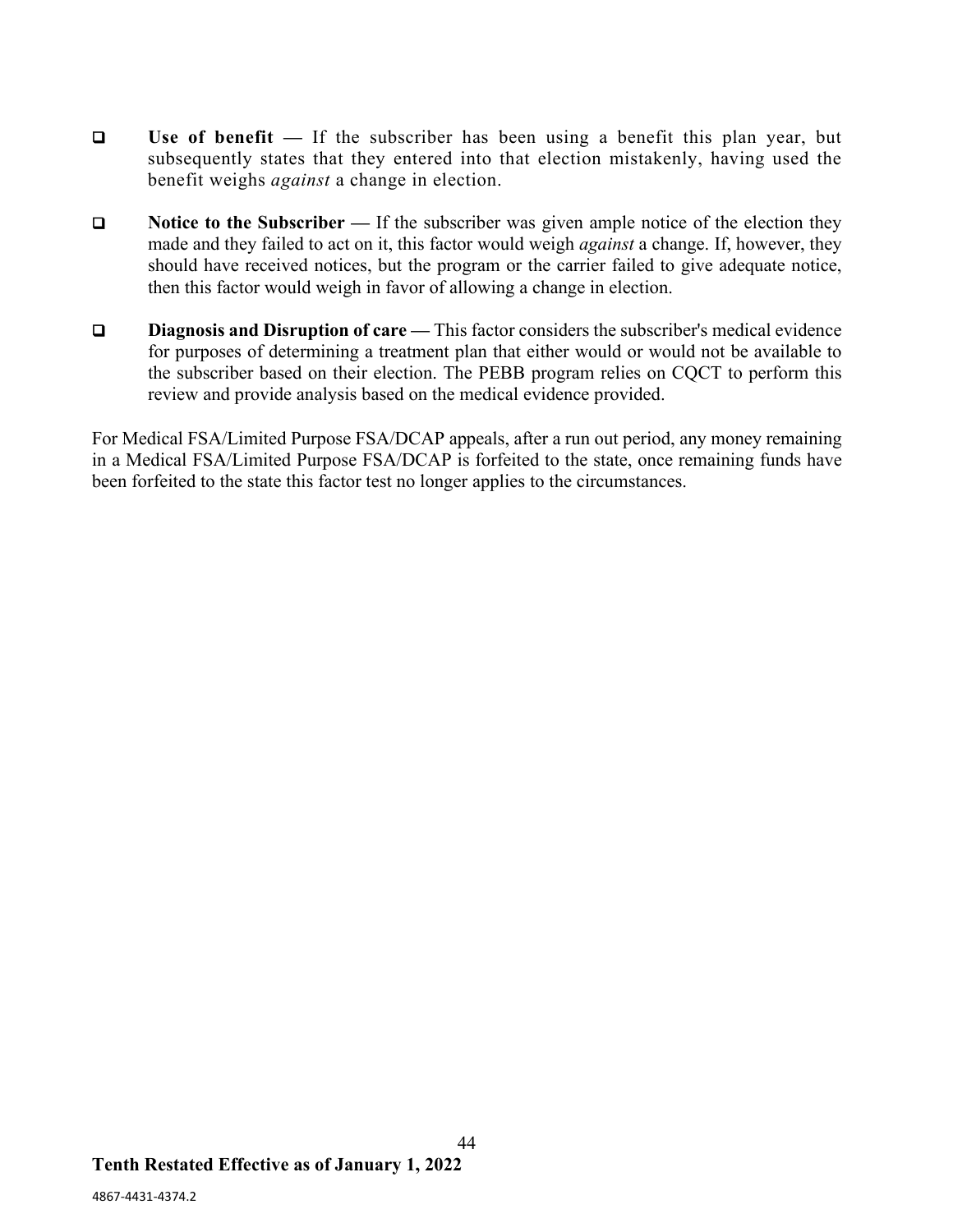- **Use of benefit —** If the subscriber has been using a benefit this plan year, but subsequently states that they entered into that election mistakenly, having used the benefit weighs *against* a change in election.

- **Notice to the Subscriber —** If the subscriber was given ample notice of the election they made and they failed to act on it, this factor would weigh *against* a change. If, however, they should have received notices, but the program or the carrier failed to give adequate notice, then this factor would weigh in favor of allowing a change in election.

- **Diagnosis and Disruption of care —** This factor considers the subscriber's medical evidence for purposes of determining a treatment plan that either would or would not be available to the subscriber based on their election. The PEBB program relies on CQCT to perform this review and provide analysis based on the medical evidence provided.

For Medical FSA/Limited Purpose FSA/DCAP appeals, after a run out period, any money remaining in a Medical FSA/Limited Purpose FSA/DCAP is forfeited to the state, once remaining funds have been forfeited to the state this factor test no longer applies to the circumstances.